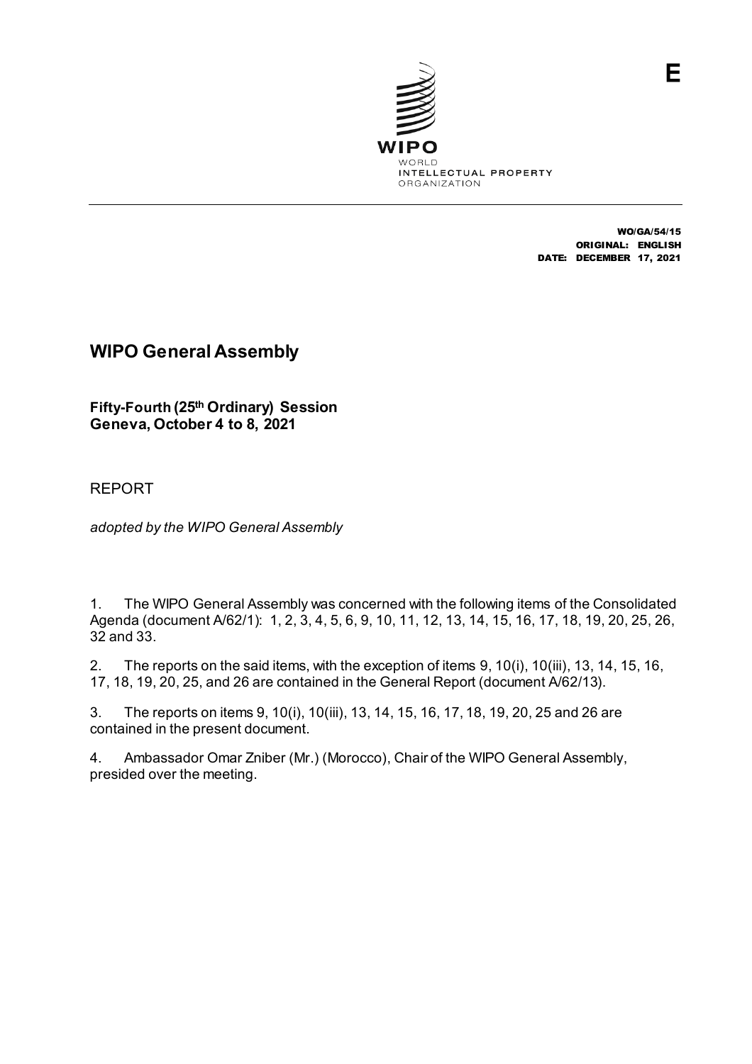E

WIPO
WORLD
INTELLECTUAL PROPERTY
ORGANIZATION

WO/GA/54/15
ORIGINAL: ENGLISH
DATE: DECEMBER 17, 2021

# WIPO General Assembly

**Fifty-Fourth (25th Ordinary) Session**
**Geneva, October 4 to 8, 2021**

REPORT

*adopted by the WIPO General Assembly*

1. The WIPO General Assembly was concerned with the following items of the Consolidated Agenda (document A/62/1): 1, 2, 3, 4, 5, 6, 9, 10, 11, 12, 13, 14, 15, 16, 17, 18, 19, 20, 25, 26, 32 and 33.

2. The reports on the said items, with the exception of items 9, 10(i), 10(iii), 13, 14, 15, 16, 17, 18, 19, 20, 25, and 26 are contained in the General Report (document A/62/13).

3. The reports on items 9, 10(i), 10(iii), 13, 14, 15, 16, 17, 18, 19, 20, 25 and 26 are contained in the present document.

4. Ambassador Omar Zniber (Mr.) (Morocco), Chair of the WIPO General Assembly, presided over the meeting.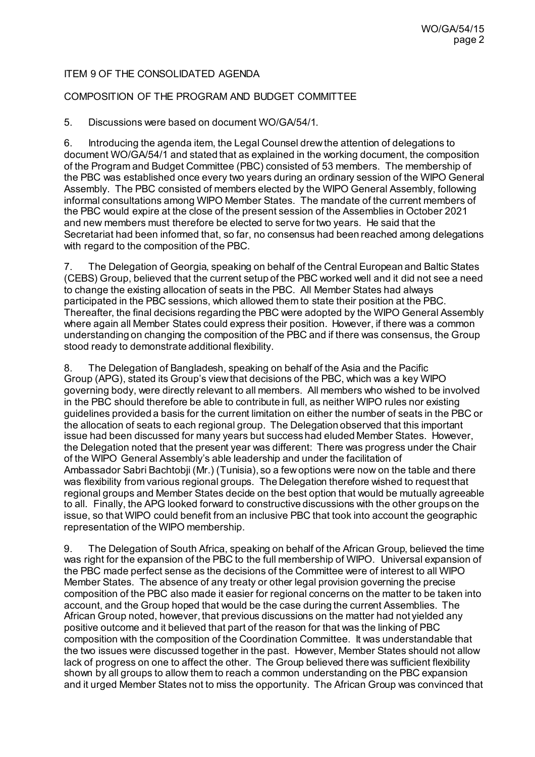ITEM 9 OF THE CONSOLIDATED AGENDA

COMPOSITION OF THE PROGRAM AND BUDGET COMMITTEE

5. Discussions were based on document WO/GA/54/1.

6. Introducing the agenda item, the Legal Counsel drew the attention of delegations to document WO/GA/54/1 and stated that as explained in the working document, the composition of the Program and Budget Committee (PBC) consisted of 53 members. The membership of the PBC was established once every two years during an ordinary session of the WIPO General Assembly. The PBC consisted of members elected by the WIPO General Assembly, following informal consultations among WIPO Member States. The mandate of the current members of the PBC would expire at the close of the present session of the Assemblies in October 2021 and new members must therefore be elected to serve for two years. He said that the Secretariat had been informed that, so far, no consensus had been reached among delegations with regard to the composition of the PBC.

7. The Delegation of Georgia, speaking on behalf of the Central European and Baltic States (CEBS) Group, believed that the current setup of the PBC worked well and it did not see a need to change the existing allocation of seats in the PBC. All Member States had always participated in the PBC sessions, which allowed them to state their position at the PBC. Thereafter, the final decisions regarding the PBC were adopted by the WIPO General Assembly where again all Member States could express their position. However, if there was a common understanding on changing the composition of the PBC and if there was consensus, the Group stood ready to demonstrate additional flexibility.

8. The Delegation of Bangladesh, speaking on behalf of the Asia and the Pacific Group (APG), stated its Group's view that decisions of the PBC, which was a key WIPO governing body, were directly relevant to all members. All members who wished to be involved in the PBC should therefore be able to contribute in full, as neither WIPO rules nor existing guidelines provided a basis for the current limitation on either the number of seats in the PBC or the allocation of seats to each regional group. The Delegation observed that this important issue had been discussed for many years but success had eluded Member States. However, the Delegation noted that the present year was different: There was progress under the Chair of the WIPO General Assembly's able leadership and under the facilitation of Ambassador Sabri Bachtobji (Mr.) (Tunisia), so a few options were now on the table and there was flexibility from various regional groups. The Delegation therefore wished to request that regional groups and Member States decide on the best option that would be mutually agreeable to all. Finally, the APG looked forward to constructive discussions with the other groups on the issue, so that WIPO could benefit from an inclusive PBC that took into account the geographic representation of the WIPO membership.

9. The Delegation of South Africa, speaking on behalf of the African Group, believed the time was right for the expansion of the PBC to the full membership of WIPO. Universal expansion of the PBC made perfect sense as the decisions of the Committee were of interest to all WIPO Member States. The absence of any treaty or other legal provision governing the precise composition of the PBC also made it easier for regional concerns on the matter to be taken into account, and the Group hoped that would be the case during the current Assemblies. The African Group noted, however, that previous discussions on the matter had not yielded any positive outcome and it believed that part of the reason for that was the linking of PBC composition with the composition of the Coordination Committee. It was understandable that the two issues were discussed together in the past. However, Member States should not allow lack of progress on one to affect the other. The Group believed there was sufficient flexibility shown by all groups to allow them to reach a common understanding on the PBC expansion and it urged Member States not to miss the opportunity. The African Group was convinced that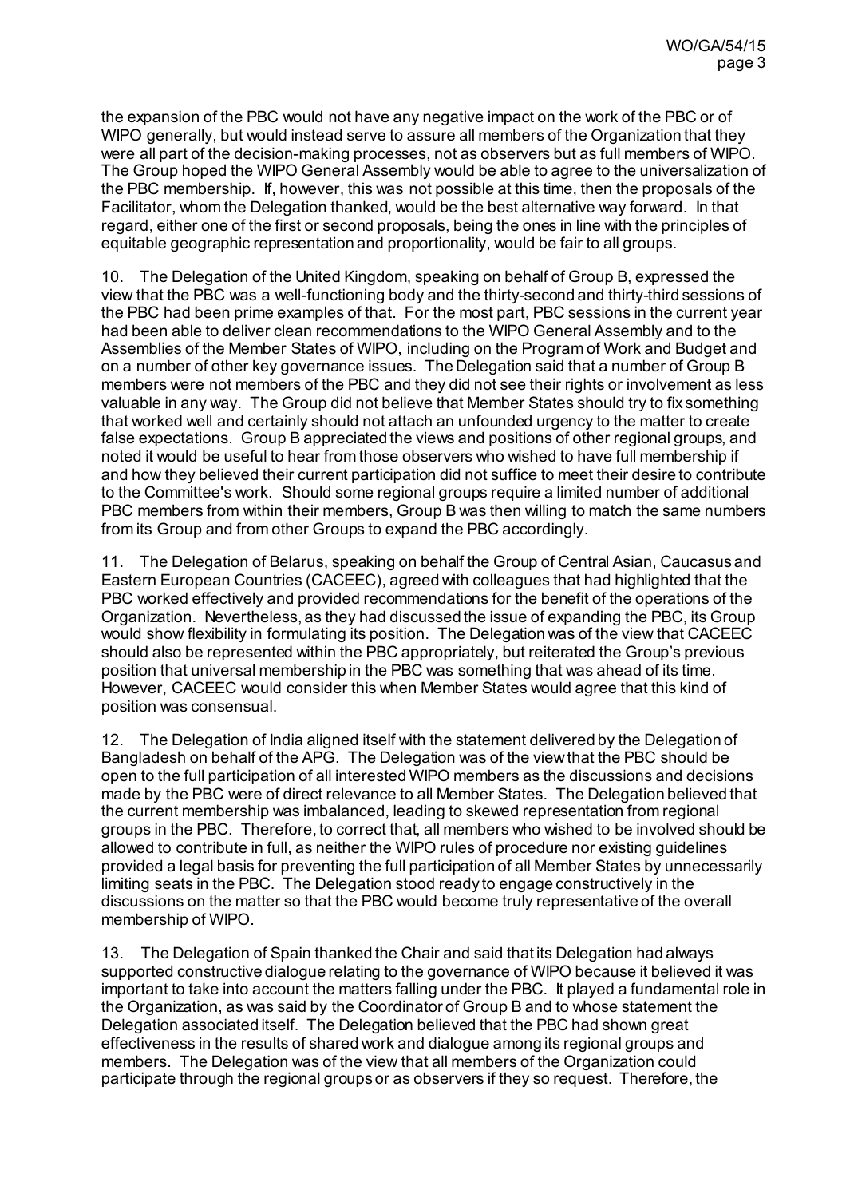the expansion of the PBC would not have any negative impact on the work of the PBC or of WIPO generally, but would instead serve to assure all members of the Organization that they were all part of the decision-making processes, not as observers but as full members of WIPO. The Group hoped the WIPO General Assembly would be able to agree to the universalization of the PBC membership. If, however, this was not possible at this time, then the proposals of the Facilitator, whom the Delegation thanked, would be the best alternative way forward. In that regard, either one of the first or second proposals, being the ones in line with the principles of equitable geographic representation and proportionality, would be fair to all groups.

10. The Delegation of the United Kingdom, speaking on behalf of Group B, expressed the view that the PBC was a well-functioning body and the thirty-second and thirty-third sessions of the PBC had been prime examples of that. For the most part, PBC sessions in the current year had been able to deliver clean recommendations to the WIPO General Assembly and to the Assemblies of the Member States of WIPO, including on the Program of Work and Budget and on a number of other key governance issues. The Delegation said that a number of Group B members were not members of the PBC and they did not see their rights or involvement as less valuable in any way. The Group did not believe that Member States should try to fix something that worked well and certainly should not attach an unfounded urgency to the matter to create false expectations. Group B appreciated the views and positions of other regional groups, and noted it would be useful to hear from those observers who wished to have full membership if and how they believed their current participation did not suffice to meet their desire to contribute to the Committee's work. Should some regional groups require a limited number of additional PBC members from within their members, Group B was then willing to match the same numbers from its Group and from other Groups to expand the PBC accordingly.

11. The Delegation of Belarus, speaking on behalf the Group of Central Asian, Caucasus and Eastern European Countries (CACEEC), agreed with colleagues that had highlighted that the PBC worked effectively and provided recommendations for the benefit of the operations of the Organization. Nevertheless, as they had discussed the issue of expanding the PBC, its Group would show flexibility in formulating its position. The Delegation was of the view that CACEEC should also be represented within the PBC appropriately, but reiterated the Group's previous position that universal membership in the PBC was something that was ahead of its time. However, CACEEC would consider this when Member States would agree that this kind of position was consensual.

12. The Delegation of India aligned itself with the statement delivered by the Delegation of Bangladesh on behalf of the APG. The Delegation was of the view that the PBC should be open to the full participation of all interested WIPO members as the discussions and decisions made by the PBC were of direct relevance to all Member States. The Delegation believed that the current membership was imbalanced, leading to skewed representation from regional groups in the PBC. Therefore, to correct that, all members who wished to be involved should be allowed to contribute in full, as neither the WIPO rules of procedure nor existing guidelines provided a legal basis for preventing the full participation of all Member States by unnecessarily limiting seats in the PBC. The Delegation stood ready to engage constructively in the discussions on the matter so that the PBC would become truly representative of the overall membership of WIPO.

13. The Delegation of Spain thanked the Chair and said that its Delegation had always supported constructive dialogue relating to the governance of WIPO because it believed it was important to take into account the matters falling under the PBC. It played a fundamental role in the Organization, as was said by the Coordinator of Group B and to whose statement the Delegation associated itself. The Delegation believed that the PBC had shown great effectiveness in the results of shared work and dialogue among its regional groups and members. The Delegation was of the view that all members of the Organization could participate through the regional groups or as observers if they so request. Therefore, the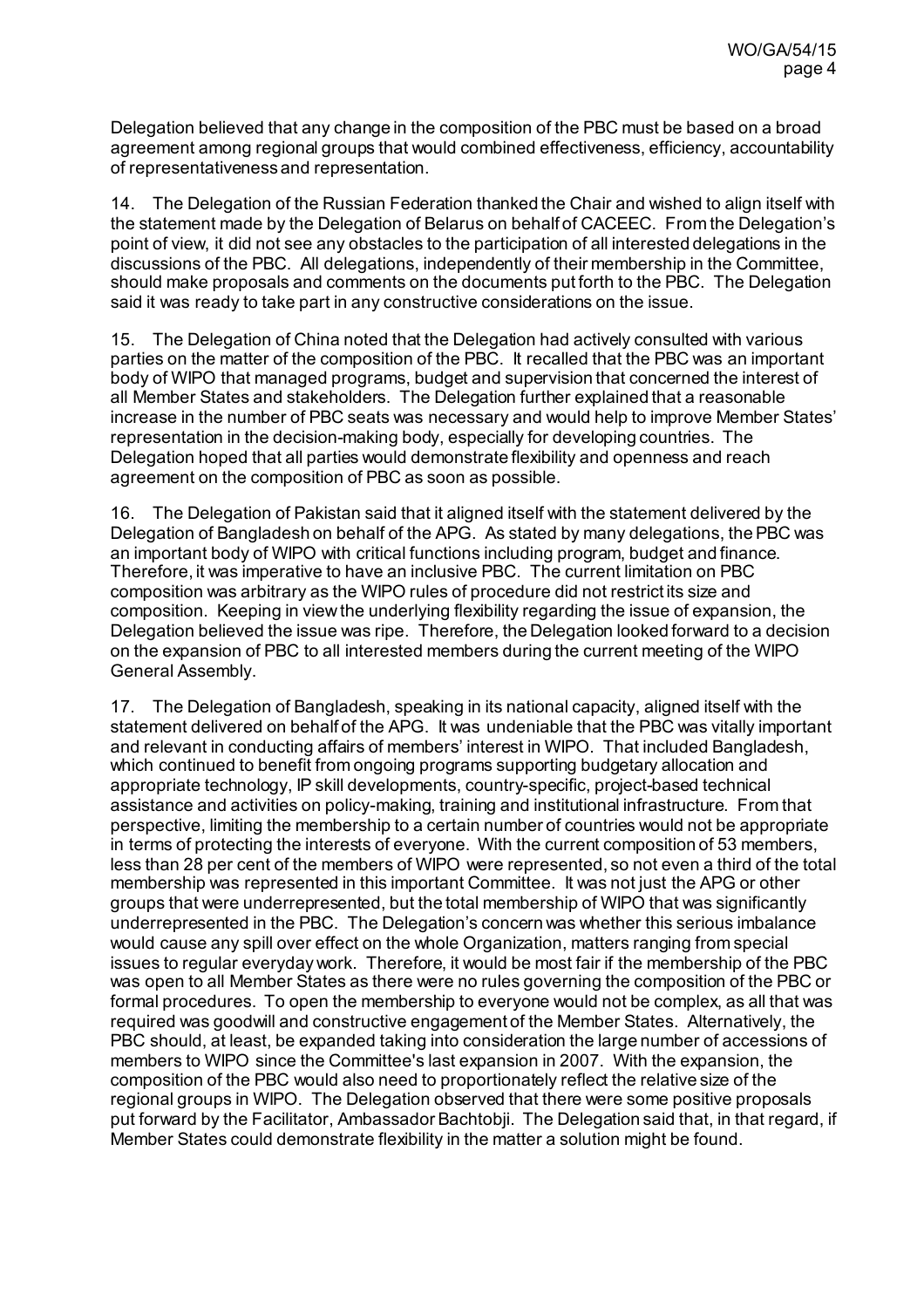Delegation believed that any change in the composition of the PBC must be based on a broad agreement among regional groups that would combined effectiveness, efficiency, accountability of representativeness and representation.

14. The Delegation of the Russian Federation thanked the Chair and wished to align itself with the statement made by the Delegation of Belarus on behalf of CACEEC. From the Delegation's point of view, it did not see any obstacles to the participation of all interested delegations in the discussions of the PBC. All delegations, independently of their membership in the Committee, should make proposals and comments on the documents put forth to the PBC. The Delegation said it was ready to take part in any constructive considerations on the issue.

15. The Delegation of China noted that the Delegation had actively consulted with various parties on the matter of the composition of the PBC. It recalled that the PBC was an important body of WIPO that managed programs, budget and supervision that concerned the interest of all Member States and stakeholders. The Delegation further explained that a reasonable increase in the number of PBC seats was necessary and would help to improve Member States' representation in the decision-making body, especially for developing countries. The Delegation hoped that all parties would demonstrate flexibility and openness and reach agreement on the composition of PBC as soon as possible.

16. The Delegation of Pakistan said that it aligned itself with the statement delivered by the Delegation of Bangladesh on behalf of the APG. As stated by many delegations, the PBC was an important body of WIPO with critical functions including program, budget and finance. Therefore, it was imperative to have an inclusive PBC. The current limitation on PBC composition was arbitrary as the WIPO rules of procedure did not restrict its size and composition. Keeping in view the underlying flexibility regarding the issue of expansion, the Delegation believed the issue was ripe. Therefore, the Delegation looked forward to a decision on the expansion of PBC to all interested members during the current meeting of the WIPO General Assembly.

17. The Delegation of Bangladesh, speaking in its national capacity, aligned itself with the statement delivered on behalf of the APG. It was undeniable that the PBC was vitally important and relevant in conducting affairs of members' interest in WIPO. That included Bangladesh, which continued to benefit from ongoing programs supporting budgetary allocation and appropriate technology, IP skill developments, country-specific, project-based technical assistance and activities on policy-making, training and institutional infrastructure. From that perspective, limiting the membership to a certain number of countries would not be appropriate in terms of protecting the interests of everyone. With the current composition of 53 members, less than 28 per cent of the members of WIPO were represented, so not even a third of the total membership was represented in this important Committee. It was not just the APG or other groups that were underrepresented, but the total membership of WIPO that was significantly underrepresented in the PBC. The Delegation's concern was whether this serious imbalance would cause any spill over effect on the whole Organization, matters ranging from special issues to regular everyday work. Therefore, it would be most fair if the membership of the PBC was open to all Member States as there were no rules governing the composition of the PBC or formal procedures. To open the membership to everyone would not be complex, as all that was required was goodwill and constructive engagement of the Member States. Alternatively, the PBC should, at least, be expanded taking into consideration the large number of accessions of members to WIPO since the Committee's last expansion in 2007. With the expansion, the composition of the PBC would also need to proportionately reflect the relative size of the regional groups in WIPO. The Delegation observed that there were some positive proposals put forward by the Facilitator, Ambassador Bachtobji. The Delegation said that, in that regard, if Member States could demonstrate flexibility in the matter a solution might be found.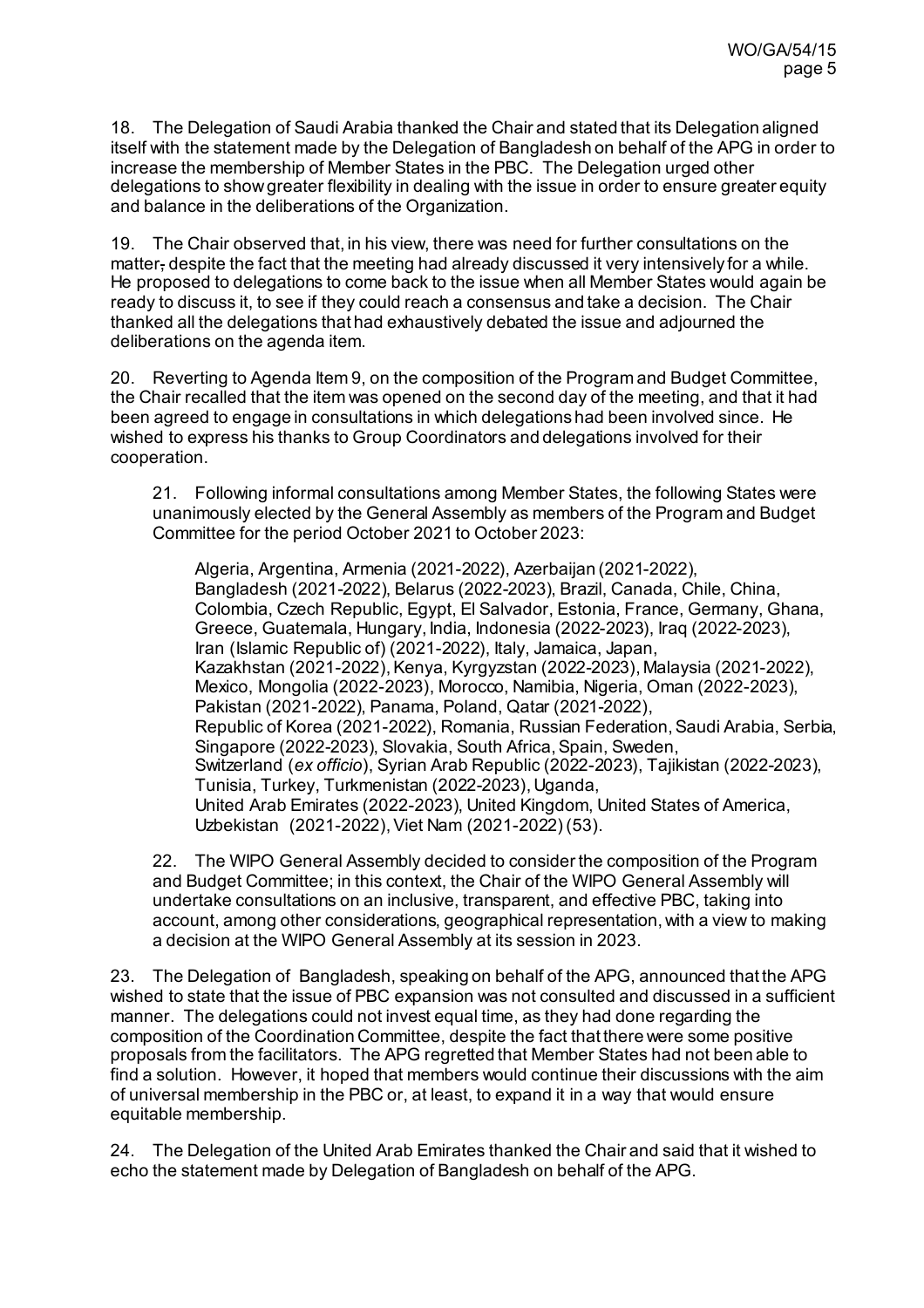18. The Delegation of Saudi Arabia thanked the Chair and stated that its Delegation aligned itself with the statement made by the Delegation of Bangladesh on behalf of the APG in order to increase the membership of Member States in the PBC. The Delegation urged other delegations to show greater flexibility in dealing with the issue in order to ensure greater equity and balance in the deliberations of the Organization.

19. The Chair observed that, in his view, there was need for further consultations on the matter, despite the fact that the meeting had already discussed it very intensively for a while. He proposed to delegations to come back to the issue when all Member States would again be ready to discuss it, to see if they could reach a consensus and take a decision. The Chair thanked all the delegations that had exhaustively debated the issue and adjourned the deliberations on the agenda item.

20. Reverting to Agenda Item 9, on the composition of the Program and Budget Committee, the Chair recalled that the item was opened on the second day of the meeting, and that it had been agreed to engage in consultations in which delegations had been involved since. He wished to express his thanks to Group Coordinators and delegations involved for their cooperation.

> 21. Following informal consultations among Member States, the following States were unanimously elected by the General Assembly as members of the Program and Budget Committee for the period October 2021 to October 2023:
>
> Algeria, Argentina, Armenia (2021-2022), Azerbaijan (2021-2022), Bangladesh (2021-2022), Belarus (2022-2023), Brazil, Canada, Chile, China, Colombia, Czech Republic, Egypt, El Salvador, Estonia, France, Germany, Ghana, Greece, Guatemala, Hungary, India, Indonesia (2022-2023), Iraq (2022-2023), Iran (Islamic Republic of) (2021-2022), Italy, Jamaica, Japan, Kazakhstan (2021-2022), Kenya, Kyrgyzstan (2022-2023), Malaysia (2021-2022), Mexico, Mongolia (2022-2023), Morocco, Namibia, Nigeria, Oman (2022-2023), Pakistan (2021-2022), Panama, Poland, Qatar (2021-2022), Republic of Korea (2021-2022), Romania, Russian Federation, Saudi Arabia, Serbia, Singapore (2022-2023), Slovakia, South Africa, Spain, Sweden, Switzerland (*ex officio*), Syrian Arab Republic (2022-2023), Tajikistan (2022-2023), Tunisia, Turkey, Turkmenistan (2022-2023), Uganda, United Arab Emirates (2022-2023), United Kingdom, United States of America, Uzbekistan (2021-2022), Viet Nam (2021-2022) (53).
>
> 22. The WIPO General Assembly decided to consider the composition of the Program and Budget Committee; in this context, the Chair of the WIPO General Assembly will undertake consultations on an inclusive, transparent, and effective PBC, taking into account, among other considerations, geographical representation, with a view to making a decision at the WIPO General Assembly at its session in 2023.

23. The Delegation of Bangladesh, speaking on behalf of the APG, announced that the APG wished to state that the issue of PBC expansion was not consulted and discussed in a sufficient manner. The delegations could not invest equal time, as they had done regarding the composition of the Coordination Committee, despite the fact that there were some positive proposals from the facilitators. The APG regretted that Member States had not been able to find a solution. However, it hoped that members would continue their discussions with the aim of universal membership in the PBC or, at least, to expand it in a way that would ensure equitable membership.

24. The Delegation of the United Arab Emirates thanked the Chair and said that it wished to echo the statement made by Delegation of Bangladesh on behalf of the APG.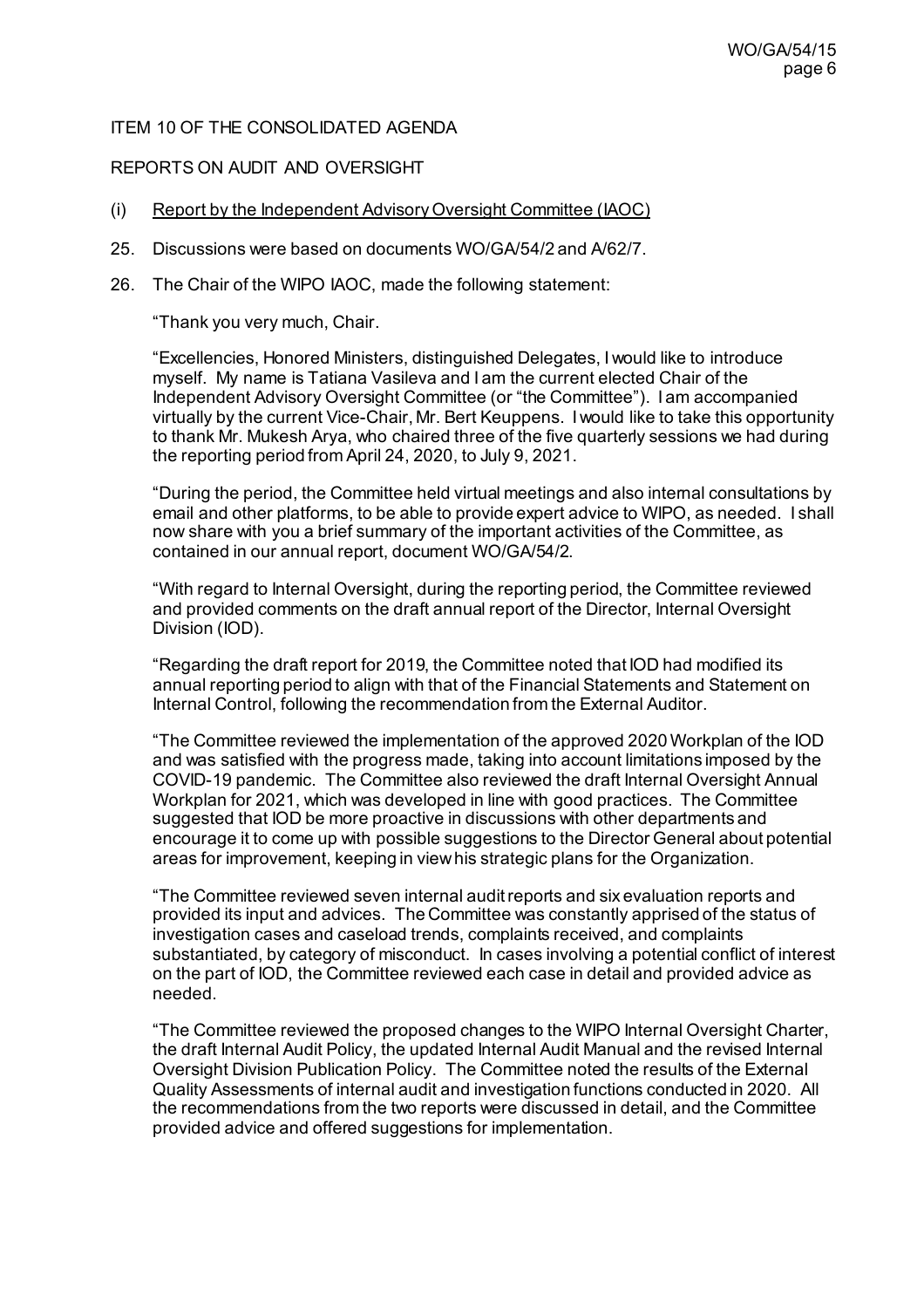ITEM 10 OF THE CONSOLIDATED AGENDA

REPORTS ON AUDIT AND OVERSIGHT

(i) Report by the Independent Advisory Oversight Committee (IAOC)

25. Discussions were based on documents WO/GA/54/2 and A/62/7.

26. The Chair of the WIPO IAOC, made the following statement:

"Thank you very much, Chair.

"Excellencies, Honored Ministers, distinguished Delegates, I would like to introduce myself. My name is Tatiana Vasileva and I am the current elected Chair of the Independent Advisory Oversight Committee (or "the Committee"). I am accompanied virtually by the current Vice-Chair, Mr. Bert Keuppens. I would like to take this opportunity to thank Mr. Mukesh Arya, who chaired three of the five quarterly sessions we had during the reporting period from April 24, 2020, to July 9, 2021.

"During the period, the Committee held virtual meetings and also internal consultations by email and other platforms, to be able to provide expert advice to WIPO, as needed. I shall now share with you a brief summary of the important activities of the Committee, as contained in our annual report, document WO/GA/54/2.

"With regard to Internal Oversight, during the reporting period, the Committee reviewed and provided comments on the draft annual report of the Director, Internal Oversight Division (IOD).

"Regarding the draft report for 2019, the Committee noted that IOD had modified its annual reporting period to align with that of the Financial Statements and Statement on Internal Control, following the recommendation from the External Auditor.

"The Committee reviewed the implementation of the approved 2020 Workplan of the IOD and was satisfied with the progress made, taking into account limitations imposed by the COVID-19 pandemic. The Committee also reviewed the draft Internal Oversight Annual Workplan for 2021, which was developed in line with good practices. The Committee suggested that IOD be more proactive in discussions with other departments and encourage it to come up with possible suggestions to the Director General about potential areas for improvement, keeping in view his strategic plans for the Organization.

"The Committee reviewed seven internal audit reports and six evaluation reports and provided its input and advices. The Committee was constantly apprised of the status of investigation cases and caseload trends, complaints received, and complaints substantiated, by category of misconduct. In cases involving a potential conflict of interest on the part of IOD, the Committee reviewed each case in detail and provided advice as needed.

"The Committee reviewed the proposed changes to the WIPO Internal Oversight Charter, the draft Internal Audit Policy, the updated Internal Audit Manual and the revised Internal Oversight Division Publication Policy. The Committee noted the results of the External Quality Assessments of internal audit and investigation functions conducted in 2020. All the recommendations from the two reports were discussed in detail, and the Committee provided advice and offered suggestions for implementation.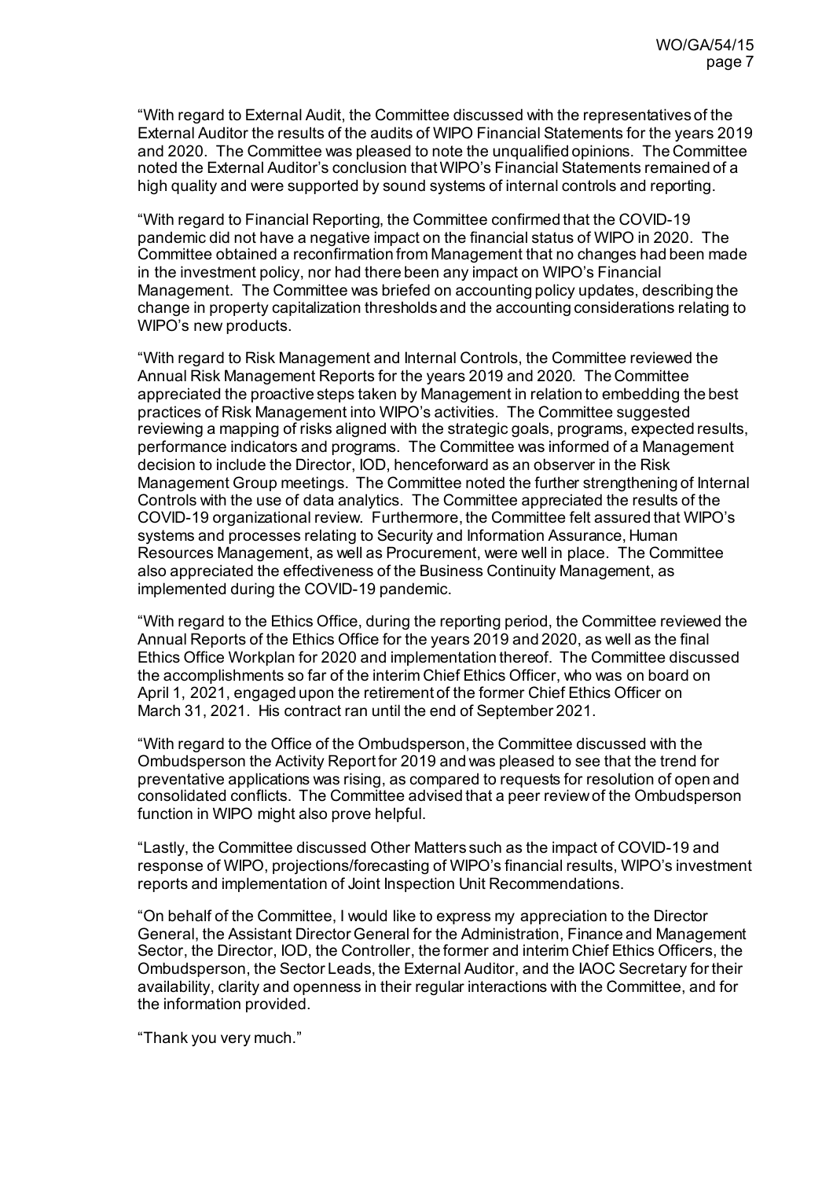"With regard to External Audit, the Committee discussed with the representatives of the External Auditor the results of the audits of WIPO Financial Statements for the years 2019 and 2020. The Committee was pleased to note the unqualified opinions. The Committee noted the External Auditor's conclusion that WIPO's Financial Statements remained of a high quality and were supported by sound systems of internal controls and reporting.

"With regard to Financial Reporting, the Committee confirmed that the COVID-19 pandemic did not have a negative impact on the financial status of WIPO in 2020. The Committee obtained a reconfirmation from Management that no changes had been made in the investment policy, nor had there been any impact on WIPO's Financial Management. The Committee was briefed on accounting policy updates, describing the change in property capitalization thresholds and the accounting considerations relating to WIPO's new products.

"With regard to Risk Management and Internal Controls, the Committee reviewed the Annual Risk Management Reports for the years 2019 and 2020. The Committee appreciated the proactive steps taken by Management in relation to embedding the best practices of Risk Management into WIPO's activities. The Committee suggested reviewing a mapping of risks aligned with the strategic goals, programs, expected results, performance indicators and programs. The Committee was informed of a Management decision to include the Director, IOD, henceforward as an observer in the Risk Management Group meetings. The Committee noted the further strengthening of Internal Controls with the use of data analytics. The Committee appreciated the results of the COVID-19 organizational review. Furthermore, the Committee felt assured that WIPO's systems and processes relating to Security and Information Assurance, Human Resources Management, as well as Procurement, were well in place. The Committee also appreciated the effectiveness of the Business Continuity Management, as implemented during the COVID-19 pandemic.

"With regard to the Ethics Office, during the reporting period, the Committee reviewed the Annual Reports of the Ethics Office for the years 2019 and 2020, as well as the final Ethics Office Workplan for 2020 and implementation thereof. The Committee discussed the accomplishments so far of the interim Chief Ethics Officer, who was on board on April 1, 2021, engaged upon the retirement of the former Chief Ethics Officer on March 31, 2021. His contract ran until the end of September 2021.

"With regard to the Office of the Ombudsperson, the Committee discussed with the Ombudsperson the Activity Report for 2019 and was pleased to see that the trend for preventative applications was rising, as compared to requests for resolution of open and consolidated conflicts. The Committee advised that a peer review of the Ombudsperson function in WIPO might also prove helpful.

"Lastly, the Committee discussed Other Matters such as the impact of COVID-19 and response of WIPO, projections/forecasting of WIPO's financial results, WIPO's investment reports and implementation of Joint Inspection Unit Recommendations.

"On behalf of the Committee, I would like to express my appreciation to the Director General, the Assistant Director General for the Administration, Finance and Management Sector, the Director, IOD, the Controller, the former and interim Chief Ethics Officers, the Ombudsperson, the Sector Leads, the External Auditor, and the IAOC Secretary for their availability, clarity and openness in their regular interactions with the Committee, and for the information provided.

"Thank you very much."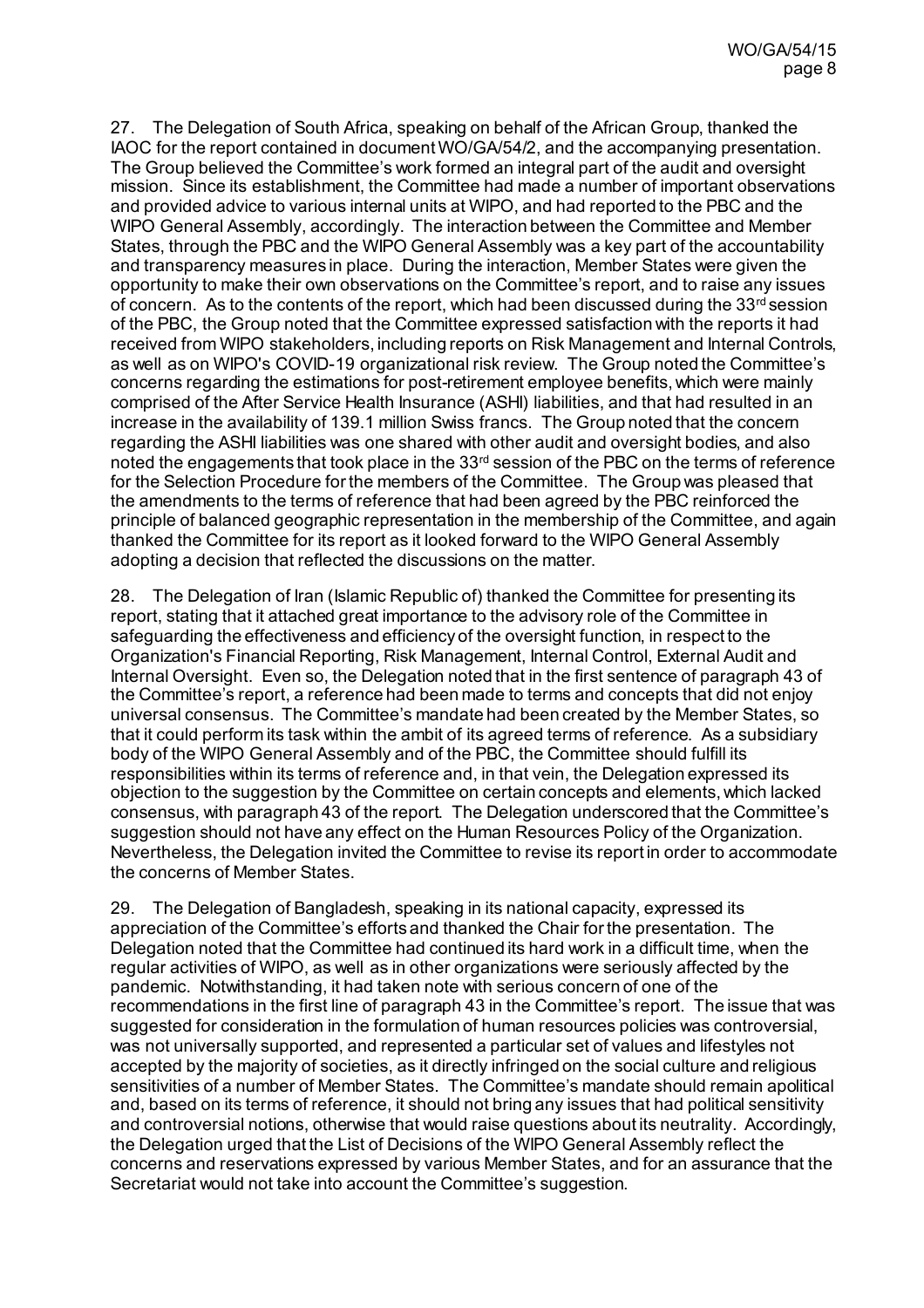27. The Delegation of South Africa, speaking on behalf of the African Group, thanked the IAOC for the report contained in document WO/GA/54/2, and the accompanying presentation. The Group believed the Committee's work formed an integral part of the audit and oversight mission. Since its establishment, the Committee had made a number of important observations and provided advice to various internal units at WIPO, and had reported to the PBC and the WIPO General Assembly, accordingly. The interaction between the Committee and Member States, through the PBC and the WIPO General Assembly was a key part of the accountability and transparency measures in place. During the interaction, Member States were given the opportunity to make their own observations on the Committee's report, and to raise any issues of concern. As to the contents of the report, which had been discussed during the 33rd session of the PBC, the Group noted that the Committee expressed satisfaction with the reports it had received from WIPO stakeholders, including reports on Risk Management and Internal Controls, as well as on WIPO's COVID-19 organizational risk review. The Group noted the Committee's concerns regarding the estimations for post-retirement employee benefits, which were mainly comprised of the After Service Health Insurance (ASHI) liabilities, and that had resulted in an increase in the availability of 139.1 million Swiss francs. The Group noted that the concern regarding the ASHI liabilities was one shared with other audit and oversight bodies, and also noted the engagements that took place in the 33rd session of the PBC on the terms of reference for the Selection Procedure for the members of the Committee. The Group was pleased that the amendments to the terms of reference that had been agreed by the PBC reinforced the principle of balanced geographic representation in the membership of the Committee, and again thanked the Committee for its report as it looked forward to the WIPO General Assembly adopting a decision that reflected the discussions on the matter.

28. The Delegation of Iran (Islamic Republic of) thanked the Committee for presenting its report, stating that it attached great importance to the advisory role of the Committee in safeguarding the effectiveness and efficiency of the oversight function, in respect to the Organization's Financial Reporting, Risk Management, Internal Control, External Audit and Internal Oversight. Even so, the Delegation noted that in the first sentence of paragraph 43 of the Committee's report, a reference had been made to terms and concepts that did not enjoy universal consensus. The Committee's mandate had been created by the Member States, so that it could perform its task within the ambit of its agreed terms of reference. As a subsidiary body of the WIPO General Assembly and of the PBC, the Committee should fulfill its responsibilities within its terms of reference and, in that vein, the Delegation expressed its objection to the suggestion by the Committee on certain concepts and elements, which lacked consensus, with paragraph 43 of the report. The Delegation underscored that the Committee's suggestion should not have any effect on the Human Resources Policy of the Organization. Nevertheless, the Delegation invited the Committee to revise its report in order to accommodate the concerns of Member States.

29. The Delegation of Bangladesh, speaking in its national capacity, expressed its appreciation of the Committee's efforts and thanked the Chair for the presentation. The Delegation noted that the Committee had continued its hard work in a difficult time, when the regular activities of WIPO, as well as in other organizations were seriously affected by the pandemic. Notwithstanding, it had taken note with serious concern of one of the recommendations in the first line of paragraph 43 in the Committee's report. The issue that was suggested for consideration in the formulation of human resources policies was controversial, was not universally supported, and represented a particular set of values and lifestyles not accepted by the majority of societies, as it directly infringed on the social culture and religious sensitivities of a number of Member States. The Committee's mandate should remain apolitical and, based on its terms of reference, it should not bring any issues that had political sensitivity and controversial notions, otherwise that would raise questions about its neutrality. Accordingly, the Delegation urged that the List of Decisions of the WIPO General Assembly reflect the concerns and reservations expressed by various Member States, and for an assurance that the Secretariat would not take into account the Committee's suggestion.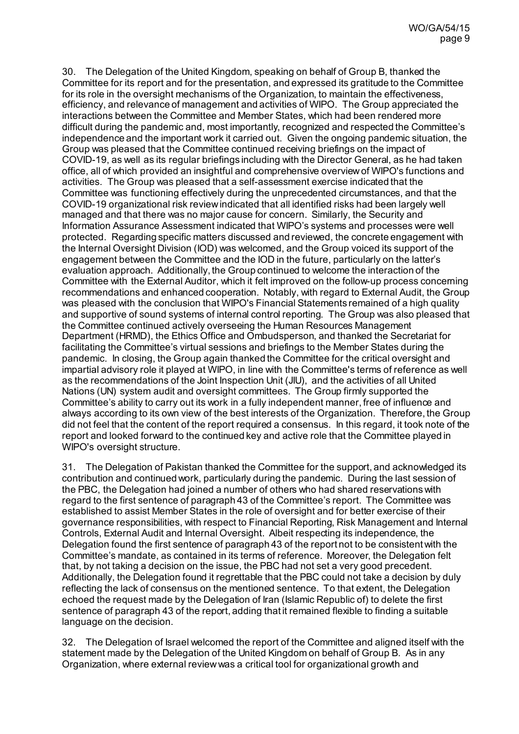30. The Delegation of the United Kingdom, speaking on behalf of Group B, thanked the Committee for its report and for the presentation, and expressed its gratitude to the Committee for its role in the oversight mechanisms of the Organization, to maintain the effectiveness, efficiency, and relevance of management and activities of WIPO. The Group appreciated the interactions between the Committee and Member States, which had been rendered more difficult during the pandemic and, most importantly, recognized and respected the Committee's independence and the important work it carried out. Given the ongoing pandemic situation, the Group was pleased that the Committee continued receiving briefings on the impact of COVID-19, as well as its regular briefings including with the Director General, as he had taken office, all of which provided an insightful and comprehensive overview of WIPO's functions and activities. The Group was pleased that a self-assessment exercise indicated that the Committee was functioning effectively during the unprecedented circumstances, and that the COVID-19 organizational risk review indicated that all identified risks had been largely well managed and that there was no major cause for concern. Similarly, the Security and Information Assurance Assessment indicated that WIPO's systems and processes were well protected. Regarding specific matters discussed and reviewed, the concrete engagement with the Internal Oversight Division (IOD) was welcomed, and the Group voiced its support of the engagement between the Committee and the IOD in the future, particularly on the latter's evaluation approach. Additionally, the Group continued to welcome the interaction of the Committee with the External Auditor, which it felt improved on the follow-up process concerning recommendations and enhanced cooperation. Notably, with regard to External Audit, the Group was pleased with the conclusion that WIPO's Financial Statements remained of a high quality and supportive of sound systems of internal control reporting. The Group was also pleased that the Committee continued actively overseeing the Human Resources Management Department (HRMD), the Ethics Office and Ombudsperson, and thanked the Secretariat for facilitating the Committee's virtual sessions and briefings to the Member States during the pandemic. In closing, the Group again thanked the Committee for the critical oversight and impartial advisory role it played at WIPO, in line with the Committee's terms of reference as well as the recommendations of the Joint Inspection Unit (JIU), and the activities of all United Nations (UN) system audit and oversight committees. The Group firmly supported the Committee's ability to carry out its work in a fully independent manner, free of influence and always according to its own view of the best interests of the Organization. Therefore, the Group did not feel that the content of the report required a consensus. In this regard, it took note of the report and looked forward to the continued key and active role that the Committee played in WIPO's oversight structure.

31. The Delegation of Pakistan thanked the Committee for the support, and acknowledged its contribution and continued work, particularly during the pandemic. During the last session of the PBC, the Delegation had joined a number of others who had shared reservations with regard to the first sentence of paragraph 43 of the Committee's report. The Committee was established to assist Member States in the role of oversight and for better exercise of their governance responsibilities, with respect to Financial Reporting, Risk Management and Internal Controls, External Audit and Internal Oversight. Albeit respecting its independence, the Delegation found the first sentence of paragraph 43 of the report not to be consistent with the Committee's mandate, as contained in its terms of reference. Moreover, the Delegation felt that, by not taking a decision on the issue, the PBC had not set a very good precedent. Additionally, the Delegation found it regrettable that the PBC could not take a decision by duly reflecting the lack of consensus on the mentioned sentence. To that extent, the Delegation echoed the request made by the Delegation of Iran (Islamic Republic of) to delete the first sentence of paragraph 43 of the report, adding that it remained flexible to finding a suitable language on the decision.

32. The Delegation of Israel welcomed the report of the Committee and aligned itself with the statement made by the Delegation of the United Kingdom on behalf of Group B. As in any Organization, where external review was a critical tool for organizational growth and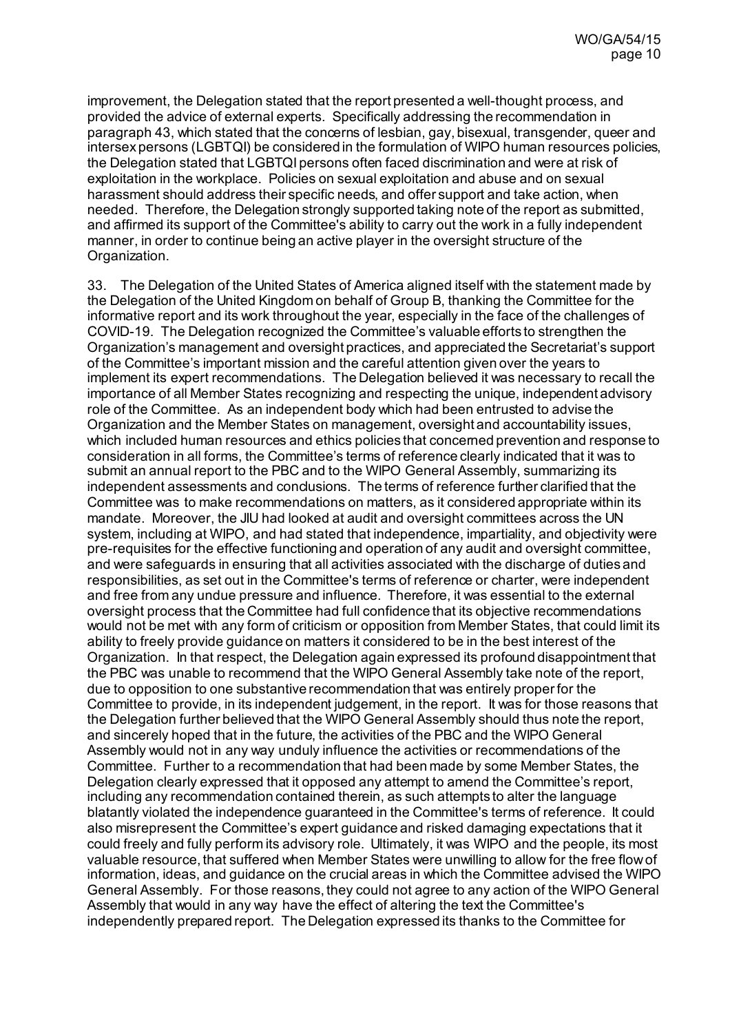improvement, the Delegation stated that the report presented a well-thought process, and provided the advice of external experts. Specifically addressing the recommendation in paragraph 43, which stated that the concerns of lesbian, gay, bisexual, transgender, queer and intersex persons (LGBTQI) be considered in the formulation of WIPO human resources policies, the Delegation stated that LGBTQI persons often faced discrimination and were at risk of exploitation in the workplace. Policies on sexual exploitation and abuse and on sexual harassment should address their specific needs, and offer support and take action, when needed. Therefore, the Delegation strongly supported taking note of the report as submitted, and affirmed its support of the Committee's ability to carry out the work in a fully independent manner, in order to continue being an active player in the oversight structure of the Organization.

33. The Delegation of the United States of America aligned itself with the statement made by the Delegation of the United Kingdom on behalf of Group B, thanking the Committee for the informative report and its work throughout the year, especially in the face of the challenges of COVID-19. The Delegation recognized the Committee's valuable efforts to strengthen the Organization's management and oversight practices, and appreciated the Secretariat's support of the Committee's important mission and the careful attention given over the years to implement its expert recommendations. The Delegation believed it was necessary to recall the importance of all Member States recognizing and respecting the unique, independent advisory role of the Committee. As an independent body which had been entrusted to advise the Organization and the Member States on management, oversight and accountability issues, which included human resources and ethics policies that concerned prevention and response to consideration in all forms, the Committee's terms of reference clearly indicated that it was to submit an annual report to the PBC and to the WIPO General Assembly, summarizing its independent assessments and conclusions. The terms of reference further clarified that the Committee was to make recommendations on matters, as it considered appropriate within its mandate. Moreover, the JIU had looked at audit and oversight committees across the UN system, including at WIPO, and had stated that independence, impartiality, and objectivity were pre-requisites for the effective functioning and operation of any audit and oversight committee, and were safeguards in ensuring that all activities associated with the discharge of duties and responsibilities, as set out in the Committee's terms of reference or charter, were independent and free from any undue pressure and influence. Therefore, it was essential to the external oversight process that the Committee had full confidence that its objective recommendations would not be met with any form of criticism or opposition from Member States, that could limit its ability to freely provide guidance on matters it considered to be in the best interest of the Organization. In that respect, the Delegation again expressed its profound disappointment that the PBC was unable to recommend that the WIPO General Assembly take note of the report, due to opposition to one substantive recommendation that was entirely proper for the Committee to provide, in its independent judgement, in the report. It was for those reasons that the Delegation further believed that the WIPO General Assembly should thus note the report, and sincerely hoped that in the future, the activities of the PBC and the WIPO General Assembly would not in any way unduly influence the activities or recommendations of the Committee. Further to a recommendation that had been made by some Member States, the Delegation clearly expressed that it opposed any attempt to amend the Committee's report, including any recommendation contained therein, as such attempts to alter the language blatantly violated the independence guaranteed in the Committee's terms of reference. It could also misrepresent the Committee's expert guidance and risked damaging expectations that it could freely and fully perform its advisory role. Ultimately, it was WIPO and the people, its most valuable resource, that suffered when Member States were unwilling to allow for the free flow of information, ideas, and guidance on the crucial areas in which the Committee advised the WIPO General Assembly. For those reasons, they could not agree to any action of the WIPO General Assembly that would in any way have the effect of altering the text the Committee's independently prepared report. The Delegation expressed its thanks to the Committee for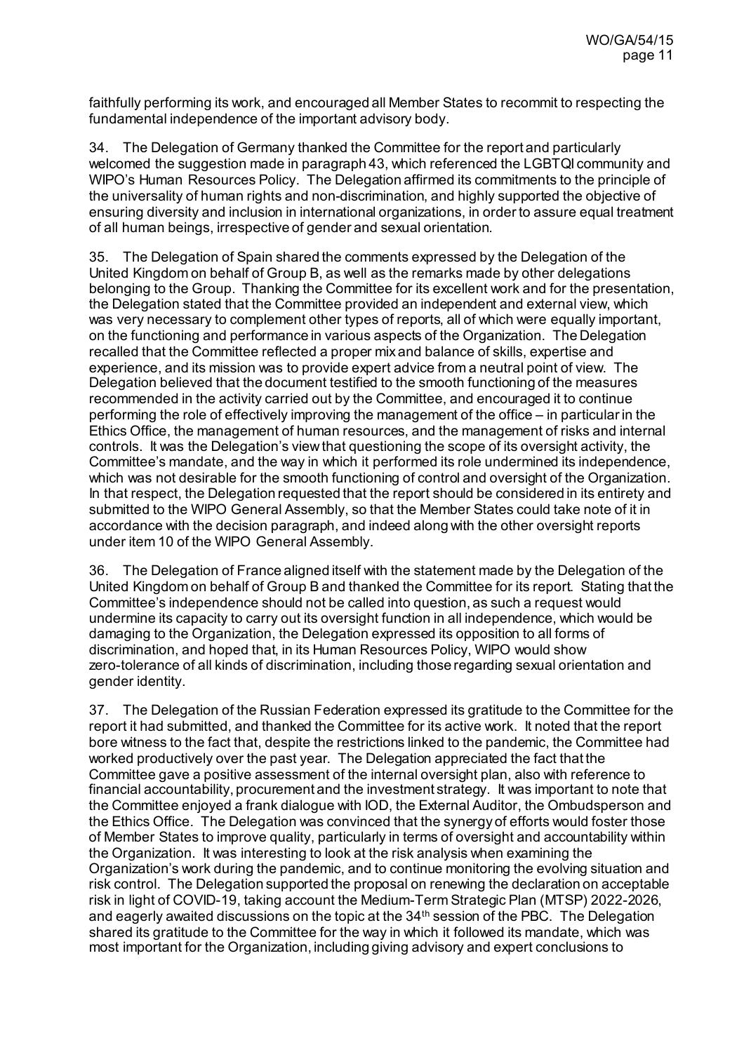faithfully performing its work, and encouraged all Member States to recommit to respecting the fundamental independence of the important advisory body.

34. The Delegation of Germany thanked the Committee for the report and particularly welcomed the suggestion made in paragraph 43, which referenced the LGBTQI community and WIPO's Human Resources Policy. The Delegation affirmed its commitments to the principle of the universality of human rights and non-discrimination, and highly supported the objective of ensuring diversity and inclusion in international organizations, in order to assure equal treatment of all human beings, irrespective of gender and sexual orientation.

35. The Delegation of Spain shared the comments expressed by the Delegation of the United Kingdom on behalf of Group B, as well as the remarks made by other delegations belonging to the Group. Thanking the Committee for its excellent work and for the presentation, the Delegation stated that the Committee provided an independent and external view, which was very necessary to complement other types of reports, all of which were equally important, on the functioning and performance in various aspects of the Organization. The Delegation recalled that the Committee reflected a proper mix and balance of skills, expertise and experience, and its mission was to provide expert advice from a neutral point of view. The Delegation believed that the document testified to the smooth functioning of the measures recommended in the activity carried out by the Committee, and encouraged it to continue performing the role of effectively improving the management of the office – in particular in the Ethics Office, the management of human resources, and the management of risks and internal controls. It was the Delegation's view that questioning the scope of its oversight activity, the Committee's mandate, and the way in which it performed its role undermined its independence, which was not desirable for the smooth functioning of control and oversight of the Organization. In that respect, the Delegation requested that the report should be considered in its entirety and submitted to the WIPO General Assembly, so that the Member States could take note of it in accordance with the decision paragraph, and indeed along with the other oversight reports under item 10 of the WIPO General Assembly.

36. The Delegation of France aligned itself with the statement made by the Delegation of the United Kingdom on behalf of Group B and thanked the Committee for its report. Stating that the Committee's independence should not be called into question, as such a request would undermine its capacity to carry out its oversight function in all independence, which would be damaging to the Organization, the Delegation expressed its opposition to all forms of discrimination, and hoped that, in its Human Resources Policy, WIPO would show zero-tolerance of all kinds of discrimination, including those regarding sexual orientation and gender identity.

37. The Delegation of the Russian Federation expressed its gratitude to the Committee for the report it had submitted, and thanked the Committee for its active work. It noted that the report bore witness to the fact that, despite the restrictions linked to the pandemic, the Committee had worked productively over the past year. The Delegation appreciated the fact that the Committee gave a positive assessment of the internal oversight plan, also with reference to financial accountability, procurement and the investment strategy. It was important to note that the Committee enjoyed a frank dialogue with IOD, the External Auditor, the Ombudsperson and the Ethics Office. The Delegation was convinced that the synergy of efforts would foster those of Member States to improve quality, particularly in terms of oversight and accountability within the Organization. It was interesting to look at the risk analysis when examining the Organization's work during the pandemic, and to continue monitoring the evolving situation and risk control. The Delegation supported the proposal on renewing the declaration on acceptable risk in light of COVID-19, taking account the Medium-Term Strategic Plan (MTSP) 2022-2026, and eagerly awaited discussions on the topic at the 34th session of the PBC. The Delegation shared its gratitude to the Committee for the way in which it followed its mandate, which was most important for the Organization, including giving advisory and expert conclusions to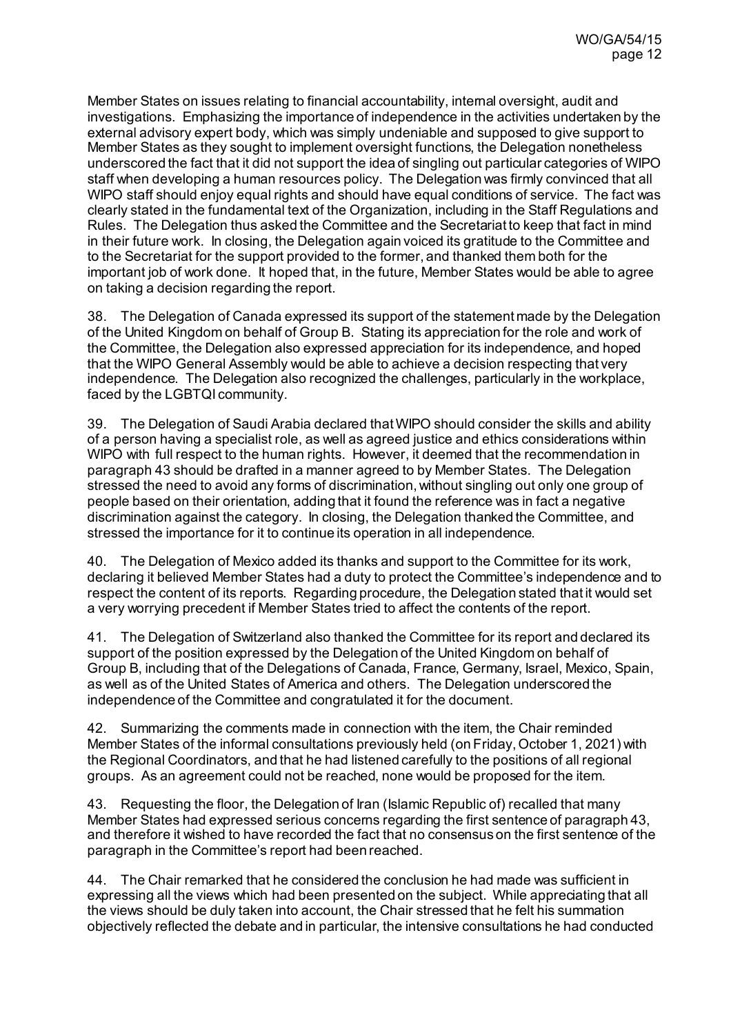Member States on issues relating to financial accountability, internal oversight, audit and investigations. Emphasizing the importance of independence in the activities undertaken by the external advisory expert body, which was simply undeniable and supposed to give support to Member States as they sought to implement oversight functions, the Delegation nonetheless underscored the fact that it did not support the idea of singling out particular categories of WIPO staff when developing a human resources policy. The Delegation was firmly convinced that all WIPO staff should enjoy equal rights and should have equal conditions of service. The fact was clearly stated in the fundamental text of the Organization, including in the Staff Regulations and Rules. The Delegation thus asked the Committee and the Secretariat to keep that fact in mind in their future work. In closing, the Delegation again voiced its gratitude to the Committee and to the Secretariat for the support provided to the former, and thanked them both for the important job of work done. It hoped that, in the future, Member States would be able to agree on taking a decision regarding the report.

38. The Delegation of Canada expressed its support of the statement made by the Delegation of the United Kingdom on behalf of Group B. Stating its appreciation for the role and work of the Committee, the Delegation also expressed appreciation for its independence, and hoped that the WIPO General Assembly would be able to achieve a decision respecting that very independence. The Delegation also recognized the challenges, particularly in the workplace, faced by the LGBTQI community.

39. The Delegation of Saudi Arabia declared that WIPO should consider the skills and ability of a person having a specialist role, as well as agreed justice and ethics considerations within WIPO with full respect to the human rights. However, it deemed that the recommendation in paragraph 43 should be drafted in a manner agreed to by Member States. The Delegation stressed the need to avoid any forms of discrimination, without singling out only one group of people based on their orientation, adding that it found the reference was in fact a negative discrimination against the category. In closing, the Delegation thanked the Committee, and stressed the importance for it to continue its operation in all independence.

40. The Delegation of Mexico added its thanks and support to the Committee for its work, declaring it believed Member States had a duty to protect the Committee's independence and to respect the content of its reports. Regarding procedure, the Delegation stated that it would set a very worrying precedent if Member States tried to affect the contents of the report.

41. The Delegation of Switzerland also thanked the Committee for its report and declared its support of the position expressed by the Delegation of the United Kingdom on behalf of Group B, including that of the Delegations of Canada, France, Germany, Israel, Mexico, Spain, as well as of the United States of America and others. The Delegation underscored the independence of the Committee and congratulated it for the document.

42. Summarizing the comments made in connection with the item, the Chair reminded Member States of the informal consultations previously held (on Friday, October 1, 2021) with the Regional Coordinators, and that he had listened carefully to the positions of all regional groups. As an agreement could not be reached, none would be proposed for the item.

43. Requesting the floor, the Delegation of Iran (Islamic Republic of) recalled that many Member States had expressed serious concerns regarding the first sentence of paragraph 43, and therefore it wished to have recorded the fact that no consensus on the first sentence of the paragraph in the Committee's report had been reached.

44. The Chair remarked that he considered the conclusion he had made was sufficient in expressing all the views which had been presented on the subject. While appreciating that all the views should be duly taken into account, the Chair stressed that he felt his summation objectively reflected the debate and in particular, the intensive consultations he had conducted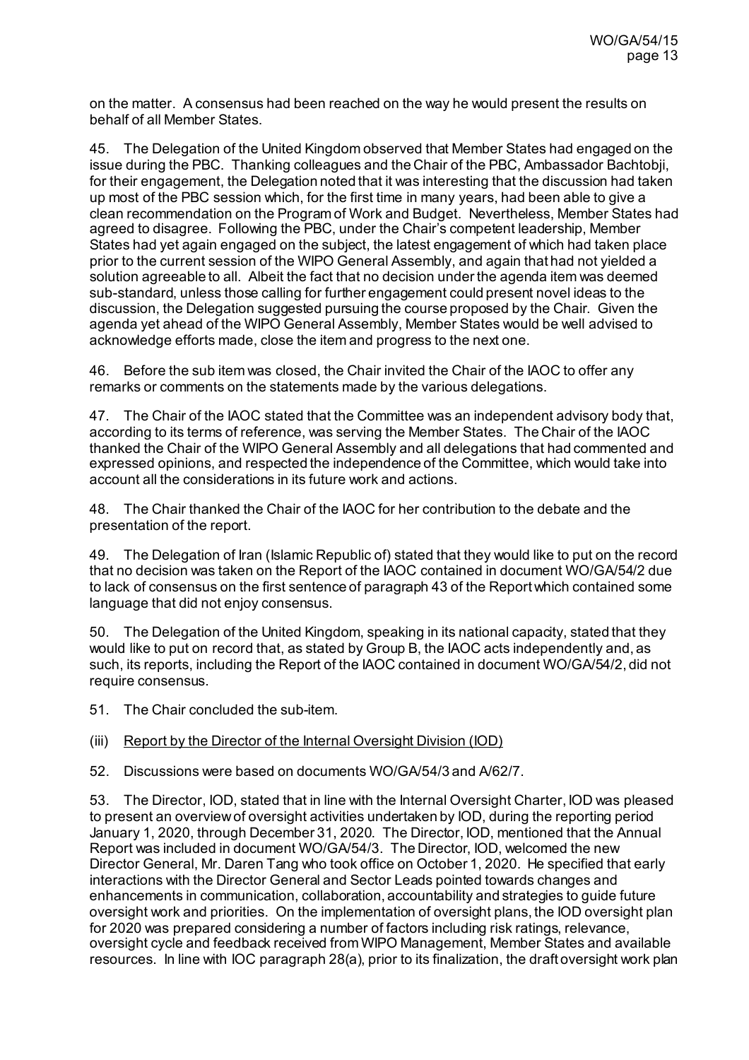on the matter. A consensus had been reached on the way he would present the results on behalf of all Member States.

45. The Delegation of the United Kingdom observed that Member States had engaged on the issue during the PBC. Thanking colleagues and the Chair of the PBC, Ambassador Bachtobji, for their engagement, the Delegation noted that it was interesting that the discussion had taken up most of the PBC session which, for the first time in many years, had been able to give a clean recommendation on the Program of Work and Budget. Nevertheless, Member States had agreed to disagree. Following the PBC, under the Chair's competent leadership, Member States had yet again engaged on the subject, the latest engagement of which had taken place prior to the current session of the WIPO General Assembly, and again that had not yielded a solution agreeable to all. Albeit the fact that no decision under the agenda item was deemed sub-standard, unless those calling for further engagement could present novel ideas to the discussion, the Delegation suggested pursuing the course proposed by the Chair. Given the agenda yet ahead of the WIPO General Assembly, Member States would be well advised to acknowledge efforts made, close the item and progress to the next one.

46. Before the sub item was closed, the Chair invited the Chair of the IAOC to offer any remarks or comments on the statements made by the various delegations.

47. The Chair of the IAOC stated that the Committee was an independent advisory body that, according to its terms of reference, was serving the Member States. The Chair of the IAOC thanked the Chair of the WIPO General Assembly and all delegations that had commented and expressed opinions, and respected the independence of the Committee, which would take into account all the considerations in its future work and actions.

48. The Chair thanked the Chair of the IAOC for her contribution to the debate and the presentation of the report.

49. The Delegation of Iran (Islamic Republic of) stated that they would like to put on the record that no decision was taken on the Report of the IAOC contained in document WO/GA/54/2 due to lack of consensus on the first sentence of paragraph 43 of the Report which contained some language that did not enjoy consensus.

50. The Delegation of the United Kingdom, speaking in its national capacity, stated that they would like to put on record that, as stated by Group B, the IAOC acts independently and, as such, its reports, including the Report of the IAOC contained in document WO/GA/54/2, did not require consensus.

51. The Chair concluded the sub-item.

(iii) Report by the Director of the Internal Oversight Division (IOD)

52. Discussions were based on documents WO/GA/54/3 and A/62/7.

53. The Director, IOD, stated that in line with the Internal Oversight Charter, IOD was pleased to present an overview of oversight activities undertaken by IOD, during the reporting period January 1, 2020, through December 31, 2020. The Director, IOD, mentioned that the Annual Report was included in document WO/GA/54/3. The Director, IOD, welcomed the new Director General, Mr. Daren Tang who took office on October 1, 2020. He specified that early interactions with the Director General and Sector Leads pointed towards changes and enhancements in communication, collaboration, accountability and strategies to guide future oversight work and priorities. On the implementation of oversight plans, the IOD oversight plan for 2020 was prepared considering a number of factors including risk ratings, relevance, oversight cycle and feedback received from WIPO Management, Member States and available resources. In line with IOC paragraph 28(a), prior to its finalization, the draft oversight work plan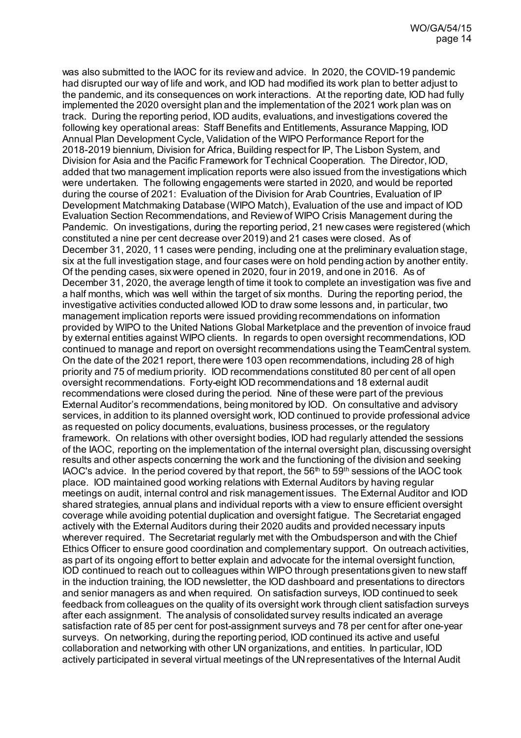was also submitted to the IAOC for its review and advice. In 2020, the COVID-19 pandemic had disrupted our way of life and work, and IOD had modified its work plan to better adjust to the pandemic, and its consequences on work interactions. At the reporting date, IOD had fully implemented the 2020 oversight plan and the implementation of the 2021 work plan was on track. During the reporting period, IOD audits, evaluations, and investigations covered the following key operational areas: Staff Benefits and Entitlements, Assurance Mapping, IOD Annual Plan Development Cycle, Validation of the WIPO Performance Report for the 2018-2019 biennium, Division for Africa, Building respect for IP, The Lisbon System, and Division for Asia and the Pacific Framework for Technical Cooperation. The Director, IOD, added that two management implication reports were also issued from the investigations which were undertaken. The following engagements were started in 2020, and would be reported during the course of 2021: Evaluation of the Division for Arab Countries, Evaluation of IP Development Matchmaking Database (WIPO Match), Evaluation of the use and impact of IOD Evaluation Section Recommendations, and Review of WIPO Crisis Management during the Pandemic. On investigations, during the reporting period, 21 new cases were registered (which constituted a nine per cent decrease over 2019) and 21 cases were closed. As of December 31, 2020, 11 cases were pending, including one at the preliminary evaluation stage, six at the full investigation stage, and four cases were on hold pending action by another entity. Of the pending cases, six were opened in 2020, four in 2019, and one in 2016. As of December 31, 2020, the average length of time it took to complete an investigation was five and a half months, which was well within the target of six months. During the reporting period, the investigative activities conducted allowed IOD to draw some lessons and, in particular, two management implication reports were issued providing recommendations on information provided by WIPO to the United Nations Global Marketplace and the prevention of invoice fraud by external entities against WIPO clients. In regards to open oversight recommendations, IOD continued to manage and report on oversight recommendations using the TeamCentral system. On the date of the 2021 report, there were 103 open recommendations, including 28 of high priority and 75 of medium priority. IOD recommendations constituted 80 per cent of all open oversight recommendations. Forty-eight IOD recommendations and 18 external audit recommendations were closed during the period. Nine of these were part of the previous External Auditor's recommendations, being monitored by IOD. On consultative and advisory services, in addition to its planned oversight work, IOD continued to provide professional advice as requested on policy documents, evaluations, business processes, or the regulatory framework. On relations with other oversight bodies, IOD had regularly attended the sessions of the IAOC, reporting on the implementation of the internal oversight plan, discussing oversight results and other aspects concerning the work and the functioning of the division and seeking IAOC's advice. In the period covered by that report, the 56th to 59th sessions of the IAOC took place. IOD maintained good working relations with External Auditors by having regular meetings on audit, internal control and risk management issues. The External Auditor and IOD shared strategies, annual plans and individual reports with a view to ensure efficient oversight coverage while avoiding potential duplication and oversight fatigue. The Secretariat engaged actively with the External Auditors during their 2020 audits and provided necessary inputs wherever required. The Secretariat regularly met with the Ombudsperson and with the Chief Ethics Officer to ensure good coordination and complementary support. On outreach activities, as part of its ongoing effort to better explain and advocate for the internal oversight function, IOD continued to reach out to colleagues within WIPO through presentations given to new staff in the induction training, the IOD newsletter, the IOD dashboard and presentations to directors and senior managers as and when required. On satisfaction surveys, IOD continued to seek feedback from colleagues on the quality of its oversight work through client satisfaction surveys after each assignment. The analysis of consolidated survey results indicated an average satisfaction rate of 85 per cent for post-assignment surveys and 78 per cent for after one-year surveys. On networking, during the reporting period, IOD continued its active and useful collaboration and networking with other UN organizations, and entities. In particular, IOD actively participated in several virtual meetings of the UN representatives of the Internal Audit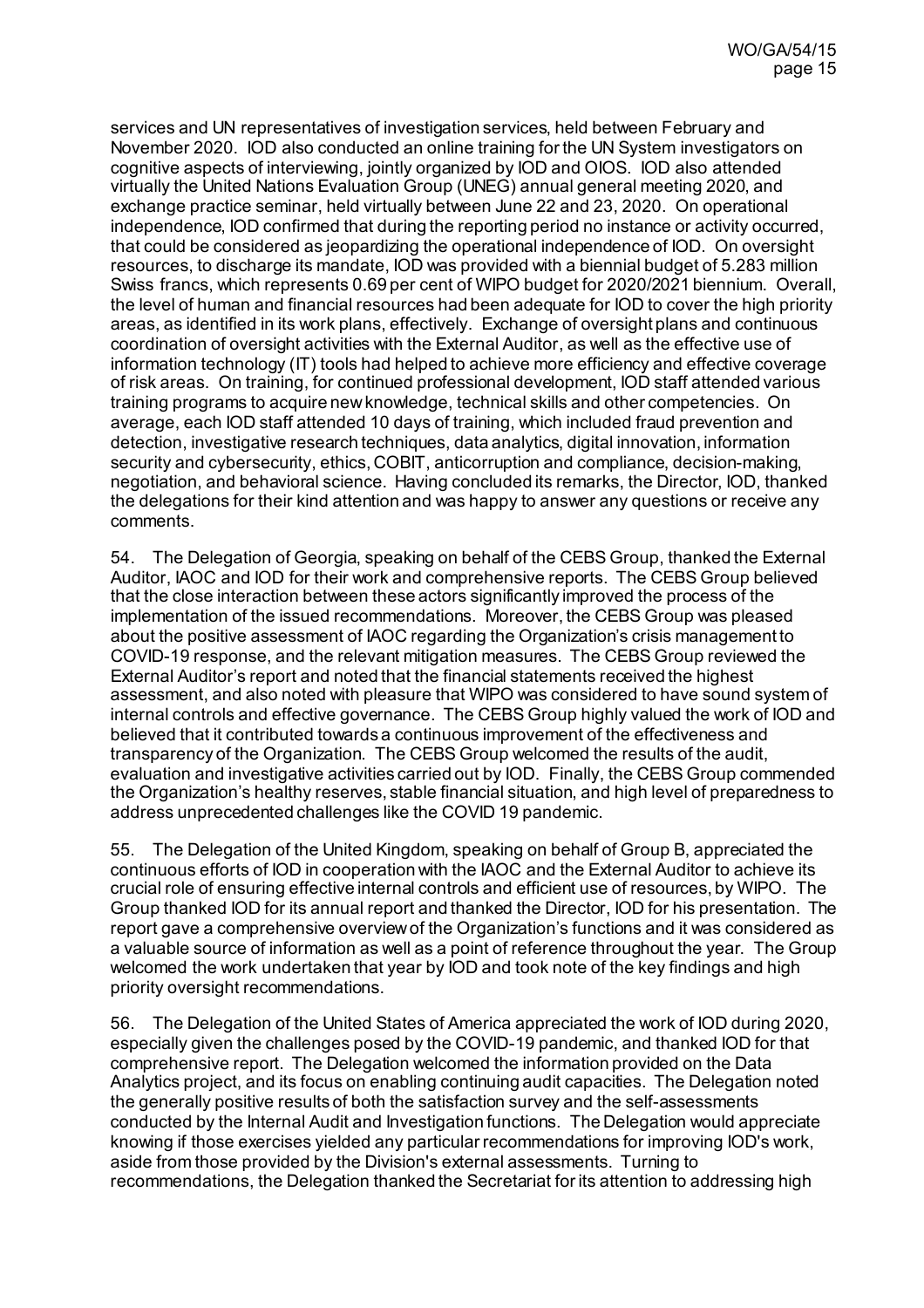services and UN representatives of investigation services, held between February and November 2020. IOD also conducted an online training for the UN System investigators on cognitive aspects of interviewing, jointly organized by IOD and OIOS. IOD also attended virtually the United Nations Evaluation Group (UNEG) annual general meeting 2020, and exchange practice seminar, held virtually between June 22 and 23, 2020. On operational independence, IOD confirmed that during the reporting period no instance or activity occurred, that could be considered as jeopardizing the operational independence of IOD. On oversight resources, to discharge its mandate, IOD was provided with a biennial budget of 5.283 million Swiss francs, which represents 0.69 per cent of WIPO budget for 2020/2021 biennium. Overall, the level of human and financial resources had been adequate for IOD to cover the high priority areas, as identified in its work plans, effectively. Exchange of oversight plans and continuous coordination of oversight activities with the External Auditor, as well as the effective use of information technology (IT) tools had helped to achieve more efficiency and effective coverage of risk areas. On training, for continued professional development, IOD staff attended various training programs to acquire new knowledge, technical skills and other competencies. On average, each IOD staff attended 10 days of training, which included fraud prevention and detection, investigative research techniques, data analytics, digital innovation, information security and cybersecurity, ethics, COBIT, anticorruption and compliance, decision-making, negotiation, and behavioral science. Having concluded its remarks, the Director, IOD, thanked the delegations for their kind attention and was happy to answer any questions or receive any comments.

54. The Delegation of Georgia, speaking on behalf of the CEBS Group, thanked the External Auditor, IAOC and IOD for their work and comprehensive reports. The CEBS Group believed that the close interaction between these actors significantly improved the process of the implementation of the issued recommendations. Moreover, the CEBS Group was pleased about the positive assessment of IAOC regarding the Organization's crisis management to COVID-19 response, and the relevant mitigation measures. The CEBS Group reviewed the External Auditor's report and noted that the financial statements received the highest assessment, and also noted with pleasure that WIPO was considered to have sound system of internal controls and effective governance. The CEBS Group highly valued the work of IOD and believed that it contributed towards a continuous improvement of the effectiveness and transparency of the Organization. The CEBS Group welcomed the results of the audit, evaluation and investigative activities carried out by IOD. Finally, the CEBS Group commended the Organization's healthy reserves, stable financial situation, and high level of preparedness to address unprecedented challenges like the COVID 19 pandemic.

55. The Delegation of the United Kingdom, speaking on behalf of Group B, appreciated the continuous efforts of IOD in cooperation with the IAOC and the External Auditor to achieve its crucial role of ensuring effective internal controls and efficient use of resources, by WIPO. The Group thanked IOD for its annual report and thanked the Director, IOD for his presentation. The report gave a comprehensive overview of the Organization's functions and it was considered as a valuable source of information as well as a point of reference throughout the year. The Group welcomed the work undertaken that year by IOD and took note of the key findings and high priority oversight recommendations.

56. The Delegation of the United States of America appreciated the work of IOD during 2020, especially given the challenges posed by the COVID-19 pandemic, and thanked IOD for that comprehensive report. The Delegation welcomed the information provided on the Data Analytics project, and its focus on enabling continuing audit capacities. The Delegation noted the generally positive results of both the satisfaction survey and the self-assessments conducted by the Internal Audit and Investigation functions. The Delegation would appreciate knowing if those exercises yielded any particular recommendations for improving IOD's work, aside from those provided by the Division's external assessments. Turning to recommendations, the Delegation thanked the Secretariat for its attention to addressing high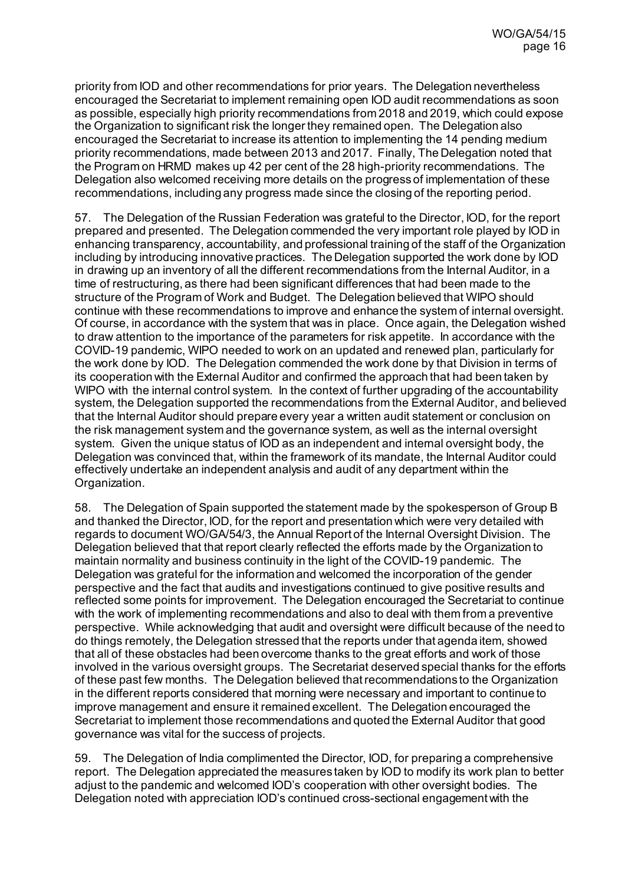priority from IOD and other recommendations for prior years. The Delegation nevertheless encouraged the Secretariat to implement remaining open IOD audit recommendations as soon as possible, especially high priority recommendations from 2018 and 2019, which could expose the Organization to significant risk the longer they remained open. The Delegation also encouraged the Secretariat to increase its attention to implementing the 14 pending medium priority recommendations, made between 2013 and 2017. Finally, The Delegation noted that the Program on HRMD makes up 42 per cent of the 28 high-priority recommendations. The Delegation also welcomed receiving more details on the progress of implementation of these recommendations, including any progress made since the closing of the reporting period.

57. The Delegation of the Russian Federation was grateful to the Director, IOD, for the report prepared and presented. The Delegation commended the very important role played by IOD in enhancing transparency, accountability, and professional training of the staff of the Organization including by introducing innovative practices. The Delegation supported the work done by IOD in drawing up an inventory of all the different recommendations from the Internal Auditor, in a time of restructuring, as there had been significant differences that had been made to the structure of the Program of Work and Budget. The Delegation believed that WIPO should continue with these recommendations to improve and enhance the system of internal oversight. Of course, in accordance with the system that was in place. Once again, the Delegation wished to draw attention to the importance of the parameters for risk appetite. In accordance with the COVID-19 pandemic, WIPO needed to work on an updated and renewed plan, particularly for the work done by IOD. The Delegation commended the work done by that Division in terms of its cooperation with the External Auditor and confirmed the approach that had been taken by WIPO with the internal control system. In the context of further upgrading of the accountability system, the Delegation supported the recommendations from the External Auditor, and believed that the Internal Auditor should prepare every year a written audit statement or conclusion on the risk management system and the governance system, as well as the internal oversight system. Given the unique status of IOD as an independent and internal oversight body, the Delegation was convinced that, within the framework of its mandate, the Internal Auditor could effectively undertake an independent analysis and audit of any department within the Organization.

58. The Delegation of Spain supported the statement made by the spokesperson of Group B and thanked the Director, IOD, for the report and presentation which were very detailed with regards to document WO/GA/54/3, the Annual Report of the Internal Oversight Division. The Delegation believed that that report clearly reflected the efforts made by the Organization to maintain normality and business continuity in the light of the COVID-19 pandemic. The Delegation was grateful for the information and welcomed the incorporation of the gender perspective and the fact that audits and investigations continued to give positive results and reflected some points for improvement. The Delegation encouraged the Secretariat to continue with the work of implementing recommendations and also to deal with them from a preventive perspective. While acknowledging that audit and oversight were difficult because of the need to do things remotely, the Delegation stressed that the reports under that agenda item, showed that all of these obstacles had been overcome thanks to the great efforts and work of those involved in the various oversight groups. The Secretariat deserved special thanks for the efforts of these past few months. The Delegation believed that recommendations to the Organization in the different reports considered that morning were necessary and important to continue to improve management and ensure it remained excellent. The Delegation encouraged the Secretariat to implement those recommendations and quoted the External Auditor that good governance was vital for the success of projects.

59. The Delegation of India complimented the Director, IOD, for preparing a comprehensive report. The Delegation appreciated the measures taken by IOD to modify its work plan to better adjust to the pandemic and welcomed IOD's cooperation with other oversight bodies. The Delegation noted with appreciation IOD's continued cross-sectional engagement with the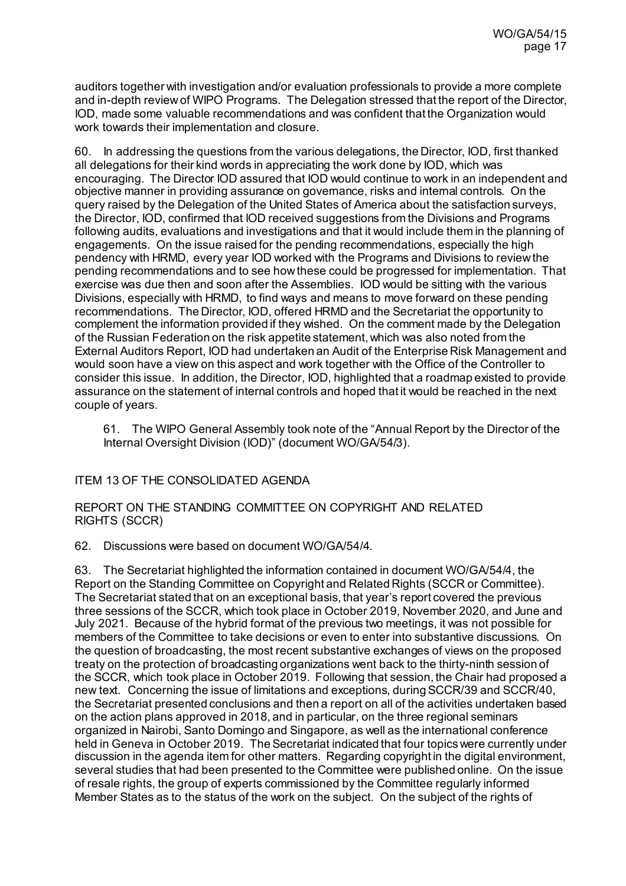auditors together with investigation and/or evaluation professionals to provide a more complete and in-depth review of WIPO Programs. The Delegation stressed that the report of the Director, IOD, made some valuable recommendations and was confident that the Organization would work towards their implementation and closure.

60. In addressing the questions from the various delegations, the Director, IOD, first thanked all delegations for their kind words in appreciating the work done by IOD, which was encouraging. The Director IOD assured that IOD would continue to work in an independent and objective manner in providing assurance on governance, risks and internal controls. On the query raised by the Delegation of the United States of America about the satisfaction surveys, the Director, IOD, confirmed that IOD received suggestions from the Divisions and Programs following audits, evaluations and investigations and that it would include them in the planning of engagements. On the issue raised for the pending recommendations, especially the high pendency with HRMD, every year IOD worked with the Programs and Divisions to review the pending recommendations and to see how these could be progressed for implementation. That exercise was due then and soon after the Assemblies. IOD would be sitting with the various Divisions, especially with HRMD, to find ways and means to move forward on these pending recommendations. The Director, IOD, offered HRMD and the Secretariat the opportunity to complement the information provided if they wished. On the comment made by the Delegation of the Russian Federation on the risk appetite statement, which was also noted from the External Auditors Report, IOD had undertaken an Audit of the Enterprise Risk Management and would soon have a view on this aspect and work together with the Office of the Controller to consider this issue. In addition, the Director, IOD, highlighted that a roadmap existed to provide assurance on the statement of internal controls and hoped that it would be reached in the next couple of years.

> 61. The WIPO General Assembly took note of the "Annual Report by the Director of the Internal Oversight Division (IOD)" (document WO/GA/54/3).

## ITEM 13 OF THE CONSOLIDATED AGENDA

## REPORT ON THE STANDING COMMITTEE ON COPYRIGHT AND RELATED RIGHTS (SCCR)

62. Discussions were based on document WO/GA/54/4.

63. The Secretariat highlighted the information contained in document WO/GA/54/4, the Report on the Standing Committee on Copyright and Related Rights (SCCR or Committee). The Secretariat stated that on an exceptional basis, that year's report covered the previous three sessions of the SCCR, which took place in October 2019, November 2020, and June and July 2021. Because of the hybrid format of the previous two meetings, it was not possible for members of the Committee to take decisions or even to enter into substantive discussions. On the question of broadcasting, the most recent substantive exchanges of views on the proposed treaty on the protection of broadcasting organizations went back to the thirty-ninth session of the SCCR, which took place in October 2019. Following that session, the Chair had proposed a new text. Concerning the issue of limitations and exceptions, during SCCR/39 and SCCR/40, the Secretariat presented conclusions and then a report on all of the activities undertaken based on the action plans approved in 2018, and in particular, on the three regional seminars organized in Nairobi, Santo Domingo and Singapore, as well as the international conference held in Geneva in October 2019. The Secretariat indicated that four topics were currently under discussion in the agenda item for other matters. Regarding copyright in the digital environment, several studies that had been presented to the Committee were published online. On the issue of resale rights, the group of experts commissioned by the Committee regularly informed Member States as to the status of the work on the subject. On the subject of the rights of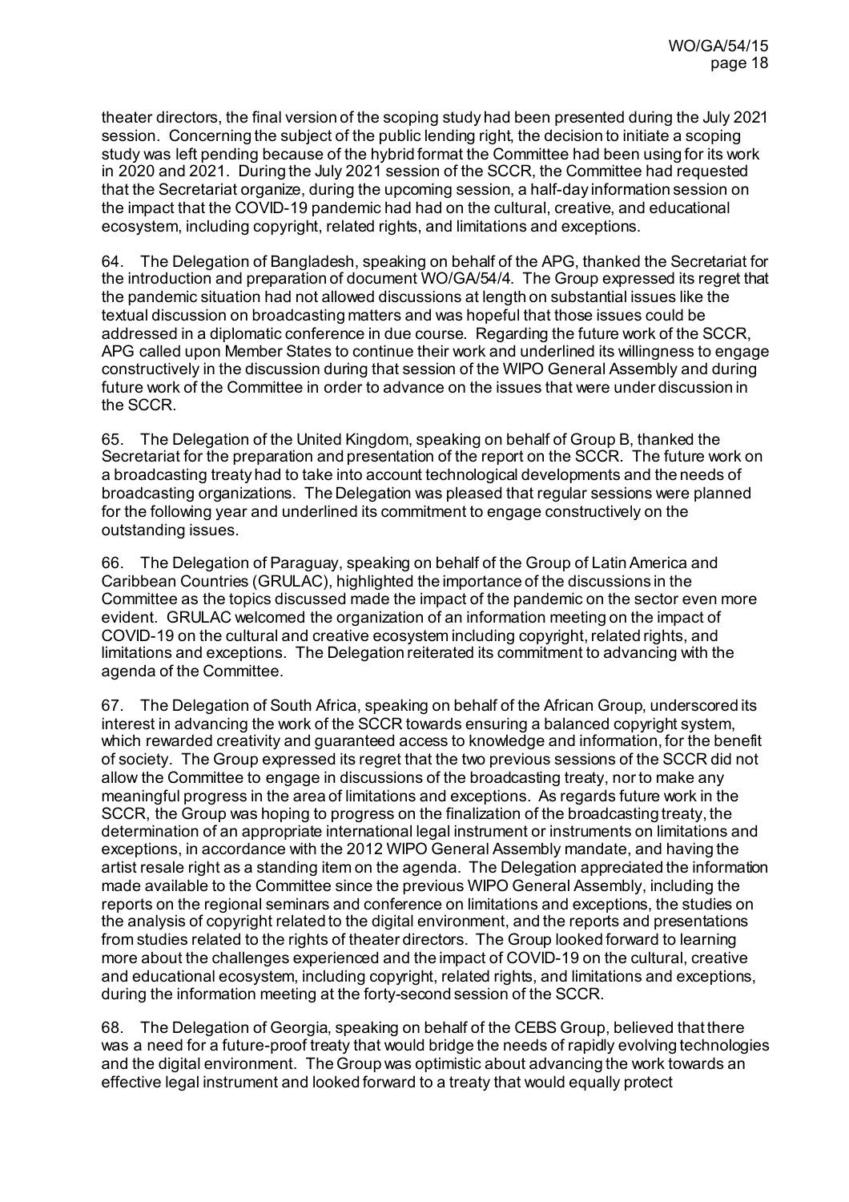theater directors, the final version of the scoping study had been presented during the July 2021 session. Concerning the subject of the public lending right, the decision to initiate a scoping study was left pending because of the hybrid format the Committee had been using for its work in 2020 and 2021. During the July 2021 session of the SCCR, the Committee had requested that the Secretariat organize, during the upcoming session, a half-day information session on the impact that the COVID-19 pandemic had had on the cultural, creative, and educational ecosystem, including copyright, related rights, and limitations and exceptions.

64. The Delegation of Bangladesh, speaking on behalf of the APG, thanked the Secretariat for the introduction and preparation of document WO/GA/54/4. The Group expressed its regret that the pandemic situation had not allowed discussions at length on substantial issues like the textual discussion on broadcasting matters and was hopeful that those issues could be addressed in a diplomatic conference in due course. Regarding the future work of the SCCR, APG called upon Member States to continue their work and underlined its willingness to engage constructively in the discussion during that session of the WIPO General Assembly and during future work of the Committee in order to advance on the issues that were under discussion in the SCCR.

65. The Delegation of the United Kingdom, speaking on behalf of Group B, thanked the Secretariat for the preparation and presentation of the report on the SCCR. The future work on a broadcasting treaty had to take into account technological developments and the needs of broadcasting organizations. The Delegation was pleased that regular sessions were planned for the following year and underlined its commitment to engage constructively on the outstanding issues.

66. The Delegation of Paraguay, speaking on behalf of the Group of Latin America and Caribbean Countries (GRULAC), highlighted the importance of the discussions in the Committee as the topics discussed made the impact of the pandemic on the sector even more evident. GRULAC welcomed the organization of an information meeting on the impact of COVID-19 on the cultural and creative ecosystem including copyright, related rights, and limitations and exceptions. The Delegation reiterated its commitment to advancing with the agenda of the Committee.

67. The Delegation of South Africa, speaking on behalf of the African Group, underscored its interest in advancing the work of the SCCR towards ensuring a balanced copyright system, which rewarded creativity and guaranteed access to knowledge and information, for the benefit of society. The Group expressed its regret that the two previous sessions of the SCCR did not allow the Committee to engage in discussions of the broadcasting treaty, nor to make any meaningful progress in the area of limitations and exceptions. As regards future work in the SCCR, the Group was hoping to progress on the finalization of the broadcasting treaty, the determination of an appropriate international legal instrument or instruments on limitations and exceptions, in accordance with the 2012 WIPO General Assembly mandate, and having the artist resale right as a standing item on the agenda. The Delegation appreciated the information made available to the Committee since the previous WIPO General Assembly, including the reports on the regional seminars and conference on limitations and exceptions, the studies on the analysis of copyright related to the digital environment, and the reports and presentations from studies related to the rights of theater directors. The Group looked forward to learning more about the challenges experienced and the impact of COVID-19 on the cultural, creative and educational ecosystem, including copyright, related rights, and limitations and exceptions, during the information meeting at the forty-second session of the SCCR.

68. The Delegation of Georgia, speaking on behalf of the CEBS Group, believed that there was a need for a future-proof treaty that would bridge the needs of rapidly evolving technologies and the digital environment. The Group was optimistic about advancing the work towards an effective legal instrument and looked forward to a treaty that would equally protect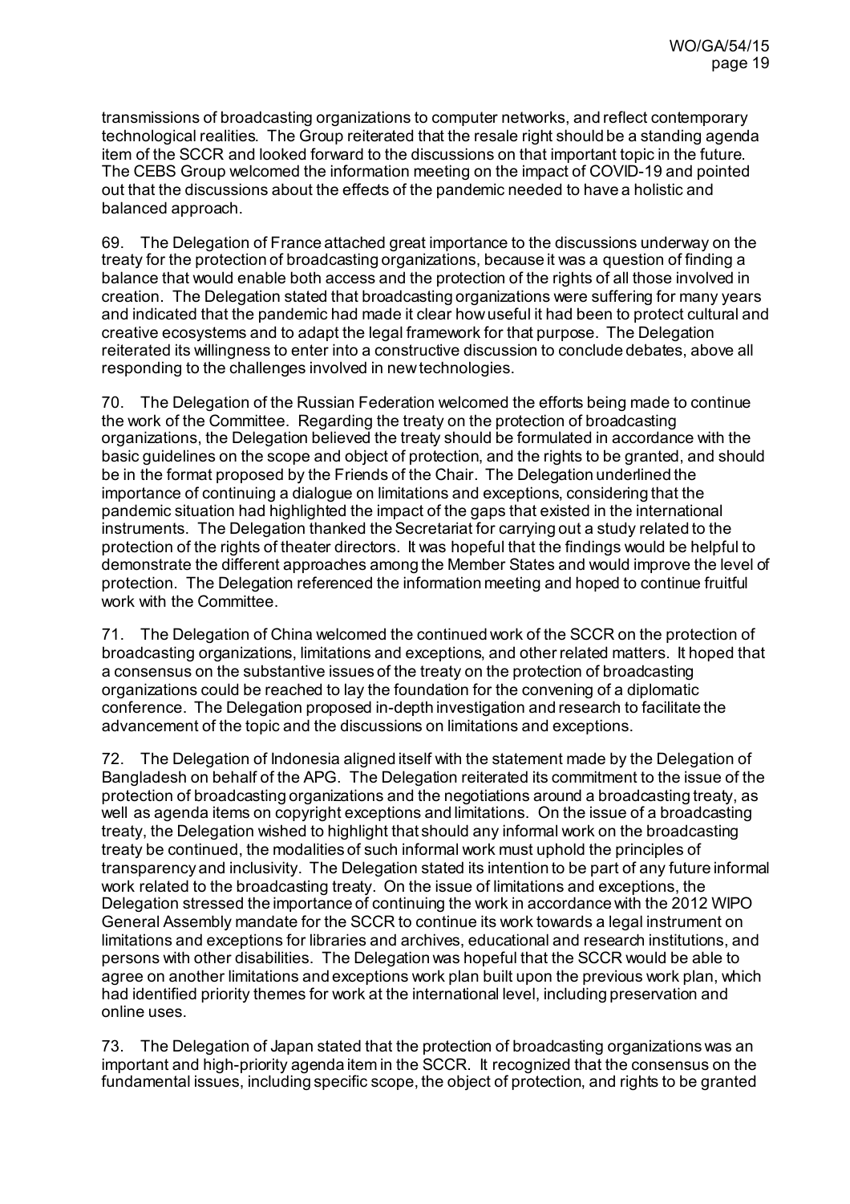transmissions of broadcasting organizations to computer networks, and reflect contemporary technological realities. The Group reiterated that the resale right should be a standing agenda item of the SCCR and looked forward to the discussions on that important topic in the future. The CEBS Group welcomed the information meeting on the impact of COVID-19 and pointed out that the discussions about the effects of the pandemic needed to have a holistic and balanced approach.

69. The Delegation of France attached great importance to the discussions underway on the treaty for the protection of broadcasting organizations, because it was a question of finding a balance that would enable both access and the protection of the rights of all those involved in creation. The Delegation stated that broadcasting organizations were suffering for many years and indicated that the pandemic had made it clear how useful it had been to protect cultural and creative ecosystems and to adapt the legal framework for that purpose. The Delegation reiterated its willingness to enter into a constructive discussion to conclude debates, above all responding to the challenges involved in new technologies.

70. The Delegation of the Russian Federation welcomed the efforts being made to continue the work of the Committee. Regarding the treaty on the protection of broadcasting organizations, the Delegation believed the treaty should be formulated in accordance with the basic guidelines on the scope and object of protection, and the rights to be granted, and should be in the format proposed by the Friends of the Chair. The Delegation underlined the importance of continuing a dialogue on limitations and exceptions, considering that the pandemic situation had highlighted the impact of the gaps that existed in the international instruments. The Delegation thanked the Secretariat for carrying out a study related to the protection of the rights of theater directors. It was hopeful that the findings would be helpful to demonstrate the different approaches among the Member States and would improve the level of protection. The Delegation referenced the information meeting and hoped to continue fruitful work with the Committee.

71. The Delegation of China welcomed the continued work of the SCCR on the protection of broadcasting organizations, limitations and exceptions, and other related matters. It hoped that a consensus on the substantive issues of the treaty on the protection of broadcasting organizations could be reached to lay the foundation for the convening of a diplomatic conference. The Delegation proposed in-depth investigation and research to facilitate the advancement of the topic and the discussions on limitations and exceptions.

72. The Delegation of Indonesia aligned itself with the statement made by the Delegation of Bangladesh on behalf of the APG. The Delegation reiterated its commitment to the issue of the protection of broadcasting organizations and the negotiations around a broadcasting treaty, as well as agenda items on copyright exceptions and limitations. On the issue of a broadcasting treaty, the Delegation wished to highlight that should any informal work on the broadcasting treaty be continued, the modalities of such informal work must uphold the principles of transparency and inclusivity. The Delegation stated its intention to be part of any future informal work related to the broadcasting treaty. On the issue of limitations and exceptions, the Delegation stressed the importance of continuing the work in accordance with the 2012 WIPO General Assembly mandate for the SCCR to continue its work towards a legal instrument on limitations and exceptions for libraries and archives, educational and research institutions, and persons with other disabilities. The Delegation was hopeful that the SCCR would be able to agree on another limitations and exceptions work plan built upon the previous work plan, which had identified priority themes for work at the international level, including preservation and online uses.

73. The Delegation of Japan stated that the protection of broadcasting organizations was an important and high-priority agenda item in the SCCR. It recognized that the consensus on the fundamental issues, including specific scope, the object of protection, and rights to be granted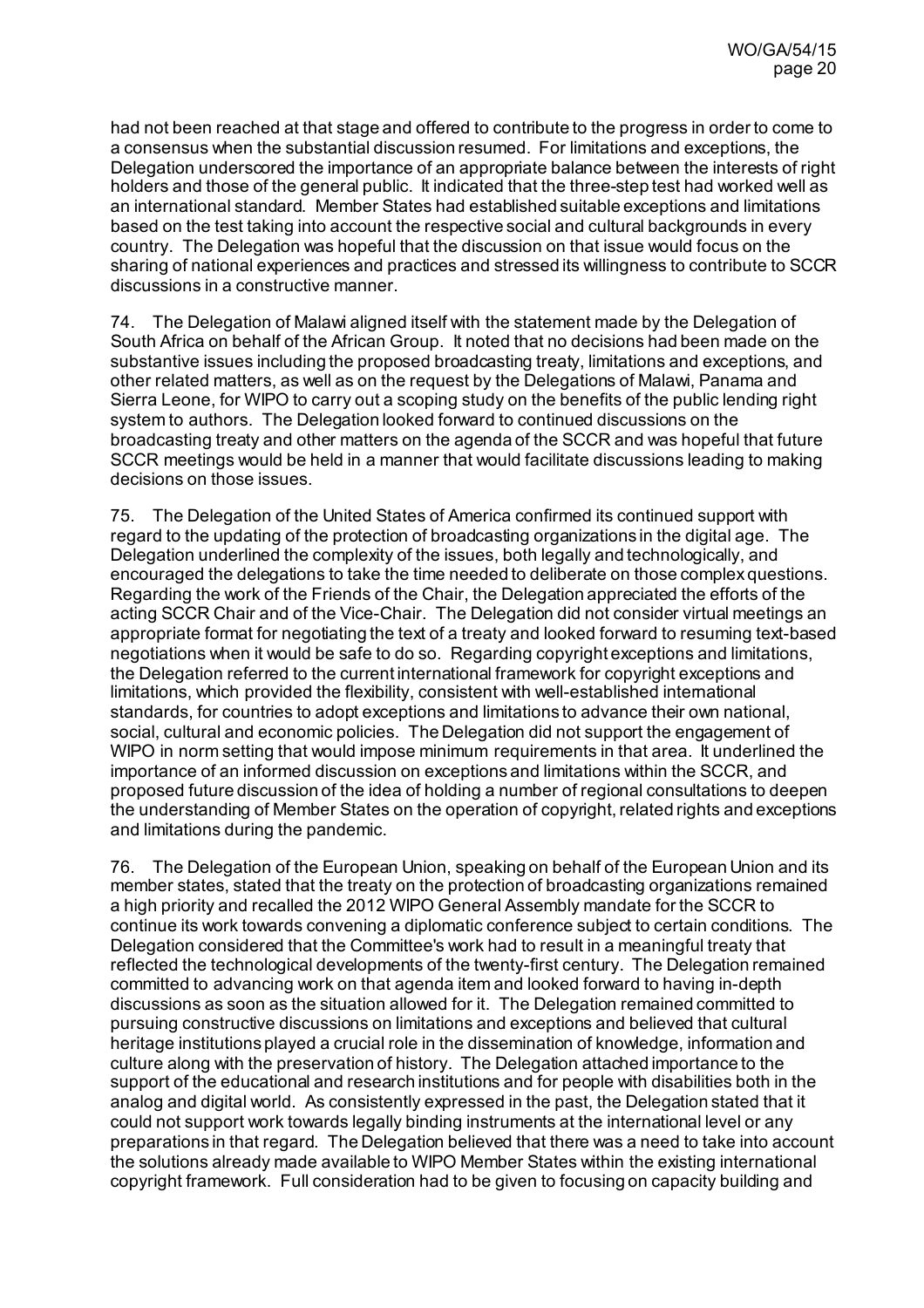had not been reached at that stage and offered to contribute to the progress in order to come to a consensus when the substantial discussion resumed. For limitations and exceptions, the Delegation underscored the importance of an appropriate balance between the interests of right holders and those of the general public. It indicated that the three-step test had worked well as an international standard. Member States had established suitable exceptions and limitations based on the test taking into account the respective social and cultural backgrounds in every country. The Delegation was hopeful that the discussion on that issue would focus on the sharing of national experiences and practices and stressed its willingness to contribute to SCCR discussions in a constructive manner.

74. The Delegation of Malawi aligned itself with the statement made by the Delegation of South Africa on behalf of the African Group. It noted that no decisions had been made on the substantive issues including the proposed broadcasting treaty, limitations and exceptions, and other related matters, as well as on the request by the Delegations of Malawi, Panama and Sierra Leone, for WIPO to carry out a scoping study on the benefits of the public lending right system to authors. The Delegation looked forward to continued discussions on the broadcasting treaty and other matters on the agenda of the SCCR and was hopeful that future SCCR meetings would be held in a manner that would facilitate discussions leading to making decisions on those issues.

75. The Delegation of the United States of America confirmed its continued support with regard to the updating of the protection of broadcasting organizations in the digital age. The Delegation underlined the complexity of the issues, both legally and technologically, and encouraged the delegations to take the time needed to deliberate on those complex questions. Regarding the work of the Friends of the Chair, the Delegation appreciated the efforts of the acting SCCR Chair and of the Vice-Chair. The Delegation did not consider virtual meetings an appropriate format for negotiating the text of a treaty and looked forward to resuming text-based negotiations when it would be safe to do so. Regarding copyright exceptions and limitations, the Delegation referred to the current international framework for copyright exceptions and limitations, which provided the flexibility, consistent with well-established international standards, for countries to adopt exceptions and limitations to advance their own national, social, cultural and economic policies. The Delegation did not support the engagement of WIPO in norm setting that would impose minimum requirements in that area. It underlined the importance of an informed discussion on exceptions and limitations within the SCCR, and proposed future discussion of the idea of holding a number of regional consultations to deepen the understanding of Member States on the operation of copyright, related rights and exceptions and limitations during the pandemic.

76. The Delegation of the European Union, speaking on behalf of the European Union and its member states, stated that the treaty on the protection of broadcasting organizations remained a high priority and recalled the 2012 WIPO General Assembly mandate for the SCCR to continue its work towards convening a diplomatic conference subject to certain conditions. The Delegation considered that the Committee's work had to result in a meaningful treaty that reflected the technological developments of the twenty-first century. The Delegation remained committed to advancing work on that agenda item and looked forward to having in-depth discussions as soon as the situation allowed for it. The Delegation remained committed to pursuing constructive discussions on limitations and exceptions and believed that cultural heritage institutions played a crucial role in the dissemination of knowledge, information and culture along with the preservation of history. The Delegation attached importance to the support of the educational and research institutions and for people with disabilities both in the analog and digital world. As consistently expressed in the past, the Delegation stated that it could not support work towards legally binding instruments at the international level or any preparations in that regard. The Delegation believed that there was a need to take into account the solutions already made available to WIPO Member States within the existing international copyright framework. Full consideration had to be given to focusing on capacity building and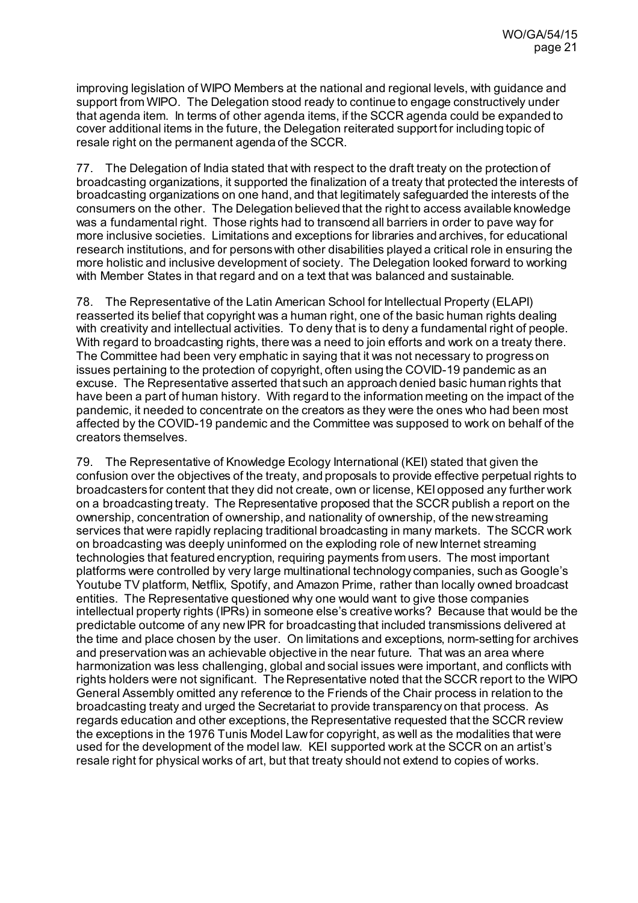improving legislation of WIPO Members at the national and regional levels, with guidance and support from WIPO. The Delegation stood ready to continue to engage constructively under that agenda item. In terms of other agenda items, if the SCCR agenda could be expanded to cover additional items in the future, the Delegation reiterated support for including topic of resale right on the permanent agenda of the SCCR.

77. The Delegation of India stated that with respect to the draft treaty on the protection of broadcasting organizations, it supported the finalization of a treaty that protected the interests of broadcasting organizations on one hand, and that legitimately safeguarded the interests of the consumers on the other. The Delegation believed that the right to access available knowledge was a fundamental right. Those rights had to transcend all barriers in order to pave way for more inclusive societies. Limitations and exceptions for libraries and archives, for educational research institutions, and for persons with other disabilities played a critical role in ensuring the more holistic and inclusive development of society. The Delegation looked forward to working with Member States in that regard and on a text that was balanced and sustainable.

78. The Representative of the Latin American School for Intellectual Property (ELAPI) reasserted its belief that copyright was a human right, one of the basic human rights dealing with creativity and intellectual activities. To deny that is to deny a fundamental right of people. With regard to broadcasting rights, there was a need to join efforts and work on a treaty there. The Committee had been very emphatic in saying that it was not necessary to progress on issues pertaining to the protection of copyright, often using the COVID-19 pandemic as an excuse. The Representative asserted that such an approach denied basic human rights that have been a part of human history. With regard to the information meeting on the impact of the pandemic, it needed to concentrate on the creators as they were the ones who had been most affected by the COVID-19 pandemic and the Committee was supposed to work on behalf of the creators themselves.

79. The Representative of Knowledge Ecology International (KEI) stated that given the confusion over the objectives of the treaty, and proposals to provide effective perpetual rights to broadcasters for content that they did not create, own or license, KEI opposed any further work on a broadcasting treaty. The Representative proposed that the SCCR publish a report on the ownership, concentration of ownership, and nationality of ownership, of the new streaming services that were rapidly replacing traditional broadcasting in many markets. The SCCR work on broadcasting was deeply uninformed on the exploding role of new Internet streaming technologies that featured encryption, requiring payments from users. The most important platforms were controlled by very large multinational technology companies, such as Google's Youtube TV platform, Netflix, Spotify, and Amazon Prime, rather than locally owned broadcast entities. The Representative questioned why one would want to give those companies intellectual property rights (IPRs) in someone else's creative works? Because that would be the predictable outcome of any new IPR for broadcasting that included transmissions delivered at the time and place chosen by the user. On limitations and exceptions, norm-setting for archives and preservation was an achievable objective in the near future. That was an area where harmonization was less challenging, global and social issues were important, and conflicts with rights holders were not significant. The Representative noted that the SCCR report to the WIPO General Assembly omitted any reference to the Friends of the Chair process in relation to the broadcasting treaty and urged the Secretariat to provide transparency on that process. As regards education and other exceptions, the Representative requested that the SCCR review the exceptions in the 1976 Tunis Model Law for copyright, as well as the modalities that were used for the development of the model law. KEI supported work at the SCCR on an artist's resale right for physical works of art, but that treaty should not extend to copies of works.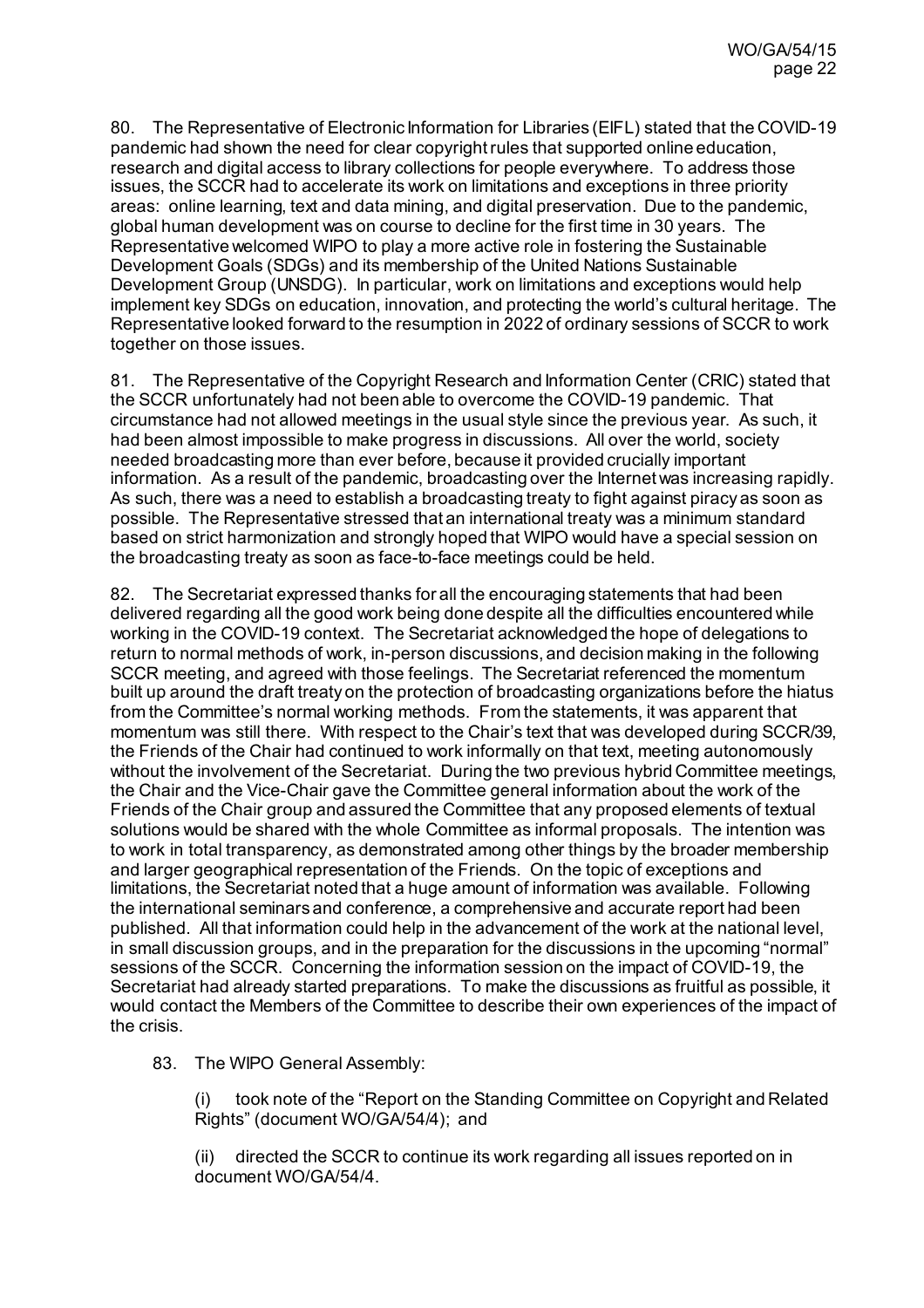80. The Representative of Electronic Information for Libraries (EIFL) stated that the COVID-19 pandemic had shown the need for clear copyright rules that supported online education, research and digital access to library collections for people everywhere. To address those issues, the SCCR had to accelerate its work on limitations and exceptions in three priority areas: online learning, text and data mining, and digital preservation. Due to the pandemic, global human development was on course to decline for the first time in 30 years. The Representative welcomed WIPO to play a more active role in fostering the Sustainable Development Goals (SDGs) and its membership of the United Nations Sustainable Development Group (UNSDG). In particular, work on limitations and exceptions would help implement key SDGs on education, innovation, and protecting the world's cultural heritage. The Representative looked forward to the resumption in 2022 of ordinary sessions of SCCR to work together on those issues.

81. The Representative of the Copyright Research and Information Center (CRIC) stated that the SCCR unfortunately had not been able to overcome the COVID-19 pandemic. That circumstance had not allowed meetings in the usual style since the previous year. As such, it had been almost impossible to make progress in discussions. All over the world, society needed broadcasting more than ever before, because it provided crucially important information. As a result of the pandemic, broadcasting over the Internet was increasing rapidly. As such, there was a need to establish a broadcasting treaty to fight against piracy as soon as possible. The Representative stressed that an international treaty was a minimum standard based on strict harmonization and strongly hoped that WIPO would have a special session on the broadcasting treaty as soon as face-to-face meetings could be held.

82. The Secretariat expressed thanks for all the encouraging statements that had been delivered regarding all the good work being done despite all the difficulties encountered while working in the COVID-19 context. The Secretariat acknowledged the hope of delegations to return to normal methods of work, in-person discussions, and decision making in the following SCCR meeting, and agreed with those feelings. The Secretariat referenced the momentum built up around the draft treaty on the protection of broadcasting organizations before the hiatus from the Committee's normal working methods. From the statements, it was apparent that momentum was still there. With respect to the Chair's text that was developed during SCCR/39, the Friends of the Chair had continued to work informally on that text, meeting autonomously without the involvement of the Secretariat. During the two previous hybrid Committee meetings, the Chair and the Vice-Chair gave the Committee general information about the work of the Friends of the Chair group and assured the Committee that any proposed elements of textual solutions would be shared with the whole Committee as informal proposals. The intention was to work in total transparency, as demonstrated among other things by the broader membership and larger geographical representation of the Friends. On the topic of exceptions and limitations, the Secretariat noted that a huge amount of information was available. Following the international seminars and conference, a comprehensive and accurate report had been published. All that information could help in the advancement of the work at the national level, in small discussion groups, and in the preparation for the discussions in the upcoming "normal" sessions of the SCCR. Concerning the information session on the impact of COVID-19, the Secretariat had already started preparations. To make the discussions as fruitful as possible, it would contact the Members of the Committee to describe their own experiences of the impact of the crisis.

83. The WIPO General Assembly:

(i) took note of the "Report on the Standing Committee on Copyright and Related Rights" (document WO/GA/54/4); and

(ii) directed the SCCR to continue its work regarding all issues reported on in document WO/GA/54/4.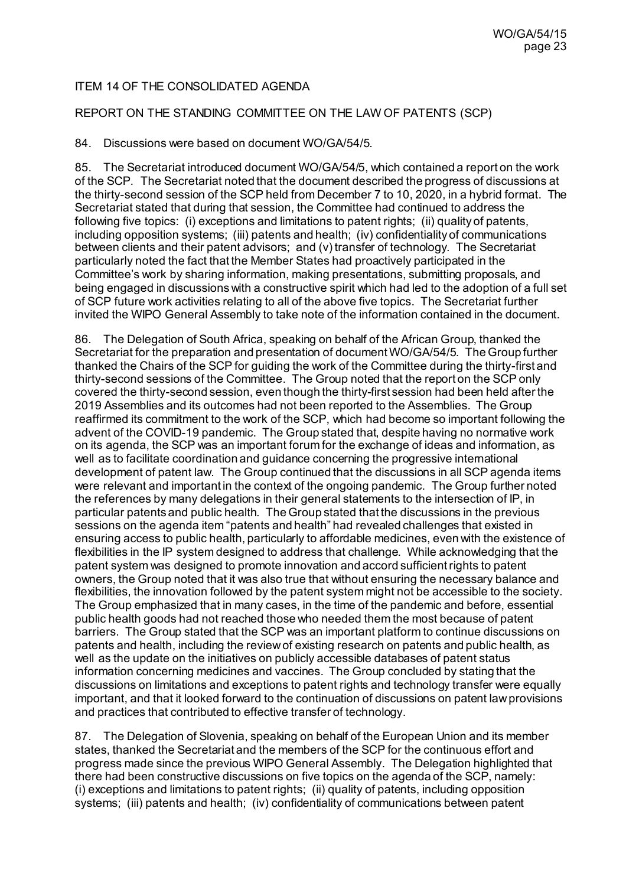ITEM 14 OF THE CONSOLIDATED AGENDA

REPORT ON THE STANDING COMMITTEE ON THE LAW OF PATENTS (SCP)

84. Discussions were based on document WO/GA/54/5.

85. The Secretariat introduced document WO/GA/54/5, which contained a report on the work of the SCP. The Secretariat noted that the document described the progress of discussions at the thirty-second session of the SCP held from December 7 to 10, 2020, in a hybrid format. The Secretariat stated that during that session, the Committee had continued to address the following five topics: (i) exceptions and limitations to patent rights; (ii) quality of patents, including opposition systems; (iii) patents and health; (iv) confidentiality of communications between clients and their patent advisors; and (v) transfer of technology. The Secretariat particularly noted the fact that the Member States had proactively participated in the Committee's work by sharing information, making presentations, submitting proposals, and being engaged in discussions with a constructive spirit which had led to the adoption of a full set of SCP future work activities relating to all of the above five topics. The Secretariat further invited the WIPO General Assembly to take note of the information contained in the document.

86. The Delegation of South Africa, speaking on behalf of the African Group, thanked the Secretariat for the preparation and presentation of document WO/GA/54/5. The Group further thanked the Chairs of the SCP for guiding the work of the Committee during the thirty-first and thirty-second sessions of the Committee. The Group noted that the report on the SCP only covered the thirty-second session, even though the thirty-first session had been held after the 2019 Assemblies and its outcomes had not been reported to the Assemblies. The Group reaffirmed its commitment to the work of the SCP, which had become so important following the advent of the COVID-19 pandemic. The Group stated that, despite having no normative work on its agenda, the SCP was an important forum for the exchange of ideas and information, as well as to facilitate coordination and guidance concerning the progressive international development of patent law. The Group continued that the discussions in all SCP agenda items were relevant and important in the context of the ongoing pandemic. The Group further noted the references by many delegations in their general statements to the intersection of IP, in particular patents and public health. The Group stated that the discussions in the previous sessions on the agenda item "patents and health" had revealed challenges that existed in ensuring access to public health, particularly to affordable medicines, even with the existence of flexibilities in the IP system designed to address that challenge. While acknowledging that the patent system was designed to promote innovation and accord sufficient rights to patent owners, the Group noted that it was also true that without ensuring the necessary balance and flexibilities, the innovation followed by the patent system might not be accessible to the society. The Group emphasized that in many cases, in the time of the pandemic and before, essential public health goods had not reached those who needed them the most because of patent barriers. The Group stated that the SCP was an important platform to continue discussions on patents and health, including the review of existing research on patents and public health, as well as the update on the initiatives on publicly accessible databases of patent status information concerning medicines and vaccines. The Group concluded by stating that the discussions on limitations and exceptions to patent rights and technology transfer were equally important, and that it looked forward to the continuation of discussions on patent law provisions and practices that contributed to effective transfer of technology.

87. The Delegation of Slovenia, speaking on behalf of the European Union and its member states, thanked the Secretariat and the members of the SCP for the continuous effort and progress made since the previous WIPO General Assembly. The Delegation highlighted that there had been constructive discussions on five topics on the agenda of the SCP, namely: (i) exceptions and limitations to patent rights; (ii) quality of patents, including opposition systems; (iii) patents and health; (iv) confidentiality of communications between patent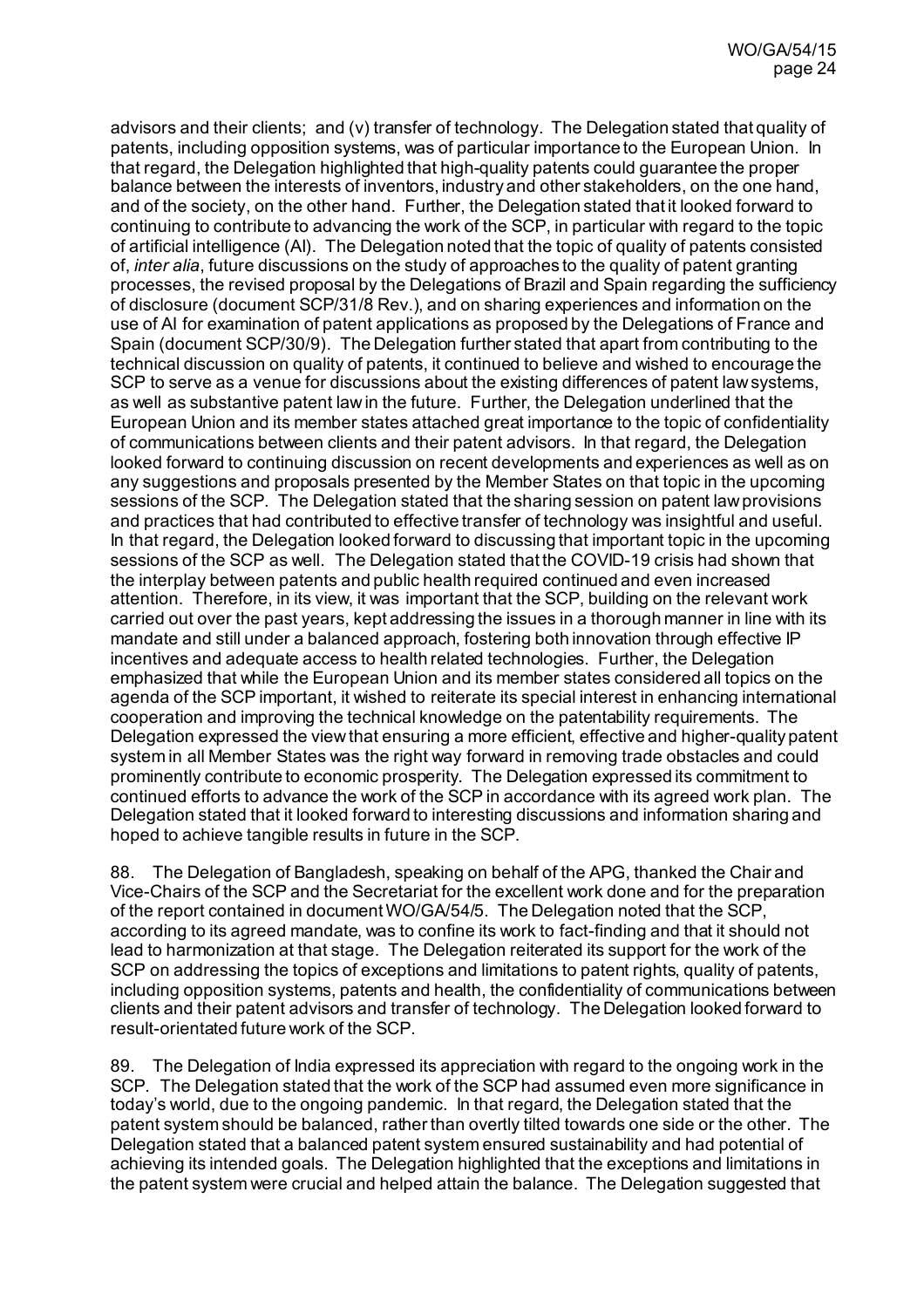advisors and their clients; and (v) transfer of technology. The Delegation stated that quality of patents, including opposition systems, was of particular importance to the European Union. In that regard, the Delegation highlighted that high-quality patents could guarantee the proper balance between the interests of inventors, industry and other stakeholders, on the one hand, and of the society, on the other hand. Further, the Delegation stated that it looked forward to continuing to contribute to advancing the work of the SCP, in particular with regard to the topic of artificial intelligence (AI). The Delegation noted that the topic of quality of patents consisted of, *inter alia*, future discussions on the study of approaches to the quality of patent granting processes, the revised proposal by the Delegations of Brazil and Spain regarding the sufficiency of disclosure (document SCP/31/8 Rev.), and on sharing experiences and information on the use of AI for examination of patent applications as proposed by the Delegations of France and Spain (document SCP/30/9). The Delegation further stated that apart from contributing to the technical discussion on quality of patents, it continued to believe and wished to encourage the SCP to serve as a venue for discussions about the existing differences of patent law systems, as well as substantive patent law in the future. Further, the Delegation underlined that the European Union and its member states attached great importance to the topic of confidentiality of communications between clients and their patent advisors. In that regard, the Delegation looked forward to continuing discussion on recent developments and experiences as well as on any suggestions and proposals presented by the Member States on that topic in the upcoming sessions of the SCP. The Delegation stated that the sharing session on patent law provisions and practices that had contributed to effective transfer of technology was insightful and useful. In that regard, the Delegation looked forward to discussing that important topic in the upcoming sessions of the SCP as well. The Delegation stated that the COVID-19 crisis had shown that the interplay between patents and public health required continued and even increased attention. Therefore, in its view, it was important that the SCP, building on the relevant work carried out over the past years, kept addressing the issues in a thorough manner in line with its mandate and still under a balanced approach, fostering both innovation through effective IP incentives and adequate access to health related technologies. Further, the Delegation emphasized that while the European Union and its member states considered all topics on the agenda of the SCP important, it wished to reiterate its special interest in enhancing international cooperation and improving the technical knowledge on the patentability requirements. The Delegation expressed the view that ensuring a more efficient, effective and higher-quality patent system in all Member States was the right way forward in removing trade obstacles and could prominently contribute to economic prosperity. The Delegation expressed its commitment to continued efforts to advance the work of the SCP in accordance with its agreed work plan. The Delegation stated that it looked forward to interesting discussions and information sharing and hoped to achieve tangible results in future in the SCP.

88. The Delegation of Bangladesh, speaking on behalf of the APG, thanked the Chair and Vice-Chairs of the SCP and the Secretariat for the excellent work done and for the preparation of the report contained in document WO/GA/54/5. The Delegation noted that the SCP, according to its agreed mandate, was to confine its work to fact-finding and that it should not lead to harmonization at that stage. The Delegation reiterated its support for the work of the SCP on addressing the topics of exceptions and limitations to patent rights, quality of patents, including opposition systems, patents and health, the confidentiality of communications between clients and their patent advisors and transfer of technology. The Delegation looked forward to result-orientated future work of the SCP.

89. The Delegation of India expressed its appreciation with regard to the ongoing work in the SCP. The Delegation stated that the work of the SCP had assumed even more significance in today's world, due to the ongoing pandemic. In that regard, the Delegation stated that the patent system should be balanced, rather than overtly tilted towards one side or the other. The Delegation stated that a balanced patent system ensured sustainability and had potential of achieving its intended goals. The Delegation highlighted that the exceptions and limitations in the patent system were crucial and helped attain the balance. The Delegation suggested that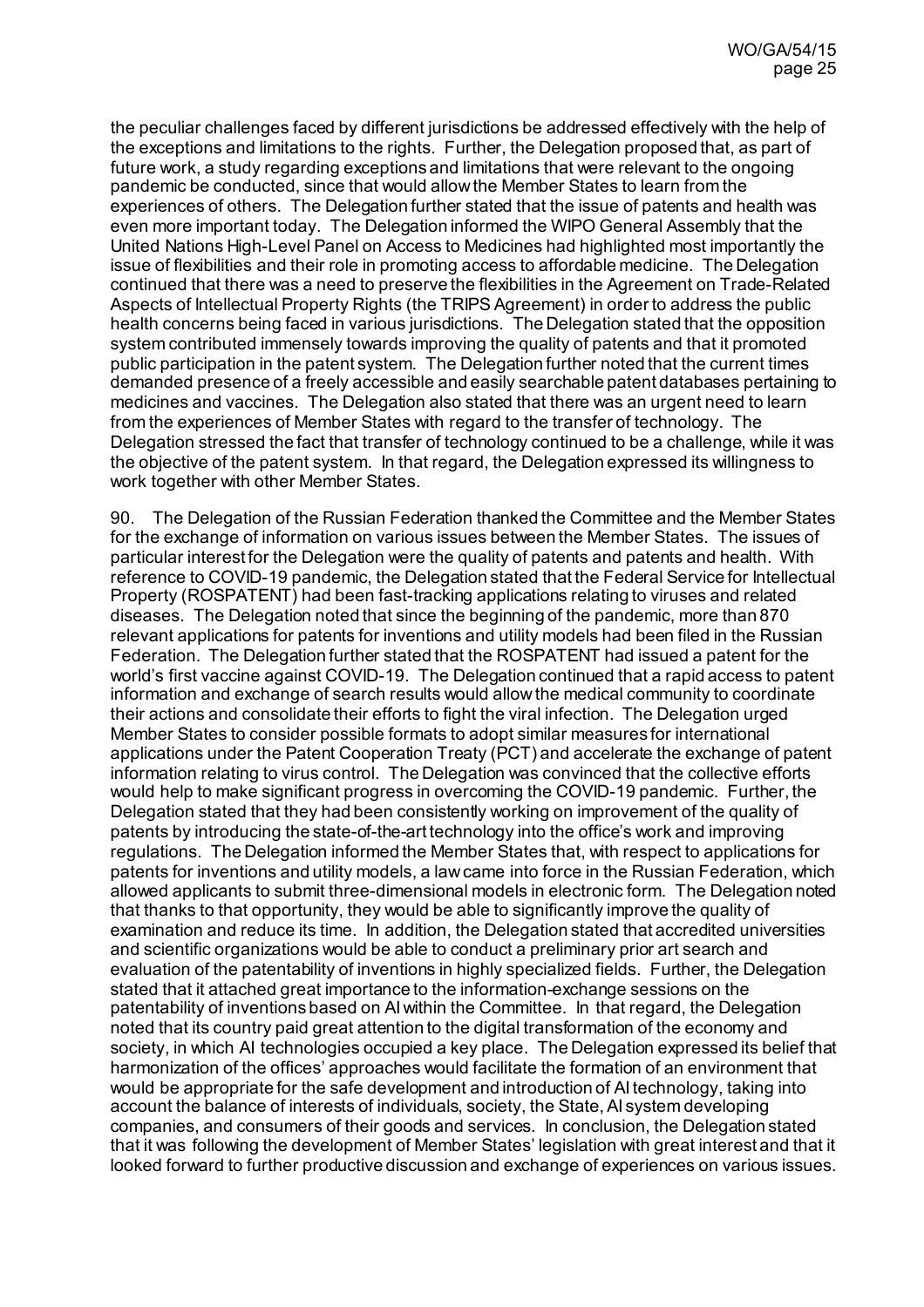the peculiar challenges faced by different jurisdictions be addressed effectively with the help of the exceptions and limitations to the rights. Further, the Delegation proposed that, as part of future work, a study regarding exceptions and limitations that were relevant to the ongoing pandemic be conducted, since that would allow the Member States to learn from the experiences of others. The Delegation further stated that the issue of patents and health was even more important today. The Delegation informed the WIPO General Assembly that the United Nations High-Level Panel on Access to Medicines had highlighted most importantly the issue of flexibilities and their role in promoting access to affordable medicine. The Delegation continued that there was a need to preserve the flexibilities in the Agreement on Trade-Related Aspects of Intellectual Property Rights (the TRIPS Agreement) in order to address the public health concerns being faced in various jurisdictions. The Delegation stated that the opposition system contributed immensely towards improving the quality of patents and that it promoted public participation in the patent system. The Delegation further noted that the current times demanded presence of a freely accessible and easily searchable patent databases pertaining to medicines and vaccines. The Delegation also stated that there was an urgent need to learn from the experiences of Member States with regard to the transfer of technology. The Delegation stressed the fact that transfer of technology continued to be a challenge, while it was the objective of the patent system. In that regard, the Delegation expressed its willingness to work together with other Member States.

90. The Delegation of the Russian Federation thanked the Committee and the Member States for the exchange of information on various issues between the Member States. The issues of particular interest for the Delegation were the quality of patents and patents and health. With reference to COVID-19 pandemic, the Delegation stated that the Federal Service for Intellectual Property (ROSPATENT) had been fast-tracking applications relating to viruses and related diseases. The Delegation noted that since the beginning of the pandemic, more than 870 relevant applications for patents for inventions and utility models had been filed in the Russian Federation. The Delegation further stated that the ROSPATENT had issued a patent for the world's first vaccine against COVID-19. The Delegation continued that a rapid access to patent information and exchange of search results would allow the medical community to coordinate their actions and consolidate their efforts to fight the viral infection. The Delegation urged Member States to consider possible formats to adopt similar measures for international applications under the Patent Cooperation Treaty (PCT) and accelerate the exchange of patent information relating to virus control. The Delegation was convinced that the collective efforts would help to make significant progress in overcoming the COVID-19 pandemic. Further, the Delegation stated that they had been consistently working on improvement of the quality of patents by introducing the state-of-the-art technology into the office's work and improving regulations. The Delegation informed the Member States that, with respect to applications for patents for inventions and utility models, a law came into force in the Russian Federation, which allowed applicants to submit three-dimensional models in electronic form. The Delegation noted that thanks to that opportunity, they would be able to significantly improve the quality of examination and reduce its time. In addition, the Delegation stated that accredited universities and scientific organizations would be able to conduct a preliminary prior art search and evaluation of the patentability of inventions in highly specialized fields. Further, the Delegation stated that it attached great importance to the information-exchange sessions on the patentability of inventions based on AI within the Committee. In that regard, the Delegation noted that its country paid great attention to the digital transformation of the economy and society, in which AI technologies occupied a key place. The Delegation expressed its belief that harmonization of the offices' approaches would facilitate the formation of an environment that would be appropriate for the safe development and introduction of AI technology, taking into account the balance of interests of individuals, society, the State, AI system developing companies, and consumers of their goods and services. In conclusion, the Delegation stated that it was following the development of Member States' legislation with great interest and that it looked forward to further productive discussion and exchange of experiences on various issues.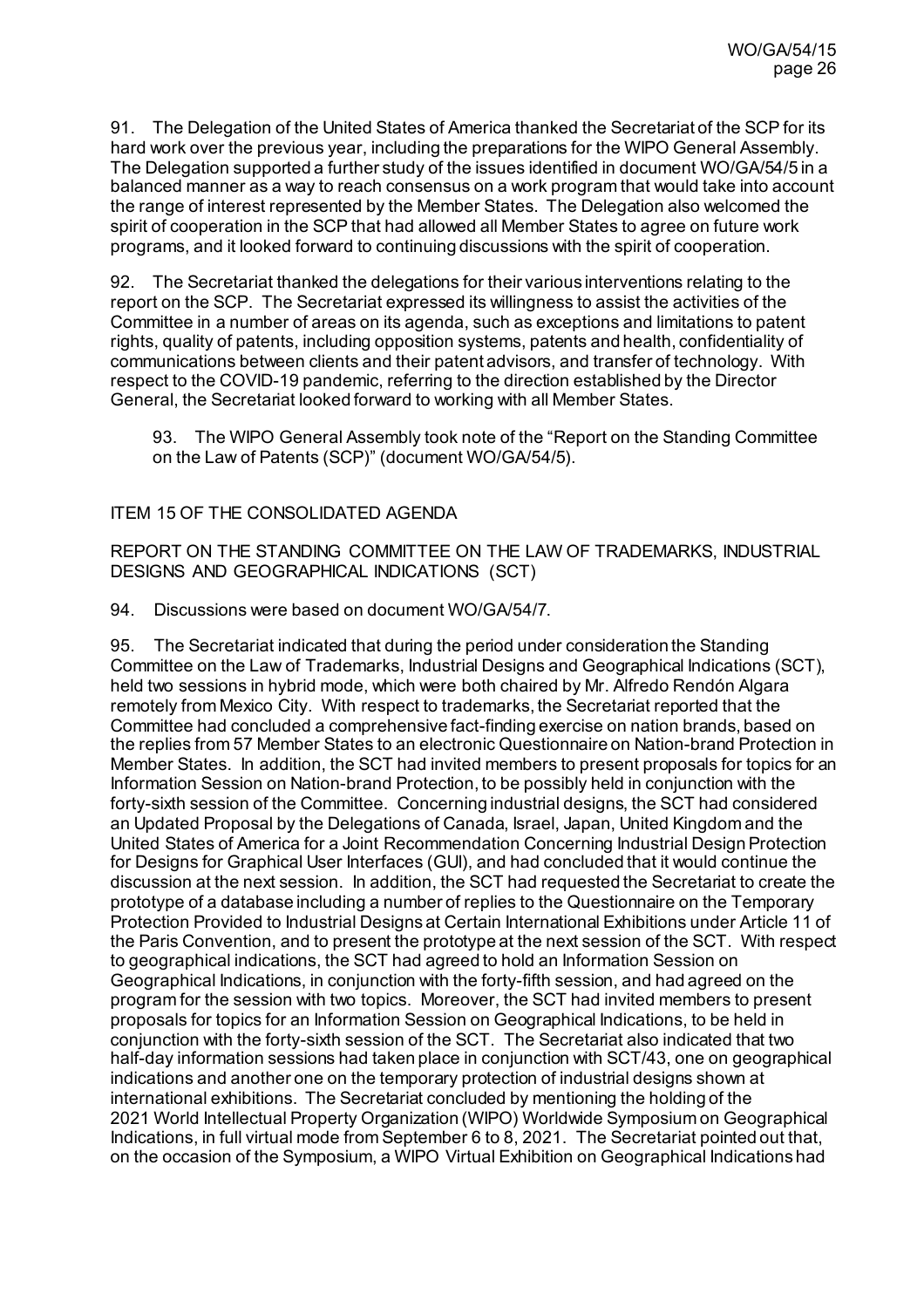91. The Delegation of the United States of America thanked the Secretariat of the SCP for its hard work over the previous year, including the preparations for the WIPO General Assembly. The Delegation supported a further study of the issues identified in document WO/GA/54/5 in a balanced manner as a way to reach consensus on a work program that would take into account the range of interest represented by the Member States. The Delegation also welcomed the spirit of cooperation in the SCP that had allowed all Member States to agree on future work programs, and it looked forward to continuing discussions with the spirit of cooperation.

92. The Secretariat thanked the delegations for their various interventions relating to the report on the SCP. The Secretariat expressed its willingness to assist the activities of the Committee in a number of areas on its agenda, such as exceptions and limitations to patent rights, quality of patents, including opposition systems, patents and health, confidentiality of communications between clients and their patent advisors, and transfer of technology. With respect to the COVID-19 pandemic, referring to the direction established by the Director General, the Secretariat looked forward to working with all Member States.

> 93. The WIPO General Assembly took note of the "Report on the Standing Committee on the Law of Patents (SCP)" (document WO/GA/54/5).

## ITEM 15 OF THE CONSOLIDATED AGENDA

## REPORT ON THE STANDING COMMITTEE ON THE LAW OF TRADEMARKS, INDUSTRIAL DESIGNS AND GEOGRAPHICAL INDICATIONS (SCT)

94. Discussions were based on document WO/GA/54/7.

95. The Secretariat indicated that during the period under consideration the Standing Committee on the Law of Trademarks, Industrial Designs and Geographical Indications (SCT), held two sessions in hybrid mode, which were both chaired by Mr. Alfredo Rendón Algara remotely from Mexico City. With respect to trademarks, the Secretariat reported that the Committee had concluded a comprehensive fact-finding exercise on nation brands, based on the replies from 57 Member States to an electronic Questionnaire on Nation-brand Protection in Member States. In addition, the SCT had invited members to present proposals for topics for an Information Session on Nation-brand Protection, to be possibly held in conjunction with the forty-sixth session of the Committee. Concerning industrial designs, the SCT had considered an Updated Proposal by the Delegations of Canada, Israel, Japan, United Kingdom and the United States of America for a Joint Recommendation Concerning Industrial Design Protection for Designs for Graphical User Interfaces (GUI), and had concluded that it would continue the discussion at the next session. In addition, the SCT had requested the Secretariat to create the prototype of a database including a number of replies to the Questionnaire on the Temporary Protection Provided to Industrial Designs at Certain International Exhibitions under Article 11 of the Paris Convention, and to present the prototype at the next session of the SCT. With respect to geographical indications, the SCT had agreed to hold an Information Session on Geographical Indications, in conjunction with the forty-fifth session, and had agreed on the program for the session with two topics. Moreover, the SCT had invited members to present proposals for topics for an Information Session on Geographical Indications, to be held in conjunction with the forty-sixth session of the SCT. The Secretariat also indicated that two half-day information sessions had taken place in conjunction with SCT/43, one on geographical indications and another one on the temporary protection of industrial designs shown at international exhibitions. The Secretariat concluded by mentioning the holding of the 2021 World Intellectual Property Organization (WIPO) Worldwide Symposium on Geographical Indications, in full virtual mode from September 6 to 8, 2021. The Secretariat pointed out that, on the occasion of the Symposium, a WIPO Virtual Exhibition on Geographical Indications had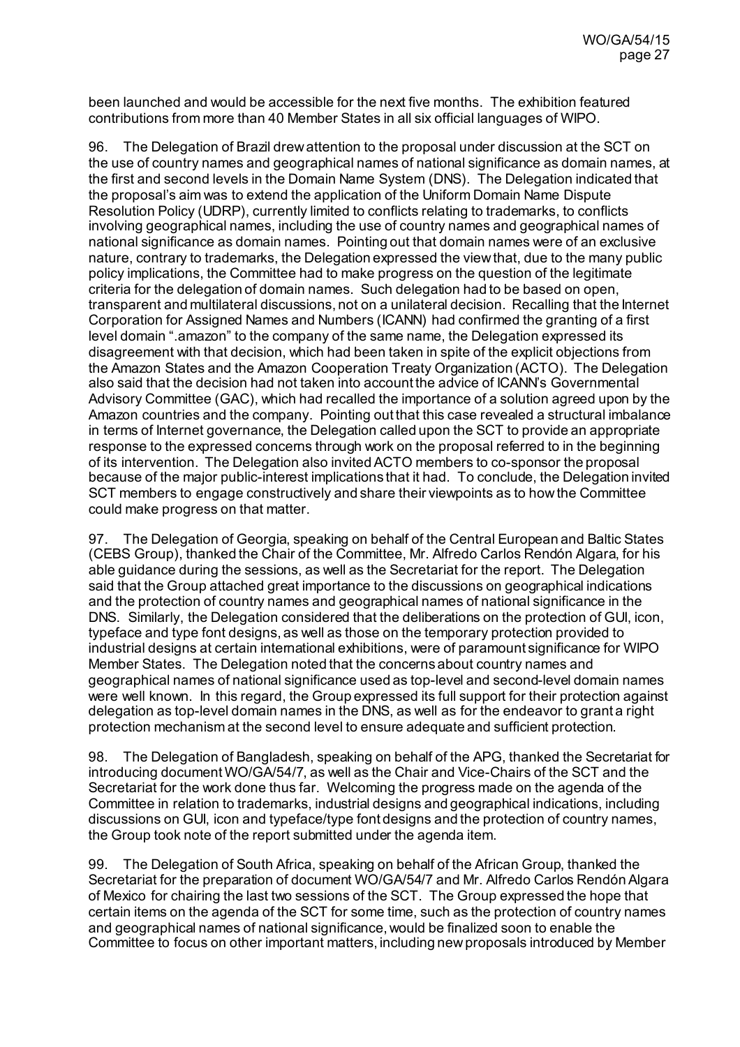been launched and would be accessible for the next five months. The exhibition featured contributions from more than 40 Member States in all six official languages of WIPO.

96. The Delegation of Brazil drew attention to the proposal under discussion at the SCT on the use of country names and geographical names of national significance as domain names, at the first and second levels in the Domain Name System (DNS). The Delegation indicated that the proposal's aim was to extend the application of the Uniform Domain Name Dispute Resolution Policy (UDRP), currently limited to conflicts relating to trademarks, to conflicts involving geographical names, including the use of country names and geographical names of national significance as domain names. Pointing out that domain names were of an exclusive nature, contrary to trademarks, the Delegation expressed the view that, due to the many public policy implications, the Committee had to make progress on the question of the legitimate criteria for the delegation of domain names. Such delegation had to be based on open, transparent and multilateral discussions, not on a unilateral decision. Recalling that the Internet Corporation for Assigned Names and Numbers (ICANN) had confirmed the granting of a first level domain ".amazon" to the company of the same name, the Delegation expressed its disagreement with that decision, which had been taken in spite of the explicit objections from the Amazon States and the Amazon Cooperation Treaty Organization (ACTO). The Delegation also said that the decision had not taken into account the advice of ICANN's Governmental Advisory Committee (GAC), which had recalled the importance of a solution agreed upon by the Amazon countries and the company. Pointing out that this case revealed a structural imbalance in terms of Internet governance, the Delegation called upon the SCT to provide an appropriate response to the expressed concerns through work on the proposal referred to in the beginning of its intervention. The Delegation also invited ACTO members to co-sponsor the proposal because of the major public-interest implications that it had. To conclude, the Delegation invited SCT members to engage constructively and share their viewpoints as to how the Committee could make progress on that matter.

97. The Delegation of Georgia, speaking on behalf of the Central European and Baltic States (CEBS Group), thanked the Chair of the Committee, Mr. Alfredo Carlos Rendón Algara, for his able guidance during the sessions, as well as the Secretariat for the report. The Delegation said that the Group attached great importance to the discussions on geographical indications and the protection of country names and geographical names of national significance in the DNS. Similarly, the Delegation considered that the deliberations on the protection of GUI, icon, typeface and type font designs, as well as those on the temporary protection provided to industrial designs at certain international exhibitions, were of paramount significance for WIPO Member States. The Delegation noted that the concerns about country names and geographical names of national significance used as top-level and second-level domain names were well known. In this regard, the Group expressed its full support for their protection against delegation as top-level domain names in the DNS, as well as for the endeavor to grant a right protection mechanism at the second level to ensure adequate and sufficient protection.

98. The Delegation of Bangladesh, speaking on behalf of the APG, thanked the Secretariat for introducing document WO/GA/54/7, as well as the Chair and Vice-Chairs of the SCT and the Secretariat for the work done thus far. Welcoming the progress made on the agenda of the Committee in relation to trademarks, industrial designs and geographical indications, including discussions on GUI, icon and typeface/type font designs and the protection of country names, the Group took note of the report submitted under the agenda item.

99. The Delegation of South Africa, speaking on behalf of the African Group, thanked the Secretariat for the preparation of document WO/GA/54/7 and Mr. Alfredo Carlos Rendón Algara of Mexico for chairing the last two sessions of the SCT. The Group expressed the hope that certain items on the agenda of the SCT for some time, such as the protection of country names and geographical names of national significance, would be finalized soon to enable the Committee to focus on other important matters, including new proposals introduced by Member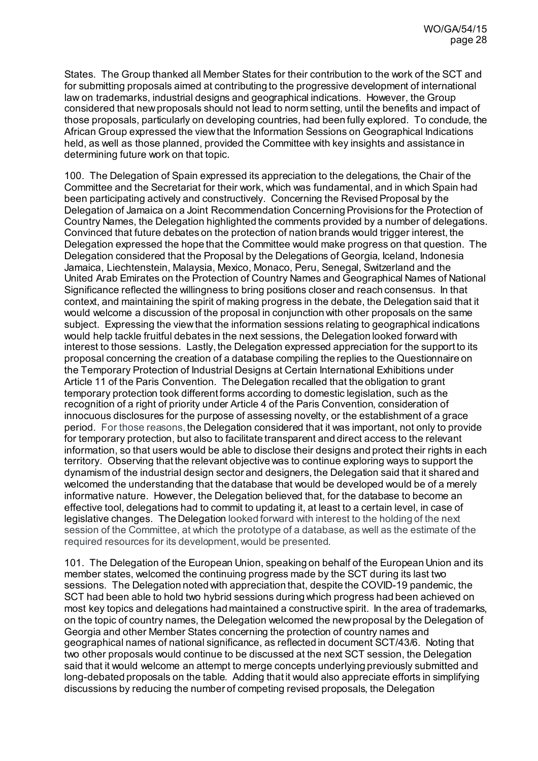States. The Group thanked all Member States for their contribution to the work of the SCT and for submitting proposals aimed at contributing to the progressive development of international law on trademarks, industrial designs and geographical indications. However, the Group considered that new proposals should not lead to norm setting, until the benefits and impact of those proposals, particularly on developing countries, had been fully explored. To conclude, the African Group expressed the view that the Information Sessions on Geographical Indications held, as well as those planned, provided the Committee with key insights and assistance in determining future work on that topic.

100. The Delegation of Spain expressed its appreciation to the delegations, the Chair of the Committee and the Secretariat for their work, which was fundamental, and in which Spain had been participating actively and constructively. Concerning the Revised Proposal by the Delegation of Jamaica on a Joint Recommendation Concerning Provisions for the Protection of Country Names, the Delegation highlighted the comments provided by a number of delegations. Convinced that future debates on the protection of nation brands would trigger interest, the Delegation expressed the hope that the Committee would make progress on that question. The Delegation considered that the Proposal by the Delegations of Georgia, Iceland, Indonesia Jamaica, Liechtenstein, Malaysia, Mexico, Monaco, Peru, Senegal, Switzerland and the United Arab Emirates on the Protection of Country Names and Geographical Names of National Significance reflected the willingness to bring positions closer and reach consensus. In that context, and maintaining the spirit of making progress in the debate, the Delegation said that it would welcome a discussion of the proposal in conjunction with other proposals on the same subject. Expressing the view that the information sessions relating to geographical indications would help tackle fruitful debates in the next sessions, the Delegation looked forward with interest to those sessions. Lastly, the Delegation expressed appreciation for the support to its proposal concerning the creation of a database compiling the replies to the Questionnaire on the Temporary Protection of Industrial Designs at Certain International Exhibitions under Article 11 of the Paris Convention. The Delegation recalled that the obligation to grant temporary protection took different forms according to domestic legislation, such as the recognition of a right of priority under Article 4 of the Paris Convention, consideration of innocuous disclosures for the purpose of assessing novelty, or the establishment of a grace period. For those reasons, the Delegation considered that it was important, not only to provide for temporary protection, but also to facilitate transparent and direct access to the relevant information, so that users would be able to disclose their designs and protect their rights in each territory. Observing that the relevant objective was to continue exploring ways to support the dynamism of the industrial design sector and designers, the Delegation said that it shared and welcomed the understanding that the database that would be developed would be of a merely informative nature. However, the Delegation believed that, for the database to become an effective tool, delegations had to commit to updating it, at least to a certain level, in case of legislative changes. The Delegation looked forward with interest to the holding of the next session of the Committee, at which the prototype of a database, as well as the estimate of the required resources for its development, would be presented.

101. The Delegation of the European Union, speaking on behalf of the European Union and its member states, welcomed the continuing progress made by the SCT during its last two sessions. The Delegation noted with appreciation that, despite the COVID-19 pandemic, the SCT had been able to hold two hybrid sessions during which progress had been achieved on most key topics and delegations had maintained a constructive spirit. In the area of trademarks, on the topic of country names, the Delegation welcomed the new proposal by the Delegation of Georgia and other Member States concerning the protection of country names and geographical names of national significance, as reflected in document SCT/43/6. Noting that two other proposals would continue to be discussed at the next SCT session, the Delegation said that it would welcome an attempt to merge concepts underlying previously submitted and long-debated proposals on the table. Adding that it would also appreciate efforts in simplifying discussions by reducing the number of competing revised proposals, the Delegation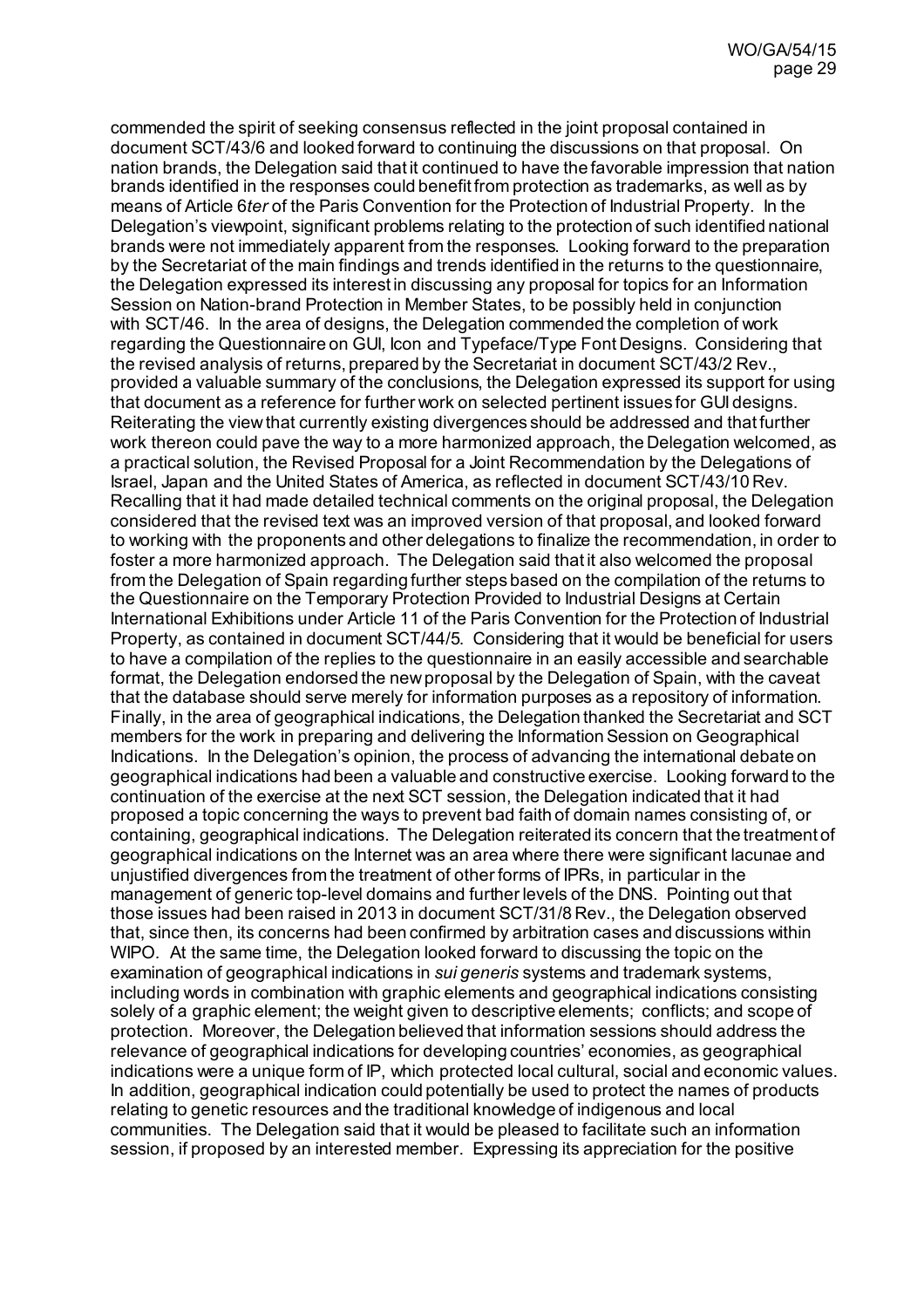commended the spirit of seeking consensus reflected in the joint proposal contained in document SCT/43/6 and looked forward to continuing the discussions on that proposal. On nation brands, the Delegation said that it continued to have the favorable impression that nation brands identified in the responses could benefit from protection as trademarks, as well as by means of Article 6*ter* of the Paris Convention for the Protection of Industrial Property. In the Delegation's viewpoint, significant problems relating to the protection of such identified national brands were not immediately apparent from the responses. Looking forward to the preparation by the Secretariat of the main findings and trends identified in the returns to the questionnaire, the Delegation expressed its interest in discussing any proposal for topics for an Information Session on Nation-brand Protection in Member States, to be possibly held in conjunction with SCT/46. In the area of designs, the Delegation commended the completion of work regarding the Questionnaire on GUI, Icon and Typeface/Type Font Designs. Considering that the revised analysis of returns, prepared by the Secretariat in document SCT/43/2 Rev., provided a valuable summary of the conclusions, the Delegation expressed its support for using that document as a reference for further work on selected pertinent issues for GUI designs. Reiterating the view that currently existing divergences should be addressed and that further work thereon could pave the way to a more harmonized approach, the Delegation welcomed, as a practical solution, the Revised Proposal for a Joint Recommendation by the Delegations of Israel, Japan and the United States of America, as reflected in document SCT/43/10 Rev. Recalling that it had made detailed technical comments on the original proposal, the Delegation considered that the revised text was an improved version of that proposal, and looked forward to working with the proponents and other delegations to finalize the recommendation, in order to foster a more harmonized approach. The Delegation said that it also welcomed the proposal from the Delegation of Spain regarding further steps based on the compilation of the returns to the Questionnaire on the Temporary Protection Provided to Industrial Designs at Certain International Exhibitions under Article 11 of the Paris Convention for the Protection of Industrial Property, as contained in document SCT/44/5. Considering that it would be beneficial for users to have a compilation of the replies to the questionnaire in an easily accessible and searchable format, the Delegation endorsed the new proposal by the Delegation of Spain, with the caveat that the database should serve merely for information purposes as a repository of information. Finally, in the area of geographical indications, the Delegation thanked the Secretariat and SCT members for the work in preparing and delivering the Information Session on Geographical Indications. In the Delegation's opinion, the process of advancing the international debate on geographical indications had been a valuable and constructive exercise. Looking forward to the continuation of the exercise at the next SCT session, the Delegation indicated that it had proposed a topic concerning the ways to prevent bad faith of domain names consisting of, or containing, geographical indications. The Delegation reiterated its concern that the treatment of geographical indications on the Internet was an area where there were significant lacunae and unjustified divergences from the treatment of other forms of IPRs, in particular in the management of generic top-level domains and further levels of the DNS. Pointing out that those issues had been raised in 2013 in document SCT/31/8 Rev., the Delegation observed that, since then, its concerns had been confirmed by arbitration cases and discussions within WIPO. At the same time, the Delegation looked forward to discussing the topic on the examination of geographical indications in *sui generis* systems and trademark systems, including words in combination with graphic elements and geographical indications consisting solely of a graphic element; the weight given to descriptive elements; conflicts; and scope of protection. Moreover, the Delegation believed that information sessions should address the relevance of geographical indications for developing countries' economies, as geographical indications were a unique form of IP, which protected local cultural, social and economic values. In addition, geographical indication could potentially be used to protect the names of products relating to genetic resources and the traditional knowledge of indigenous and local communities. The Delegation said that it would be pleased to facilitate such an information session, if proposed by an interested member. Expressing its appreciation for the positive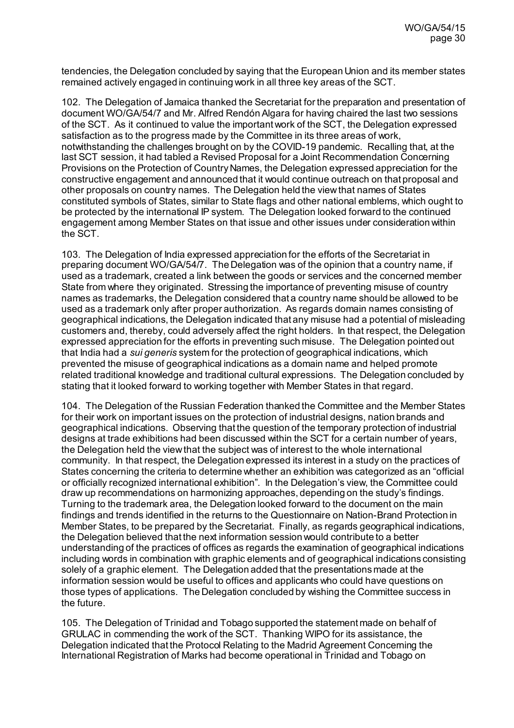tendencies, the Delegation concluded by saying that the European Union and its member states remained actively engaged in continuing work in all three key areas of the SCT.

102. The Delegation of Jamaica thanked the Secretariat for the preparation and presentation of document WO/GA/54/7 and Mr. Alfred Rendón Algara for having chaired the last two sessions of the SCT. As it continued to value the important work of the SCT, the Delegation expressed satisfaction as to the progress made by the Committee in its three areas of work, notwithstanding the challenges brought on by the COVID-19 pandemic. Recalling that, at the last SCT session, it had tabled a Revised Proposal for a Joint Recommendation Concerning Provisions on the Protection of Country Names, the Delegation expressed appreciation for the constructive engagement and announced that it would continue outreach on that proposal and other proposals on country names. The Delegation held the view that names of States constituted symbols of States, similar to State flags and other national emblems, which ought to be protected by the international IP system. The Delegation looked forward to the continued engagement among Member States on that issue and other issues under consideration within the SCT.

103. The Delegation of India expressed appreciation for the efforts of the Secretariat in preparing document WO/GA/54/7. The Delegation was of the opinion that a country name, if used as a trademark, created a link between the goods or services and the concerned member State from where they originated. Stressing the importance of preventing misuse of country names as trademarks, the Delegation considered that a country name should be allowed to be used as a trademark only after proper authorization. As regards domain names consisting of geographical indications, the Delegation indicated that any misuse had a potential of misleading customers and, thereby, could adversely affect the right holders. In that respect, the Delegation expressed appreciation for the efforts in preventing such misuse. The Delegation pointed out that India had a *sui generis* system for the protection of geographical indications, which prevented the misuse of geographical indications as a domain name and helped promote related traditional knowledge and traditional cultural expressions. The Delegation concluded by stating that it looked forward to working together with Member States in that regard.

104. The Delegation of the Russian Federation thanked the Committee and the Member States for their work on important issues on the protection of industrial designs, nation brands and geographical indications. Observing that the question of the temporary protection of industrial designs at trade exhibitions had been discussed within the SCT for a certain number of years, the Delegation held the view that the subject was of interest to the whole international community. In that respect, the Delegation expressed its interest in a study on the practices of States concerning the criteria to determine whether an exhibition was categorized as an "official or officially recognized international exhibition". In the Delegation's view, the Committee could draw up recommendations on harmonizing approaches, depending on the study's findings. Turning to the trademark area, the Delegation looked forward to the document on the main findings and trends identified in the returns to the Questionnaire on Nation-Brand Protection in Member States, to be prepared by the Secretariat. Finally, as regards geographical indications, the Delegation believed that the next information session would contribute to a better understanding of the practices of offices as regards the examination of geographical indications including words in combination with graphic elements and of geographical indications consisting solely of a graphic element. The Delegation added that the presentations made at the information session would be useful to offices and applicants who could have questions on those types of applications. The Delegation concluded by wishing the Committee success in the future.

105. The Delegation of Trinidad and Tobago supported the statement made on behalf of GRULAC in commending the work of the SCT. Thanking WIPO for its assistance, the Delegation indicated that the Protocol Relating to the Madrid Agreement Concerning the International Registration of Marks had become operational in Trinidad and Tobago on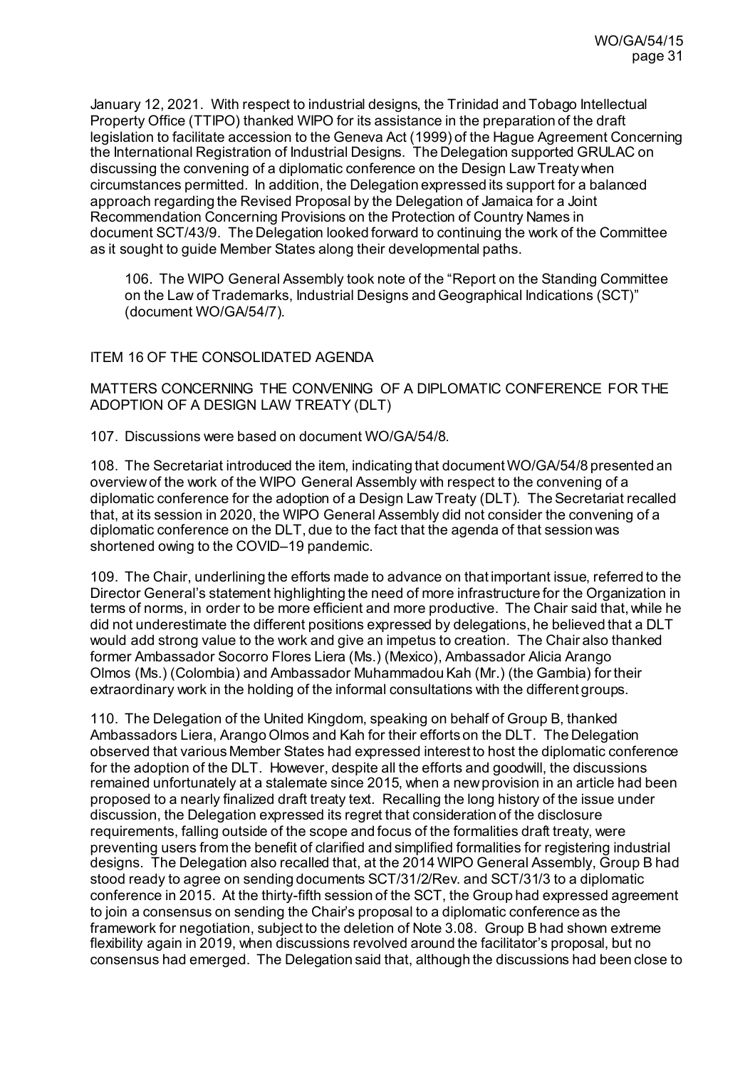January 12, 2021. With respect to industrial designs, the Trinidad and Tobago Intellectual Property Office (TTIPO) thanked WIPO for its assistance in the preparation of the draft legislation to facilitate accession to the Geneva Act (1999) of the Hague Agreement Concerning the International Registration of Industrial Designs. The Delegation supported GRULAC on discussing the convening of a diplomatic conference on the Design Law Treaty when circumstances permitted. In addition, the Delegation expressed its support for a balanced approach regarding the Revised Proposal by the Delegation of Jamaica for a Joint Recommendation Concerning Provisions on the Protection of Country Names in document SCT/43/9. The Delegation looked forward to continuing the work of the Committee as it sought to guide Member States along their developmental paths.

> 106. The WIPO General Assembly took note of the "Report on the Standing Committee on the Law of Trademarks, Industrial Designs and Geographical Indications (SCT)" (document WO/GA/54/7).

## ITEM 16 OF THE CONSOLIDATED AGENDA

## MATTERS CONCERNING THE CONVENING OF A DIPLOMATIC CONFERENCE FOR THE ADOPTION OF A DESIGN LAW TREATY (DLT)

107. Discussions were based on document WO/GA/54/8.

108. The Secretariat introduced the item, indicating that document WO/GA/54/8 presented an overview of the work of the WIPO General Assembly with respect to the convening of a diplomatic conference for the adoption of a Design Law Treaty (DLT). The Secretariat recalled that, at its session in 2020, the WIPO General Assembly did not consider the convening of a diplomatic conference on the DLT, due to the fact that the agenda of that session was shortened owing to the COVID–19 pandemic.

109. The Chair, underlining the efforts made to advance on that important issue, referred to the Director General's statement highlighting the need of more infrastructure for the Organization in terms of norms, in order to be more efficient and more productive. The Chair said that, while he did not underestimate the different positions expressed by delegations, he believed that a DLT would add strong value to the work and give an impetus to creation. The Chair also thanked former Ambassador Socorro Flores Liera (Ms.) (Mexico), Ambassador Alicia Arango Olmos (Ms.) (Colombia) and Ambassador Muhammadou Kah (Mr.) (the Gambia) for their extraordinary work in the holding of the informal consultations with the different groups.

110. The Delegation of the United Kingdom, speaking on behalf of Group B, thanked Ambassadors Liera, Arango Olmos and Kah for their efforts on the DLT. The Delegation observed that various Member States had expressed interest to host the diplomatic conference for the adoption of the DLT. However, despite all the efforts and goodwill, the discussions remained unfortunately at a stalemate since 2015, when a new provision in an article had been proposed to a nearly finalized draft treaty text. Recalling the long history of the issue under discussion, the Delegation expressed its regret that consideration of the disclosure requirements, falling outside of the scope and focus of the formalities draft treaty, were preventing users from the benefit of clarified and simplified formalities for registering industrial designs. The Delegation also recalled that, at the 2014 WIPO General Assembly, Group B had stood ready to agree on sending documents SCT/31/2/Rev. and SCT/31/3 to a diplomatic conference in 2015. At the thirty-fifth session of the SCT, the Group had expressed agreement to join a consensus on sending the Chair's proposal to a diplomatic conference as the framework for negotiation, subject to the deletion of Note 3.08. Group B had shown extreme flexibility again in 2019, when discussions revolved around the facilitator's proposal, but no consensus had emerged. The Delegation said that, although the discussions had been close to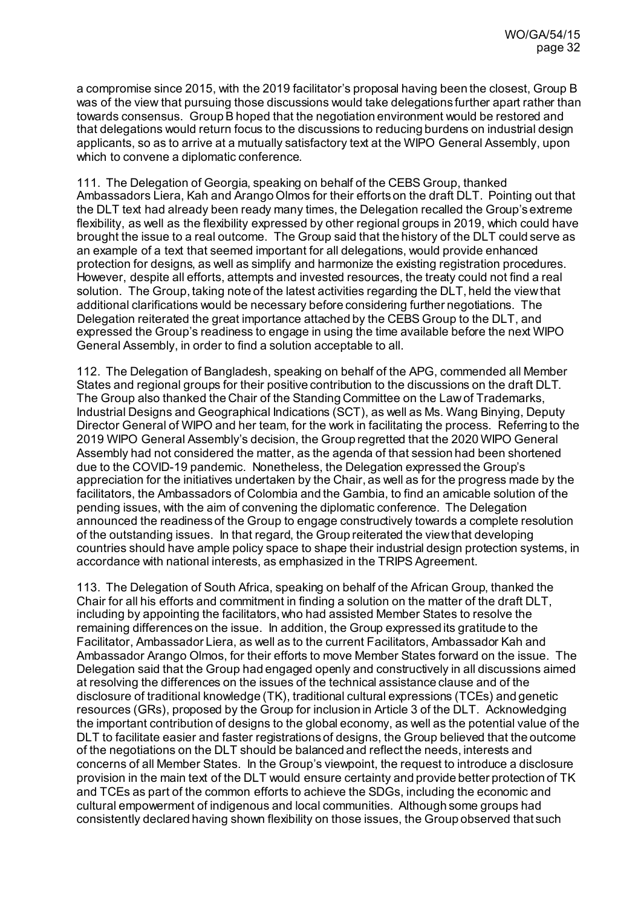a compromise since 2015, with the 2019 facilitator's proposal having been the closest, Group B was of the view that pursuing those discussions would take delegations further apart rather than towards consensus. Group B hoped that the negotiation environment would be restored and that delegations would return focus to the discussions to reducing burdens on industrial design applicants, so as to arrive at a mutually satisfactory text at the WIPO General Assembly, upon which to convene a diplomatic conference.

111. The Delegation of Georgia, speaking on behalf of the CEBS Group, thanked Ambassadors Liera, Kah and Arango Olmos for their efforts on the draft DLT. Pointing out that the DLT text had already been ready many times, the Delegation recalled the Group's extreme flexibility, as well as the flexibility expressed by other regional groups in 2019, which could have brought the issue to a real outcome. The Group said that the history of the DLT could serve as an example of a text that seemed important for all delegations, would provide enhanced protection for designs, as well as simplify and harmonize the existing registration procedures. However, despite all efforts, attempts and invested resources, the treaty could not find a real solution. The Group, taking note of the latest activities regarding the DLT, held the view that additional clarifications would be necessary before considering further negotiations. The Delegation reiterated the great importance attached by the CEBS Group to the DLT, and expressed the Group's readiness to engage in using the time available before the next WIPO General Assembly, in order to find a solution acceptable to all.

112. The Delegation of Bangladesh, speaking on behalf of the APG, commended all Member States and regional groups for their positive contribution to the discussions on the draft DLT. The Group also thanked the Chair of the Standing Committee on the Law of Trademarks, Industrial Designs and Geographical Indications (SCT), as well as Ms. Wang Binying, Deputy Director General of WIPO and her team, for the work in facilitating the process. Referring to the 2019 WIPO General Assembly's decision, the Group regretted that the 2020 WIPO General Assembly had not considered the matter, as the agenda of that session had been shortened due to the COVID-19 pandemic. Nonetheless, the Delegation expressed the Group's appreciation for the initiatives undertaken by the Chair, as well as for the progress made by the facilitators, the Ambassadors of Colombia and the Gambia, to find an amicable solution of the pending issues, with the aim of convening the diplomatic conference. The Delegation announced the readiness of the Group to engage constructively towards a complete resolution of the outstanding issues. In that regard, the Group reiterated the view that developing countries should have ample policy space to shape their industrial design protection systems, in accordance with national interests, as emphasized in the TRIPS Agreement.

113. The Delegation of South Africa, speaking on behalf of the African Group, thanked the Chair for all his efforts and commitment in finding a solution on the matter of the draft DLT, including by appointing the facilitators, who had assisted Member States to resolve the remaining differences on the issue. In addition, the Group expressed its gratitude to the Facilitator, Ambassador Liera, as well as to the current Facilitators, Ambassador Kah and Ambassador Arango Olmos, for their efforts to move Member States forward on the issue. The Delegation said that the Group had engaged openly and constructively in all discussions aimed at resolving the differences on the issues of the technical assistance clause and of the disclosure of traditional knowledge (TK), traditional cultural expressions (TCEs) and genetic resources (GRs), proposed by the Group for inclusion in Article 3 of the DLT. Acknowledging the important contribution of designs to the global economy, as well as the potential value of the DLT to facilitate easier and faster registrations of designs, the Group believed that the outcome of the negotiations on the DLT should be balanced and reflect the needs, interests and concerns of all Member States. In the Group's viewpoint, the request to introduce a disclosure provision in the main text of the DLT would ensure certainty and provide better protection of TK and TCEs as part of the common efforts to achieve the SDGs, including the economic and cultural empowerment of indigenous and local communities. Although some groups had consistently declared having shown flexibility on those issues, the Group observed that such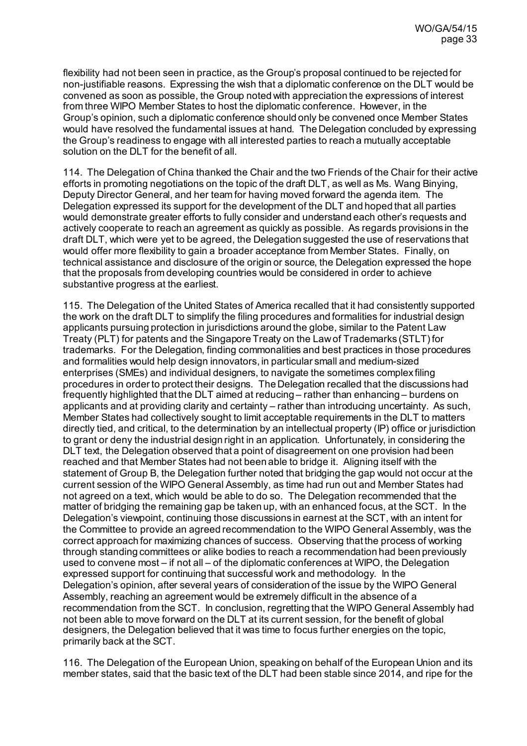flexibility had not been seen in practice, as the Group's proposal continued to be rejected for non-justifiable reasons. Expressing the wish that a diplomatic conference on the DLT would be convened as soon as possible, the Group noted with appreciation the expressions of interest from three WIPO Member States to host the diplomatic conference. However, in the Group's opinion, such a diplomatic conference should only be convened once Member States would have resolved the fundamental issues at hand. The Delegation concluded by expressing the Group's readiness to engage with all interested parties to reach a mutually acceptable solution on the DLT for the benefit of all.

114. The Delegation of China thanked the Chair and the two Friends of the Chair for their active efforts in promoting negotiations on the topic of the draft DLT, as well as Ms. Wang Binying, Deputy Director General, and her team for having moved forward the agenda item. The Delegation expressed its support for the development of the DLT and hoped that all parties would demonstrate greater efforts to fully consider and understand each other's requests and actively cooperate to reach an agreement as quickly as possible. As regards provisions in the draft DLT, which were yet to be agreed, the Delegation suggested the use of reservations that would offer more flexibility to gain a broader acceptance from Member States. Finally, on technical assistance and disclosure of the origin or source, the Delegation expressed the hope that the proposals from developing countries would be considered in order to achieve substantive progress at the earliest.

115. The Delegation of the United States of America recalled that it had consistently supported the work on the draft DLT to simplify the filing procedures and formalities for industrial design applicants pursuing protection in jurisdictions around the globe, similar to the Patent Law Treaty (PLT) for patents and the Singapore Treaty on the Law of Trademarks (STLT) for trademarks. For the Delegation, finding commonalities and best practices in those procedures and formalities would help design innovators, in particular small and medium-sized enterprises (SMEs) and individual designers, to navigate the sometimes complex filing procedures in order to protect their designs. The Delegation recalled that the discussions had frequently highlighted that the DLT aimed at reducing – rather than enhancing – burdens on applicants and at providing clarity and certainty – rather than introducing uncertainty. As such, Member States had collectively sought to limit acceptable requirements in the DLT to matters directly tied, and critical, to the determination by an intellectual property (IP) office or jurisdiction to grant or deny the industrial design right in an application. Unfortunately, in considering the DLT text, the Delegation observed that a point of disagreement on one provision had been reached and that Member States had not been able to bridge it. Aligning itself with the statement of Group B, the Delegation further noted that bridging the gap would not occur at the current session of the WIPO General Assembly, as time had run out and Member States had not agreed on a text, which would be able to do so. The Delegation recommended that the matter of bridging the remaining gap be taken up, with an enhanced focus, at the SCT. In the Delegation's viewpoint, continuing those discussions in earnest at the SCT, with an intent for the Committee to provide an agreed recommendation to the WIPO General Assembly, was the correct approach for maximizing chances of success. Observing that the process of working through standing committees or alike bodies to reach a recommendation had been previously used to convene most – if not all – of the diplomatic conferences at WIPO, the Delegation expressed support for continuing that successful work and methodology. In the Delegation's opinion, after several years of consideration of the issue by the WIPO General Assembly, reaching an agreement would be extremely difficult in the absence of a recommendation from the SCT. In conclusion, regretting that the WIPO General Assembly had not been able to move forward on the DLT at its current session, for the benefit of global designers, the Delegation believed that it was time to focus further energies on the topic, primarily back at the SCT.

116. The Delegation of the European Union, speaking on behalf of the European Union and its member states, said that the basic text of the DLT had been stable since 2014, and ripe for the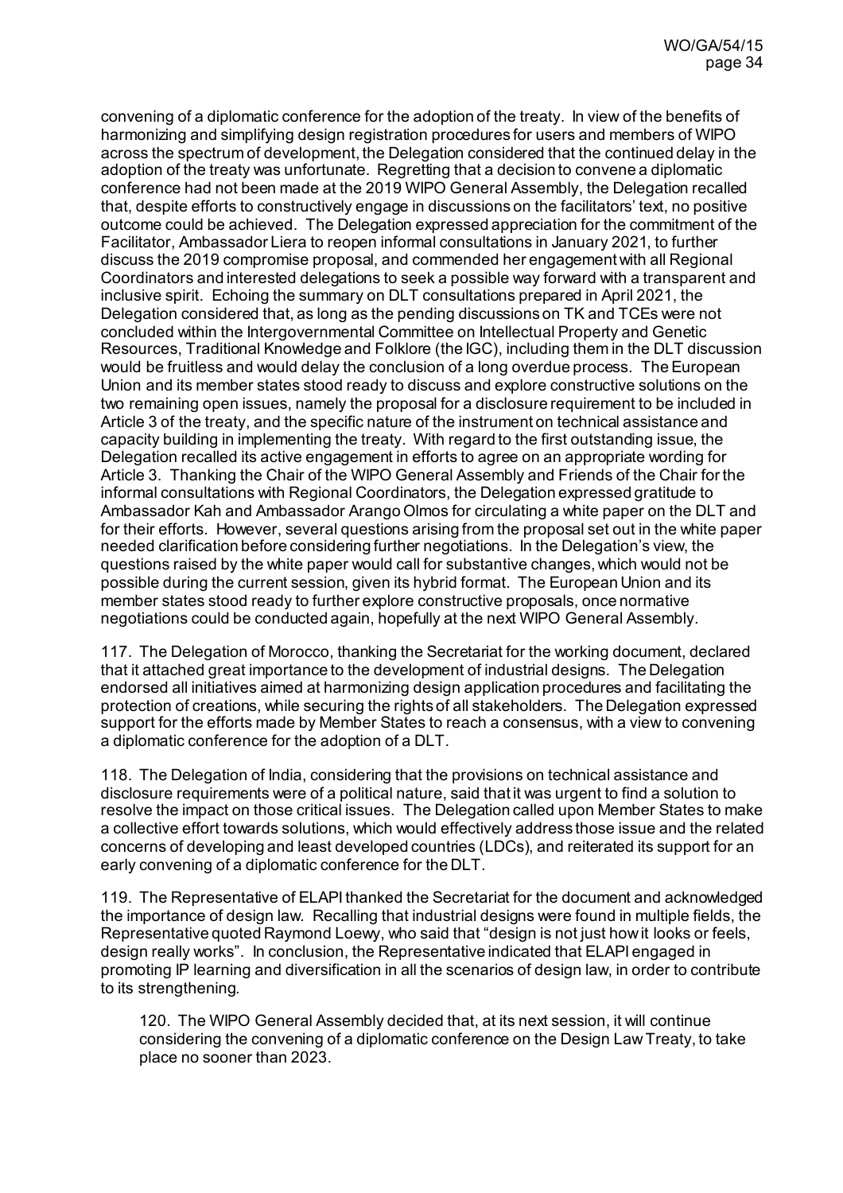convening of a diplomatic conference for the adoption of the treaty. In view of the benefits of harmonizing and simplifying design registration procedures for users and members of WIPO across the spectrum of development, the Delegation considered that the continued delay in the adoption of the treaty was unfortunate. Regretting that a decision to convene a diplomatic conference had not been made at the 2019 WIPO General Assembly, the Delegation recalled that, despite efforts to constructively engage in discussions on the facilitators' text, no positive outcome could be achieved. The Delegation expressed appreciation for the commitment of the Facilitator, Ambassador Liera to reopen informal consultations in January 2021, to further discuss the 2019 compromise proposal, and commended her engagement with all Regional Coordinators and interested delegations to seek a possible way forward with a transparent and inclusive spirit. Echoing the summary on DLT consultations prepared in April 2021, the Delegation considered that, as long as the pending discussions on TK and TCEs were not concluded within the Intergovernmental Committee on Intellectual Property and Genetic Resources, Traditional Knowledge and Folklore (the IGC), including them in the DLT discussion would be fruitless and would delay the conclusion of a long overdue process. The European Union and its member states stood ready to discuss and explore constructive solutions on the two remaining open issues, namely the proposal for a disclosure requirement to be included in Article 3 of the treaty, and the specific nature of the instrument on technical assistance and capacity building in implementing the treaty. With regard to the first outstanding issue, the Delegation recalled its active engagement in efforts to agree on an appropriate wording for Article 3. Thanking the Chair of the WIPO General Assembly and Friends of the Chair for the informal consultations with Regional Coordinators, the Delegation expressed gratitude to Ambassador Kah and Ambassador Arango Olmos for circulating a white paper on the DLT and for their efforts. However, several questions arising from the proposal set out in the white paper needed clarification before considering further negotiations. In the Delegation's view, the questions raised by the white paper would call for substantive changes, which would not be possible during the current session, given its hybrid format. The European Union and its member states stood ready to further explore constructive proposals, once normative negotiations could be conducted again, hopefully at the next WIPO General Assembly.

117. The Delegation of Morocco, thanking the Secretariat for the working document, declared that it attached great importance to the development of industrial designs. The Delegation endorsed all initiatives aimed at harmonizing design application procedures and facilitating the protection of creations, while securing the rights of all stakeholders. The Delegation expressed support for the efforts made by Member States to reach a consensus, with a view to convening a diplomatic conference for the adoption of a DLT.

118. The Delegation of India, considering that the provisions on technical assistance and disclosure requirements were of a political nature, said that it was urgent to find a solution to resolve the impact on those critical issues. The Delegation called upon Member States to make a collective effort towards solutions, which would effectively address those issue and the related concerns of developing and least developed countries (LDCs), and reiterated its support for an early convening of a diplomatic conference for the DLT.

119. The Representative of ELAPI thanked the Secretariat for the document and acknowledged the importance of design law. Recalling that industrial designs were found in multiple fields, the Representative quoted Raymond Loewy, who said that "design is not just how it looks or feels, design really works". In conclusion, the Representative indicated that ELAPI engaged in promoting IP learning and diversification in all the scenarios of design law, in order to contribute to its strengthening.

> 120. The WIPO General Assembly decided that, at its next session, it will continue considering the convening of a diplomatic conference on the Design Law Treaty, to take place no sooner than 2023.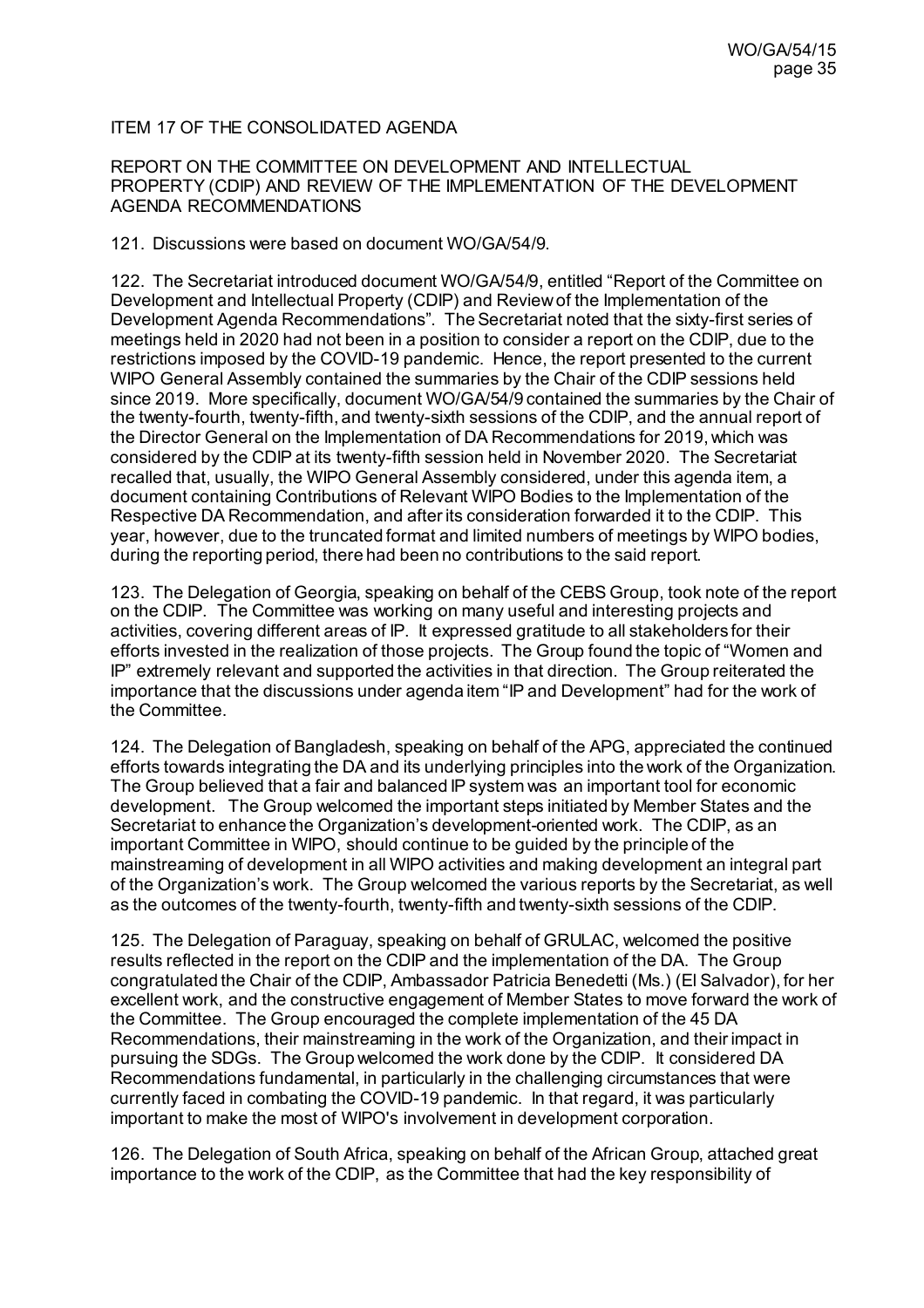ITEM 17 OF THE CONSOLIDATED AGENDA

REPORT ON THE COMMITTEE ON DEVELOPMENT AND INTELLECTUAL PROPERTY (CDIP) AND REVIEW OF THE IMPLEMENTATION OF THE DEVELOPMENT AGENDA RECOMMENDATIONS

121. Discussions were based on document WO/GA/54/9.

122. The Secretariat introduced document WO/GA/54/9, entitled "Report of the Committee on Development and Intellectual Property (CDIP) and Review of the Implementation of the Development Agenda Recommendations". The Secretariat noted that the sixty-first series of meetings held in 2020 had not been in a position to consider a report on the CDIP, due to the restrictions imposed by the COVID-19 pandemic. Hence, the report presented to the current WIPO General Assembly contained the summaries by the Chair of the CDIP sessions held since 2019. More specifically, document WO/GA/54/9 contained the summaries by the Chair of the twenty-fourth, twenty-fifth, and twenty-sixth sessions of the CDIP, and the annual report of the Director General on the Implementation of DA Recommendations for 2019, which was considered by the CDIP at its twenty-fifth session held in November 2020. The Secretariat recalled that, usually, the WIPO General Assembly considered, under this agenda item, a document containing Contributions of Relevant WIPO Bodies to the Implementation of the Respective DA Recommendation, and after its consideration forwarded it to the CDIP. This year, however, due to the truncated format and limited numbers of meetings by WIPO bodies, during the reporting period, there had been no contributions to the said report.

123. The Delegation of Georgia, speaking on behalf of the CEBS Group, took note of the report on the CDIP. The Committee was working on many useful and interesting projects and activities, covering different areas of IP. It expressed gratitude to all stakeholders for their efforts invested in the realization of those projects. The Group found the topic of "Women and IP" extremely relevant and supported the activities in that direction. The Group reiterated the importance that the discussions under agenda item "IP and Development" had for the work of the Committee.

124. The Delegation of Bangladesh, speaking on behalf of the APG, appreciated the continued efforts towards integrating the DA and its underlying principles into the work of the Organization. The Group believed that a fair and balanced IP system was an important tool for economic development. The Group welcomed the important steps initiated by Member States and the Secretariat to enhance the Organization's development-oriented work. The CDIP, as an important Committee in WIPO, should continue to be guided by the principle of the mainstreaming of development in all WIPO activities and making development an integral part of the Organization's work. The Group welcomed the various reports by the Secretariat, as well as the outcomes of the twenty-fourth, twenty-fifth and twenty-sixth sessions of the CDIP.

125. The Delegation of Paraguay, speaking on behalf of GRULAC, welcomed the positive results reflected in the report on the CDIP and the implementation of the DA. The Group congratulated the Chair of the CDIP, Ambassador Patricia Benedetti (Ms.) (El Salvador), for her excellent work, and the constructive engagement of Member States to move forward the work of the Committee. The Group encouraged the complete implementation of the 45 DA Recommendations, their mainstreaming in the work of the Organization, and their impact in pursuing the SDGs. The Group welcomed the work done by the CDIP. It considered DA Recommendations fundamental, in particularly in the challenging circumstances that were currently faced in combating the COVID-19 pandemic. In that regard, it was particularly important to make the most of WIPO's involvement in development corporation.

126. The Delegation of South Africa, speaking on behalf of the African Group, attached great importance to the work of the CDIP, as the Committee that had the key responsibility of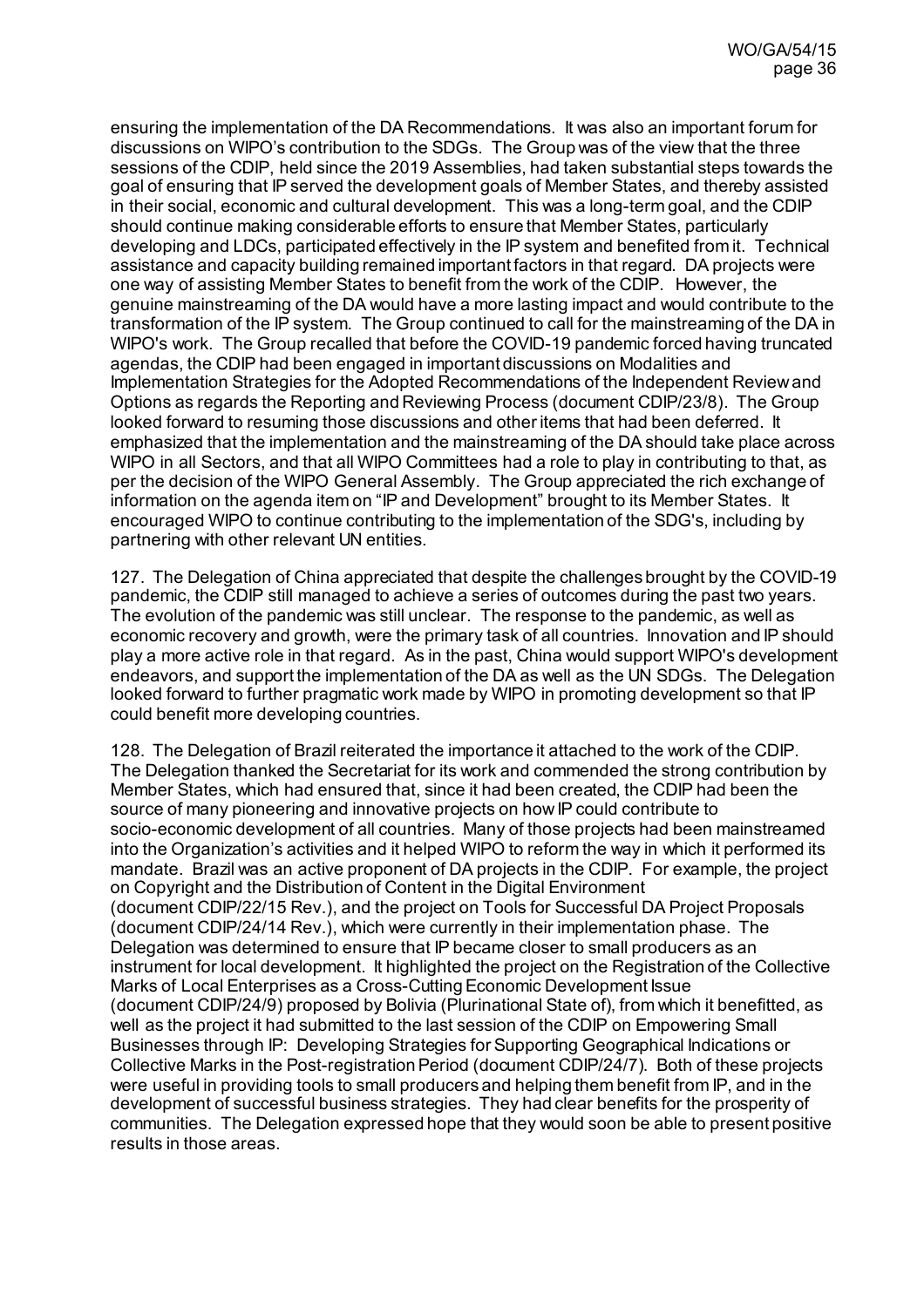ensuring the implementation of the DA Recommendations. It was also an important forum for discussions on WIPO's contribution to the SDGs. The Group was of the view that the three sessions of the CDIP, held since the 2019 Assemblies, had taken substantial steps towards the goal of ensuring that IP served the development goals of Member States, and thereby assisted in their social, economic and cultural development. This was a long-term goal, and the CDIP should continue making considerable efforts to ensure that Member States, particularly developing and LDCs, participated effectively in the IP system and benefited from it. Technical assistance and capacity building remained important factors in that regard. DA projects were one way of assisting Member States to benefit from the work of the CDIP. However, the genuine mainstreaming of the DA would have a more lasting impact and would contribute to the transformation of the IP system. The Group continued to call for the mainstreaming of the DA in WIPO's work. The Group recalled that before the COVID-19 pandemic forced having truncated agendas, the CDIP had been engaged in important discussions on Modalities and Implementation Strategies for the Adopted Recommendations of the Independent Review and Options as regards the Reporting and Reviewing Process (document CDIP/23/8). The Group looked forward to resuming those discussions and other items that had been deferred. It emphasized that the implementation and the mainstreaming of the DA should take place across WIPO in all Sectors, and that all WIPO Committees had a role to play in contributing to that, as per the decision of the WIPO General Assembly. The Group appreciated the rich exchange of information on the agenda item on "IP and Development" brought to its Member States. It encouraged WIPO to continue contributing to the implementation of the SDG's, including by partnering with other relevant UN entities.

127. The Delegation of China appreciated that despite the challenges brought by the COVID-19 pandemic, the CDIP still managed to achieve a series of outcomes during the past two years. The evolution of the pandemic was still unclear. The response to the pandemic, as well as economic recovery and growth, were the primary task of all countries. Innovation and IP should play a more active role in that regard. As in the past, China would support WIPO's development endeavors, and support the implementation of the DA as well as the UN SDGs. The Delegation looked forward to further pragmatic work made by WIPO in promoting development so that IP could benefit more developing countries.

128. The Delegation of Brazil reiterated the importance it attached to the work of the CDIP. The Delegation thanked the Secretariat for its work and commended the strong contribution by Member States, which had ensured that, since it had been created, the CDIP had been the source of many pioneering and innovative projects on how IP could contribute to socio-economic development of all countries. Many of those projects had been mainstreamed into the Organization's activities and it helped WIPO to reform the way in which it performed its mandate. Brazil was an active proponent of DA projects in the CDIP. For example, the project on Copyright and the Distribution of Content in the Digital Environment (document CDIP/22/15 Rev.), and the project on Tools for Successful DA Project Proposals (document CDIP/24/14 Rev.), which were currently in their implementation phase. The Delegation was determined to ensure that IP became closer to small producers as an instrument for local development. It highlighted the project on the Registration of the Collective Marks of Local Enterprises as a Cross-Cutting Economic Development Issue (document CDIP/24/9) proposed by Bolivia (Plurinational State of), from which it benefitted, as well as the project it had submitted to the last session of the CDIP on Empowering Small Businesses through IP: Developing Strategies for Supporting Geographical Indications or Collective Marks in the Post-registration Period (document CDIP/24/7). Both of these projects were useful in providing tools to small producers and helping them benefit from IP, and in the development of successful business strategies. They had clear benefits for the prosperity of communities. The Delegation expressed hope that they would soon be able to present positive results in those areas.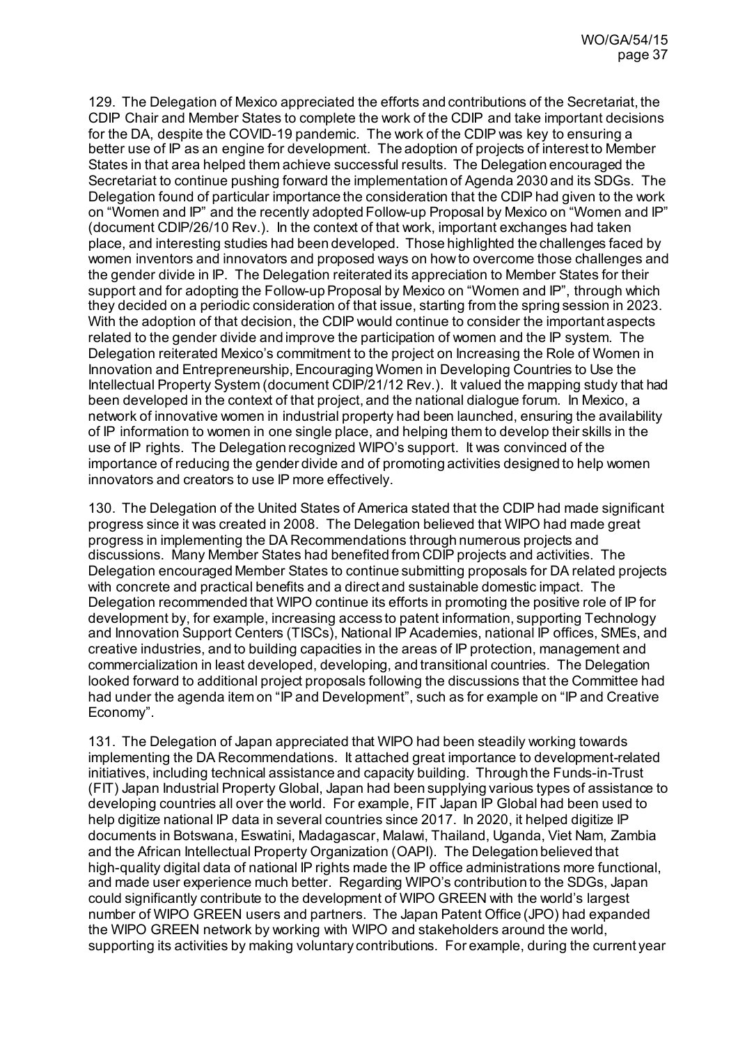129. The Delegation of Mexico appreciated the efforts and contributions of the Secretariat, the CDIP Chair and Member States to complete the work of the CDIP and take important decisions for the DA, despite the COVID-19 pandemic. The work of the CDIP was key to ensuring a better use of IP as an engine for development. The adoption of projects of interest to Member States in that area helped them achieve successful results. The Delegation encouraged the Secretariat to continue pushing forward the implementation of Agenda 2030 and its SDGs. The Delegation found of particular importance the consideration that the CDIP had given to the work on "Women and IP" and the recently adopted Follow-up Proposal by Mexico on "Women and IP" (document CDIP/26/10 Rev.). In the context of that work, important exchanges had taken place, and interesting studies had been developed. Those highlighted the challenges faced by women inventors and innovators and proposed ways on how to overcome those challenges and the gender divide in IP. The Delegation reiterated its appreciation to Member States for their support and for adopting the Follow-up Proposal by Mexico on "Women and IP", through which they decided on a periodic consideration of that issue, starting from the spring session in 2023. With the adoption of that decision, the CDIP would continue to consider the important aspects related to the gender divide and improve the participation of women and the IP system. The Delegation reiterated Mexico's commitment to the project on Increasing the Role of Women in Innovation and Entrepreneurship, Encouraging Women in Developing Countries to Use the Intellectual Property System (document CDIP/21/12 Rev.). It valued the mapping study that had been developed in the context of that project, and the national dialogue forum. In Mexico, a network of innovative women in industrial property had been launched, ensuring the availability of IP information to women in one single place, and helping them to develop their skills in the use of IP rights. The Delegation recognized WIPO's support. It was convinced of the importance of reducing the gender divide and of promoting activities designed to help women innovators and creators to use IP more effectively.

130. The Delegation of the United States of America stated that the CDIP had made significant progress since it was created in 2008. The Delegation believed that WIPO had made great progress in implementing the DA Recommendations through numerous projects and discussions. Many Member States had benefited from CDIP projects and activities. The Delegation encouraged Member States to continue submitting proposals for DA related projects with concrete and practical benefits and a direct and sustainable domestic impact. The Delegation recommended that WIPO continue its efforts in promoting the positive role of IP for development by, for example, increasing access to patent information, supporting Technology and Innovation Support Centers (TISCs), National IP Academies, national IP offices, SMEs, and creative industries, and to building capacities in the areas of IP protection, management and commercialization in least developed, developing, and transitional countries. The Delegation looked forward to additional project proposals following the discussions that the Committee had had under the agenda item on "IP and Development", such as for example on "IP and Creative Economy".

131. The Delegation of Japan appreciated that WIPO had been steadily working towards implementing the DA Recommendations. It attached great importance to development-related initiatives, including technical assistance and capacity building. Through the Funds-in-Trust (FIT) Japan Industrial Property Global, Japan had been supplying various types of assistance to developing countries all over the world. For example, FIT Japan IP Global had been used to help digitize national IP data in several countries since 2017. In 2020, it helped digitize IP documents in Botswana, Eswatini, Madagascar, Malawi, Thailand, Uganda, Viet Nam, Zambia and the African Intellectual Property Organization (OAPI). The Delegation believed that high-quality digital data of national IP rights made the IP office administrations more functional, and made user experience much better. Regarding WIPO's contribution to the SDGs, Japan could significantly contribute to the development of WIPO GREEN with the world's largest number of WIPO GREEN users and partners. The Japan Patent Office (JPO) had expanded the WIPO GREEN network by working with WIPO and stakeholders around the world, supporting its activities by making voluntary contributions. For example, during the current year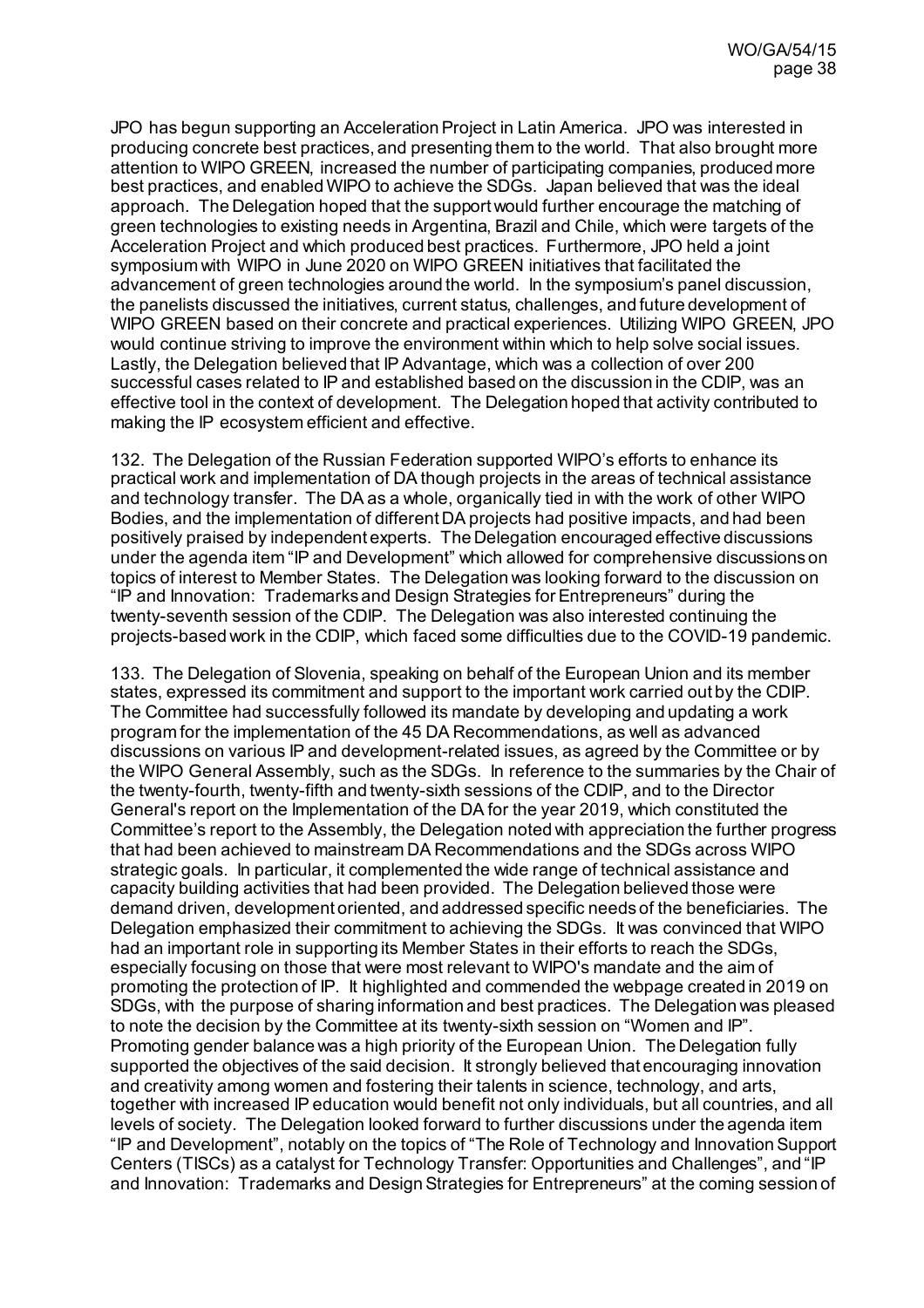JPO has begun supporting an Acceleration Project in Latin America. JPO was interested in producing concrete best practices, and presenting them to the world. That also brought more attention to WIPO GREEN, increased the number of participating companies, produced more best practices, and enabled WIPO to achieve the SDGs. Japan believed that was the ideal approach. The Delegation hoped that the support would further encourage the matching of green technologies to existing needs in Argentina, Brazil and Chile, which were targets of the Acceleration Project and which produced best practices. Furthermore, JPO held a joint symposium with WIPO in June 2020 on WIPO GREEN initiatives that facilitated the advancement of green technologies around the world. In the symposium's panel discussion, the panelists discussed the initiatives, current status, challenges, and future development of WIPO GREEN based on their concrete and practical experiences. Utilizing WIPO GREEN, JPO would continue striving to improve the environment within which to help solve social issues. Lastly, the Delegation believed that IP Advantage, which was a collection of over 200 successful cases related to IP and established based on the discussion in the CDIP, was an effective tool in the context of development. The Delegation hoped that activity contributed to making the IP ecosystem efficient and effective.

132. The Delegation of the Russian Federation supported WIPO's efforts to enhance its practical work and implementation of DA though projects in the areas of technical assistance and technology transfer. The DA as a whole, organically tied in with the work of other WIPO Bodies, and the implementation of different DA projects had positive impacts, and had been positively praised by independent experts. The Delegation encouraged effective discussions under the agenda item "IP and Development" which allowed for comprehensive discussions on topics of interest to Member States. The Delegation was looking forward to the discussion on "IP and Innovation: Trademarks and Design Strategies for Entrepreneurs" during the twenty-seventh session of the CDIP. The Delegation was also interested continuing the projects-based work in the CDIP, which faced some difficulties due to the COVID-19 pandemic.

133. The Delegation of Slovenia, speaking on behalf of the European Union and its member states, expressed its commitment and support to the important work carried out by the CDIP. The Committee had successfully followed its mandate by developing and updating a work program for the implementation of the 45 DA Recommendations, as well as advanced discussions on various IP and development-related issues, as agreed by the Committee or by the WIPO General Assembly, such as the SDGs. In reference to the summaries by the Chair of the twenty-fourth, twenty-fifth and twenty-sixth sessions of the CDIP, and to the Director General's report on the Implementation of the DA for the year 2019, which constituted the Committee's report to the Assembly, the Delegation noted with appreciation the further progress that had been achieved to mainstream DA Recommendations and the SDGs across WIPO strategic goals. In particular, it complemented the wide range of technical assistance and capacity building activities that had been provided. The Delegation believed those were demand driven, development oriented, and addressed specific needs of the beneficiaries. The Delegation emphasized their commitment to achieving the SDGs. It was convinced that WIPO had an important role in supporting its Member States in their efforts to reach the SDGs, especially focusing on those that were most relevant to WIPO's mandate and the aim of promoting the protection of IP. It highlighted and commended the webpage created in 2019 on SDGs, with the purpose of sharing information and best practices. The Delegation was pleased to note the decision by the Committee at its twenty-sixth session on "Women and IP". Promoting gender balance was a high priority of the European Union. The Delegation fully supported the objectives of the said decision. It strongly believed that encouraging innovation and creativity among women and fostering their talents in science, technology, and arts, together with increased IP education would benefit not only individuals, but all countries, and all levels of society. The Delegation looked forward to further discussions under the agenda item "IP and Development", notably on the topics of "The Role of Technology and Innovation Support Centers (TISCs) as a catalyst for Technology Transfer: Opportunities and Challenges", and "IP and Innovation: Trademarks and Design Strategies for Entrepreneurs" at the coming session of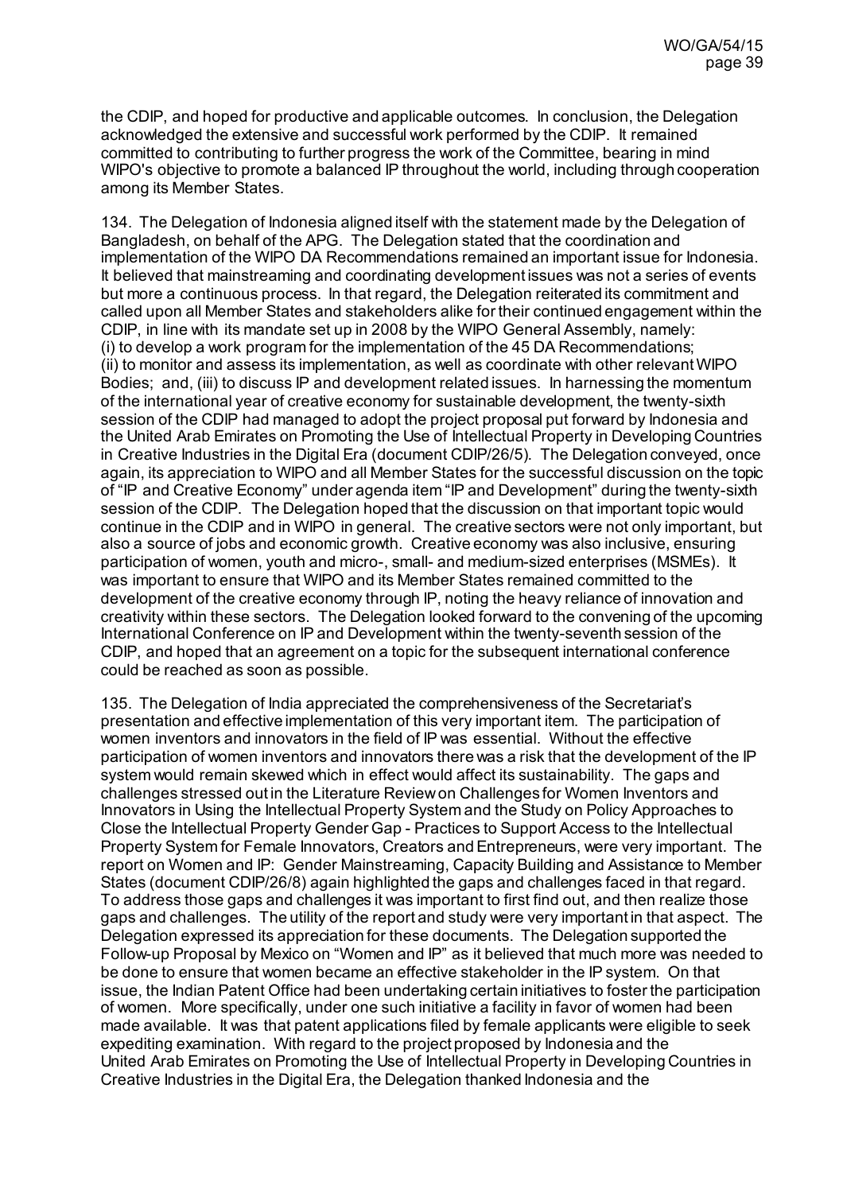the CDIP, and hoped for productive and applicable outcomes. In conclusion, the Delegation acknowledged the extensive and successful work performed by the CDIP. It remained committed to contributing to further progress the work of the Committee, bearing in mind WIPO's objective to promote a balanced IP throughout the world, including through cooperation among its Member States.

134. The Delegation of Indonesia aligned itself with the statement made by the Delegation of Bangladesh, on behalf of the APG. The Delegation stated that the coordination and implementation of the WIPO DA Recommendations remained an important issue for Indonesia. It believed that mainstreaming and coordinating development issues was not a series of events but more a continuous process. In that regard, the Delegation reiterated its commitment and called upon all Member States and stakeholders alike for their continued engagement within the CDIP, in line with its mandate set up in 2008 by the WIPO General Assembly, namely:
(i) to develop a work program for the implementation of the 45 DA Recommendations;
(ii) to monitor and assess its implementation, as well as coordinate with other relevant WIPO Bodies; and, (iii) to discuss IP and development related issues. In harnessing the momentum of the international year of creative economy for sustainable development, the twenty-sixth session of the CDIP had managed to adopt the project proposal put forward by Indonesia and the United Arab Emirates on Promoting the Use of Intellectual Property in Developing Countries in Creative Industries in the Digital Era (document CDIP/26/5). The Delegation conveyed, once again, its appreciation to WIPO and all Member States for the successful discussion on the topic of "IP and Creative Economy" under agenda item "IP and Development" during the twenty-sixth session of the CDIP. The Delegation hoped that the discussion on that important topic would continue in the CDIP and in WIPO in general. The creative sectors were not only important, but also a source of jobs and economic growth. Creative economy was also inclusive, ensuring participation of women, youth and micro-, small- and medium-sized enterprises (MSMEs). It was important to ensure that WIPO and its Member States remained committed to the development of the creative economy through IP, noting the heavy reliance of innovation and creativity within these sectors. The Delegation looked forward to the convening of the upcoming International Conference on IP and Development within the twenty-seventh session of the CDIP, and hoped that an agreement on a topic for the subsequent international conference could be reached as soon as possible.

135. The Delegation of India appreciated the comprehensiveness of the Secretariat's presentation and effective implementation of this very important item. The participation of women inventors and innovators in the field of IP was essential. Without the effective participation of women inventors and innovators there was a risk that the development of the IP system would remain skewed which in effect would affect its sustainability. The gaps and challenges stressed out in the Literature Review on Challenges for Women Inventors and Innovators in Using the Intellectual Property System and the Study on Policy Approaches to Close the Intellectual Property Gender Gap - Practices to Support Access to the Intellectual Property System for Female Innovators, Creators and Entrepreneurs, were very important. The report on Women and IP: Gender Mainstreaming, Capacity Building and Assistance to Member States (document CDIP/26/8) again highlighted the gaps and challenges faced in that regard. To address those gaps and challenges it was important to first find out, and then realize those gaps and challenges. The utility of the report and study were very important in that aspect. The Delegation expressed its appreciation for these documents. The Delegation supported the Follow-up Proposal by Mexico on "Women and IP" as it believed that much more was needed to be done to ensure that women became an effective stakeholder in the IP system. On that issue, the Indian Patent Office had been undertaking certain initiatives to foster the participation of women. More specifically, under one such initiative a facility in favor of women had been made available. It was that patent applications filed by female applicants were eligible to seek expediting examination. With regard to the project proposed by Indonesia and the United Arab Emirates on Promoting the Use of Intellectual Property in Developing Countries in Creative Industries in the Digital Era, the Delegation thanked Indonesia and the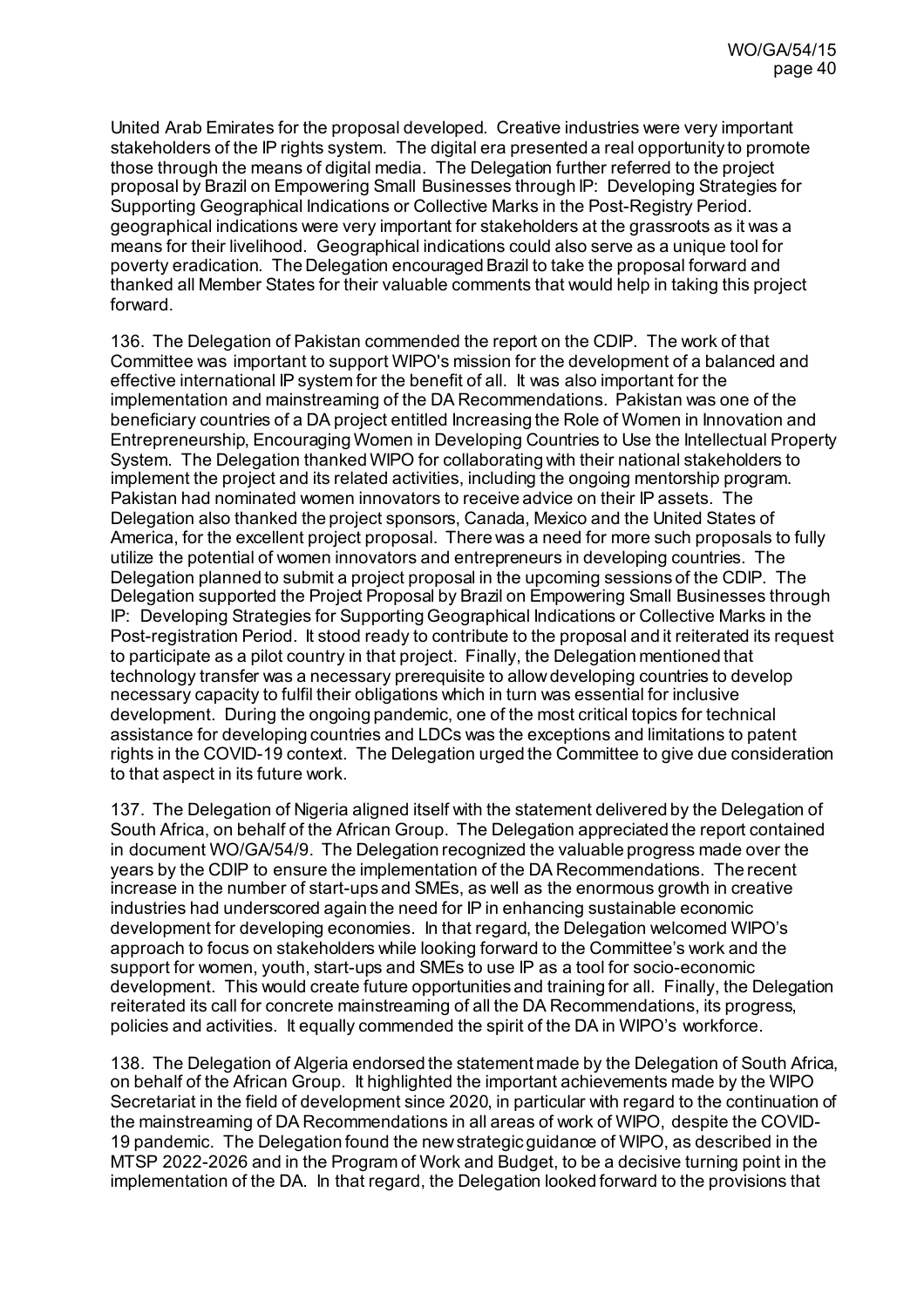United Arab Emirates for the proposal developed. Creative industries were very important stakeholders of the IP rights system. The digital era presented a real opportunity to promote those through the means of digital media. The Delegation further referred to the project proposal by Brazil on Empowering Small Businesses through IP: Developing Strategies for Supporting Geographical Indications or Collective Marks in the Post-Registry Period. geographical indications were very important for stakeholders at the grassroots as it was a means for their livelihood. Geographical indications could also serve as a unique tool for poverty eradication. The Delegation encouraged Brazil to take the proposal forward and thanked all Member States for their valuable comments that would help in taking this project forward.

136. The Delegation of Pakistan commended the report on the CDIP. The work of that Committee was important to support WIPO's mission for the development of a balanced and effective international IP system for the benefit of all. It was also important for the implementation and mainstreaming of the DA Recommendations. Pakistan was one of the beneficiary countries of a DA project entitled Increasing the Role of Women in Innovation and Entrepreneurship, Encouraging Women in Developing Countries to Use the Intellectual Property System. The Delegation thanked WIPO for collaborating with their national stakeholders to implement the project and its related activities, including the ongoing mentorship program. Pakistan had nominated women innovators to receive advice on their IP assets. The Delegation also thanked the project sponsors, Canada, Mexico and the United States of America, for the excellent project proposal. There was a need for more such proposals to fully utilize the potential of women innovators and entrepreneurs in developing countries. The Delegation planned to submit a project proposal in the upcoming sessions of the CDIP. The Delegation supported the Project Proposal by Brazil on Empowering Small Businesses through IP: Developing Strategies for Supporting Geographical Indications or Collective Marks in the Post-registration Period. It stood ready to contribute to the proposal and it reiterated its request to participate as a pilot country in that project. Finally, the Delegation mentioned that technology transfer was a necessary prerequisite to allow developing countries to develop necessary capacity to fulfil their obligations which in turn was essential for inclusive development. During the ongoing pandemic, one of the most critical topics for technical assistance for developing countries and LDCs was the exceptions and limitations to patent rights in the COVID-19 context. The Delegation urged the Committee to give due consideration to that aspect in its future work.

137. The Delegation of Nigeria aligned itself with the statement delivered by the Delegation of South Africa, on behalf of the African Group. The Delegation appreciated the report contained in document WO/GA/54/9. The Delegation recognized the valuable progress made over the years by the CDIP to ensure the implementation of the DA Recommendations. The recent increase in the number of start-ups and SMEs, as well as the enormous growth in creative industries had underscored again the need for IP in enhancing sustainable economic development for developing economies. In that regard, the Delegation welcomed WIPO's approach to focus on stakeholders while looking forward to the Committee's work and the support for women, youth, start-ups and SMEs to use IP as a tool for socio-economic development. This would create future opportunities and training for all. Finally, the Delegation reiterated its call for concrete mainstreaming of all the DA Recommendations, its progress, policies and activities. It equally commended the spirit of the DA in WIPO's workforce.

138. The Delegation of Algeria endorsed the statement made by the Delegation of South Africa, on behalf of the African Group. It highlighted the important achievements made by the WIPO Secretariat in the field of development since 2020, in particular with regard to the continuation of the mainstreaming of DA Recommendations in all areas of work of WIPO, despite the COVID-19 pandemic. The Delegation found the new strategic guidance of WIPO, as described in the MTSP 2022-2026 and in the Program of Work and Budget, to be a decisive turning point in the implementation of the DA. In that regard, the Delegation looked forward to the provisions that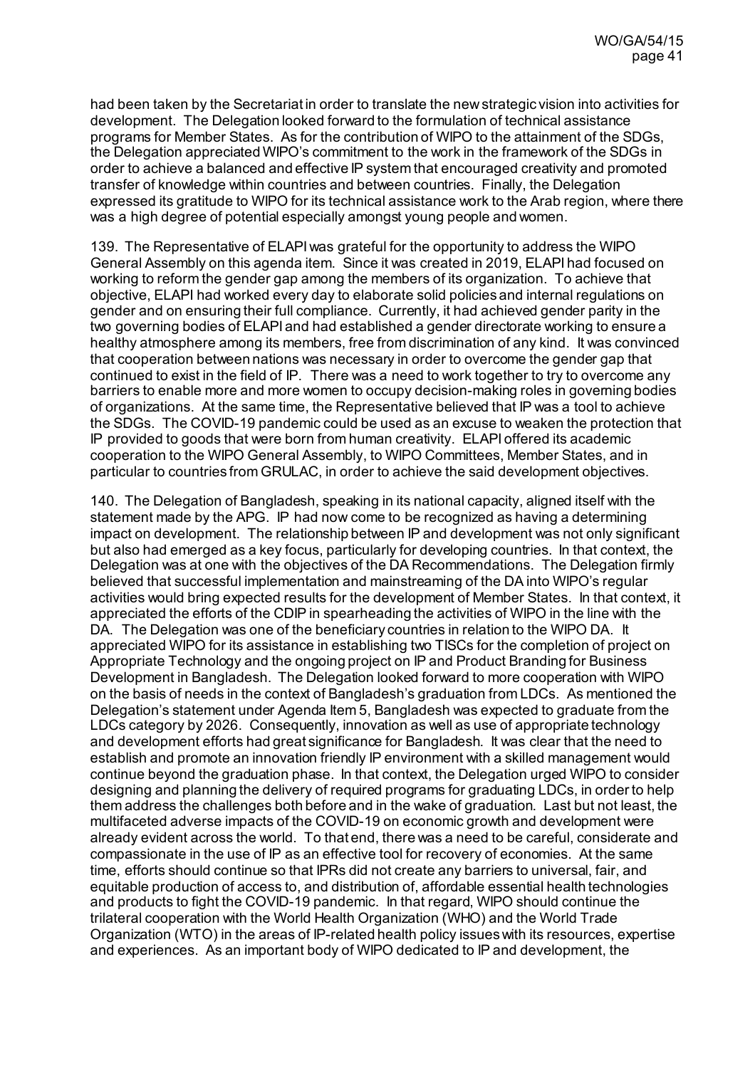had been taken by the Secretariat in order to translate the new strategic vision into activities for development. The Delegation looked forward to the formulation of technical assistance programs for Member States. As for the contribution of WIPO to the attainment of the SDGs, the Delegation appreciated WIPO's commitment to the work in the framework of the SDGs in order to achieve a balanced and effective IP system that encouraged creativity and promoted transfer of knowledge within countries and between countries. Finally, the Delegation expressed its gratitude to WIPO for its technical assistance work to the Arab region, where there was a high degree of potential especially amongst young people and women.

139. The Representative of ELAPI was grateful for the opportunity to address the WIPO General Assembly on this agenda item. Since it was created in 2019, ELAPI had focused on working to reform the gender gap among the members of its organization. To achieve that objective, ELAPI had worked every day to elaborate solid policies and internal regulations on gender and on ensuring their full compliance. Currently, it had achieved gender parity in the two governing bodies of ELAPI and had established a gender directorate working to ensure a healthy atmosphere among its members, free from discrimination of any kind. It was convinced that cooperation between nations was necessary in order to overcome the gender gap that continued to exist in the field of IP. There was a need to work together to try to overcome any barriers to enable more and more women to occupy decision-making roles in governing bodies of organizations. At the same time, the Representative believed that IP was a tool to achieve the SDGs. The COVID-19 pandemic could be used as an excuse to weaken the protection that IP provided to goods that were born from human creativity. ELAPI offered its academic cooperation to the WIPO General Assembly, to WIPO Committees, Member States, and in particular to countries from GRULAC, in order to achieve the said development objectives.

140. The Delegation of Bangladesh, speaking in its national capacity, aligned itself with the statement made by the APG. IP had now come to be recognized as having a determining impact on development. The relationship between IP and development was not only significant but also had emerged as a key focus, particularly for developing countries. In that context, the Delegation was at one with the objectives of the DA Recommendations. The Delegation firmly believed that successful implementation and mainstreaming of the DA into WIPO's regular activities would bring expected results for the development of Member States. In that context, it appreciated the efforts of the CDIP in spearheading the activities of WIPO in the line with the DA. The Delegation was one of the beneficiary countries in relation to the WIPO DA. It appreciated WIPO for its assistance in establishing two TISCs for the completion of project on Appropriate Technology and the ongoing project on IP and Product Branding for Business Development in Bangladesh. The Delegation looked forward to more cooperation with WIPO on the basis of needs in the context of Bangladesh's graduation from LDCs. As mentioned the Delegation's statement under Agenda Item 5, Bangladesh was expected to graduate from the LDCs category by 2026. Consequently, innovation as well as use of appropriate technology and development efforts had great significance for Bangladesh. It was clear that the need to establish and promote an innovation friendly IP environment with a skilled management would continue beyond the graduation phase. In that context, the Delegation urged WIPO to consider designing and planning the delivery of required programs for graduating LDCs, in order to help them address the challenges both before and in the wake of graduation. Last but not least, the multifaceted adverse impacts of the COVID-19 on economic growth and development were already evident across the world. To that end, there was a need to be careful, considerate and compassionate in the use of IP as an effective tool for recovery of economies. At the same time, efforts should continue so that IPRs did not create any barriers to universal, fair, and equitable production of access to, and distribution of, affordable essential health technologies and products to fight the COVID-19 pandemic. In that regard, WIPO should continue the trilateral cooperation with the World Health Organization (WHO) and the World Trade Organization (WTO) in the areas of IP-related health policy issues with its resources, expertise and experiences. As an important body of WIPO dedicated to IP and development, the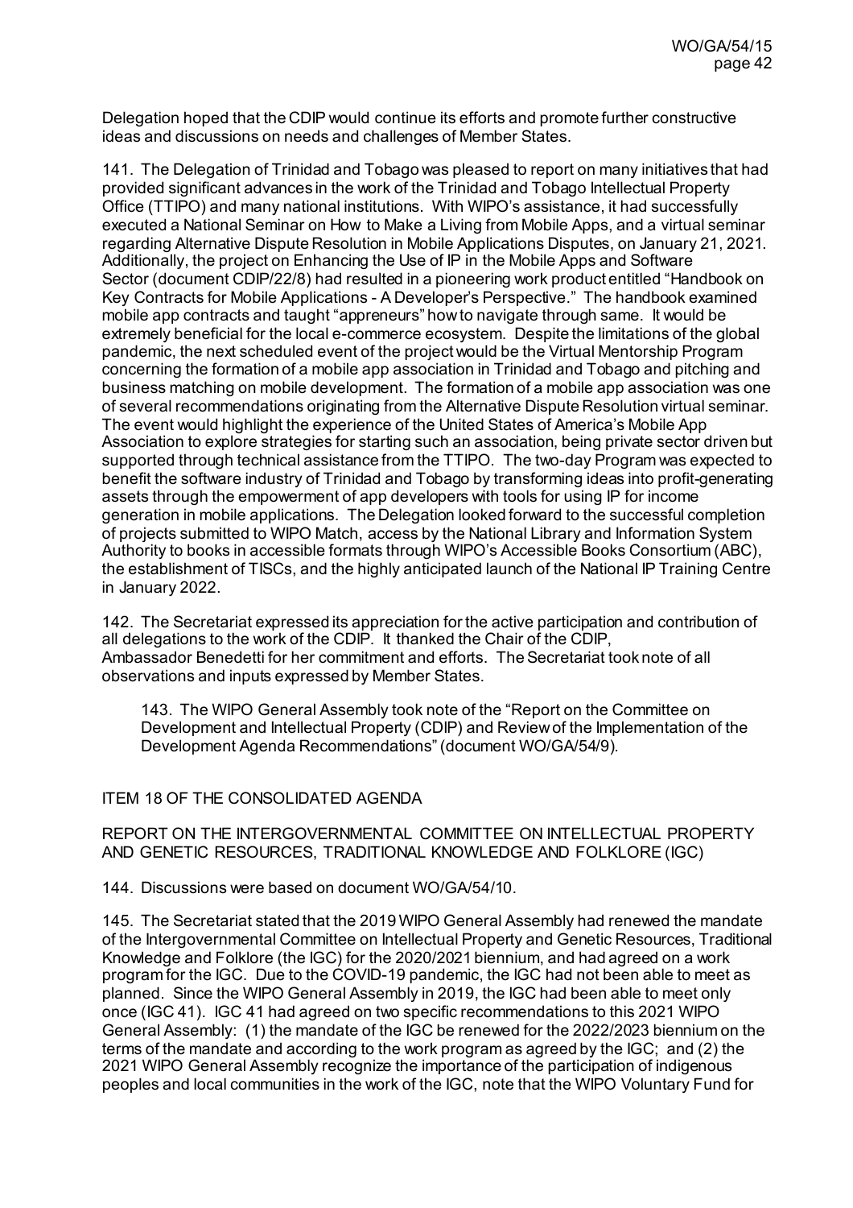Delegation hoped that the CDIP would continue its efforts and promote further constructive ideas and discussions on needs and challenges of Member States.

141. The Delegation of Trinidad and Tobago was pleased to report on many initiatives that had provided significant advances in the work of the Trinidad and Tobago Intellectual Property Office (TTIPO) and many national institutions. With WIPO's assistance, it had successfully executed a National Seminar on How to Make a Living from Mobile Apps, and a virtual seminar regarding Alternative Dispute Resolution in Mobile Applications Disputes, on January 21, 2021. Additionally, the project on Enhancing the Use of IP in the Mobile Apps and Software Sector (document CDIP/22/8) had resulted in a pioneering work product entitled "Handbook on Key Contracts for Mobile Applications - A Developer's Perspective." The handbook examined mobile app contracts and taught "appreneurs" how to navigate through same. It would be extremely beneficial for the local e-commerce ecosystem. Despite the limitations of the global pandemic, the next scheduled event of the project would be the Virtual Mentorship Program concerning the formation of a mobile app association in Trinidad and Tobago and pitching and business matching on mobile development. The formation of a mobile app association was one of several recommendations originating from the Alternative Dispute Resolution virtual seminar. The event would highlight the experience of the United States of America's Mobile App Association to explore strategies for starting such an association, being private sector driven but supported through technical assistance from the TTIPO. The two-day Program was expected to benefit the software industry of Trinidad and Tobago by transforming ideas into profit-generating assets through the empowerment of app developers with tools for using IP for income generation in mobile applications. The Delegation looked forward to the successful completion of projects submitted to WIPO Match, access by the National Library and Information System Authority to books in accessible formats through WIPO's Accessible Books Consortium (ABC), the establishment of TISCs, and the highly anticipated launch of the National IP Training Centre in January 2022.

142. The Secretariat expressed its appreciation for the active participation and contribution of all delegations to the work of the CDIP. It thanked the Chair of the CDIP, Ambassador Benedetti for her commitment and efforts. The Secretariat took note of all observations and inputs expressed by Member States.

> 143. The WIPO General Assembly took note of the "Report on the Committee on Development and Intellectual Property (CDIP) and Review of the Implementation of the Development Agenda Recommendations" (document WO/GA/54/9).

## ITEM 18 OF THE CONSOLIDATED AGENDA

## REPORT ON THE INTERGOVERNMENTAL COMMITTEE ON INTELLECTUAL PROPERTY AND GENETIC RESOURCES, TRADITIONAL KNOWLEDGE AND FOLKLORE (IGC)

144. Discussions were based on document WO/GA/54/10.

145. The Secretariat stated that the 2019 WIPO General Assembly had renewed the mandate of the Intergovernmental Committee on Intellectual Property and Genetic Resources, Traditional Knowledge and Folklore (the IGC) for the 2020/2021 biennium, and had agreed on a work program for the IGC. Due to the COVID-19 pandemic, the IGC had not been able to meet as planned. Since the WIPO General Assembly in 2019, the IGC had been able to meet only once (IGC 41). IGC 41 had agreed on two specific recommendations to this 2021 WIPO General Assembly: (1) the mandate of the IGC be renewed for the 2022/2023 biennium on the terms of the mandate and according to the work program as agreed by the IGC; and (2) the 2021 WIPO General Assembly recognize the importance of the participation of indigenous peoples and local communities in the work of the IGC, note that the WIPO Voluntary Fund for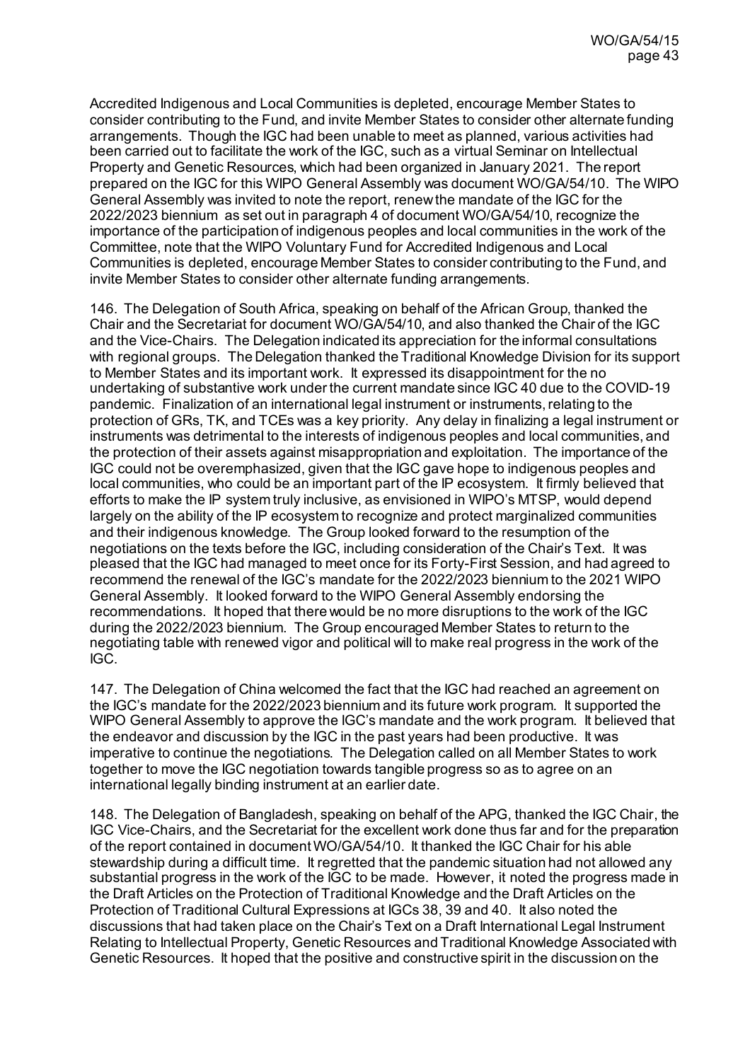Accredited Indigenous and Local Communities is depleted, encourage Member States to consider contributing to the Fund, and invite Member States to consider other alternate funding arrangements. Though the IGC had been unable to meet as planned, various activities had been carried out to facilitate the work of the IGC, such as a virtual Seminar on Intellectual Property and Genetic Resources, which had been organized in January 2021. The report prepared on the IGC for this WIPO General Assembly was document WO/GA/54/10. The WIPO General Assembly was invited to note the report, renew the mandate of the IGC for the 2022/2023 biennium as set out in paragraph 4 of document WO/GA/54/10, recognize the importance of the participation of indigenous peoples and local communities in the work of the Committee, note that the WIPO Voluntary Fund for Accredited Indigenous and Local Communities is depleted, encourage Member States to consider contributing to the Fund, and invite Member States to consider other alternate funding arrangements.

146. The Delegation of South Africa, speaking on behalf of the African Group, thanked the Chair and the Secretariat for document WO/GA/54/10, and also thanked the Chair of the IGC and the Vice-Chairs. The Delegation indicated its appreciation for the informal consultations with regional groups. The Delegation thanked the Traditional Knowledge Division for its support to Member States and its important work. It expressed its disappointment for the no undertaking of substantive work under the current mandate since IGC 40 due to the COVID-19 pandemic. Finalization of an international legal instrument or instruments, relating to the protection of GRs, TK, and TCEs was a key priority. Any delay in finalizing a legal instrument or instruments was detrimental to the interests of indigenous peoples and local communities, and the protection of their assets against misappropriation and exploitation. The importance of the IGC could not be overemphasized, given that the IGC gave hope to indigenous peoples and local communities, who could be an important part of the IP ecosystem. It firmly believed that efforts to make the IP system truly inclusive, as envisioned in WIPO's MTSP, would depend largely on the ability of the IP ecosystem to recognize and protect marginalized communities and their indigenous knowledge. The Group looked forward to the resumption of the negotiations on the texts before the IGC, including consideration of the Chair's Text. It was pleased that the IGC had managed to meet once for its Forty-First Session, and had agreed to recommend the renewal of the IGC's mandate for the 2022/2023 biennium to the 2021 WIPO General Assembly. It looked forward to the WIPO General Assembly endorsing the recommendations. It hoped that there would be no more disruptions to the work of the IGC during the 2022/2023 biennium. The Group encouraged Member States to return to the negotiating table with renewed vigor and political will to make real progress in the work of the IGC.

147. The Delegation of China welcomed the fact that the IGC had reached an agreement on the IGC's mandate for the 2022/2023 biennium and its future work program. It supported the WIPO General Assembly to approve the IGC's mandate and the work program. It believed that the endeavor and discussion by the IGC in the past years had been productive. It was imperative to continue the negotiations. The Delegation called on all Member States to work together to move the IGC negotiation towards tangible progress so as to agree on an international legally binding instrument at an earlier date.

148. The Delegation of Bangladesh, speaking on behalf of the APG, thanked the IGC Chair, the IGC Vice-Chairs, and the Secretariat for the excellent work done thus far and for the preparation of the report contained in document WO/GA/54/10. It thanked the IGC Chair for his able stewardship during a difficult time. It regretted that the pandemic situation had not allowed any substantial progress in the work of the IGC to be made. However, it noted the progress made in the Draft Articles on the Protection of Traditional Knowledge and the Draft Articles on the Protection of Traditional Cultural Expressions at IGCs 38, 39 and 40. It also noted the discussions that had taken place on the Chair's Text on a Draft International Legal Instrument Relating to Intellectual Property, Genetic Resources and Traditional Knowledge Associated with Genetic Resources. It hoped that the positive and constructive spirit in the discussion on the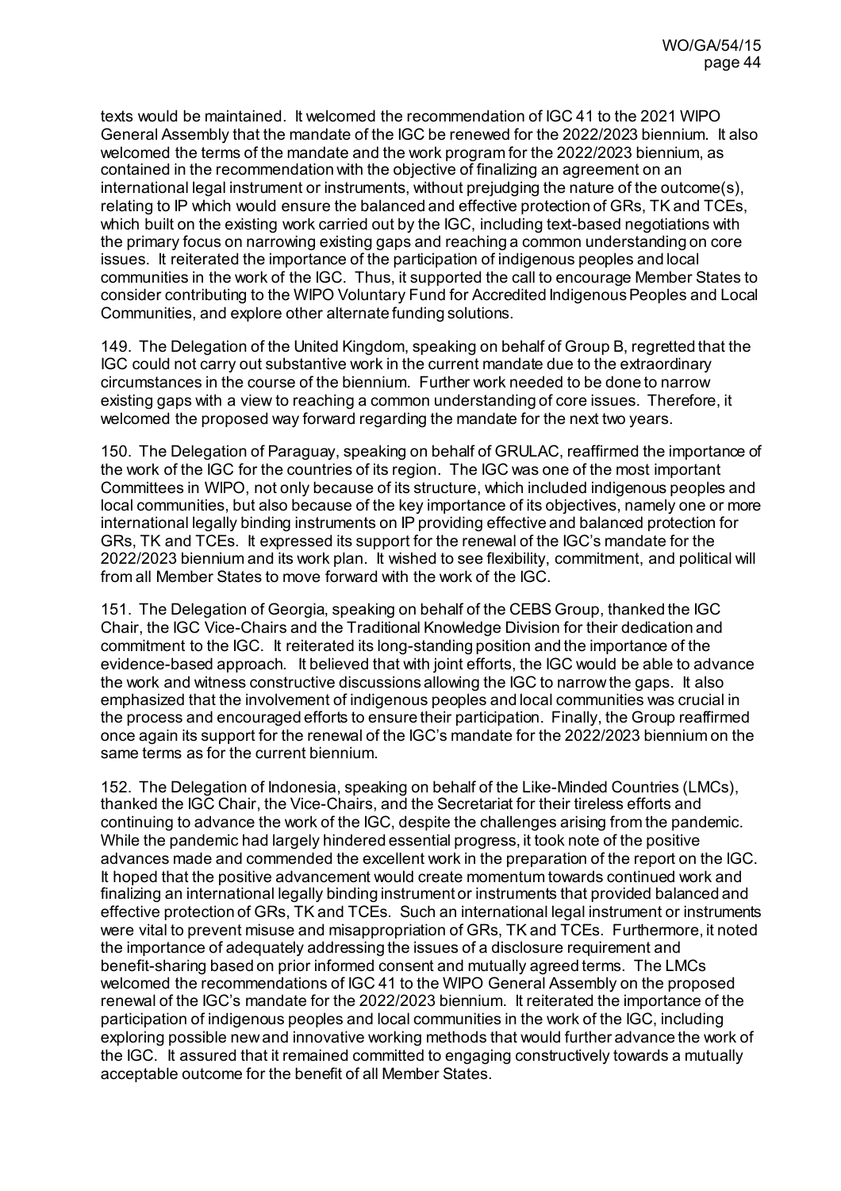texts would be maintained. It welcomed the recommendation of IGC 41 to the 2021 WIPO General Assembly that the mandate of the IGC be renewed for the 2022/2023 biennium. It also welcomed the terms of the mandate and the work program for the 2022/2023 biennium, as contained in the recommendation with the objective of finalizing an agreement on an international legal instrument or instruments, without prejudging the nature of the outcome(s), relating to IP which would ensure the balanced and effective protection of GRs, TK and TCEs, which built on the existing work carried out by the IGC, including text-based negotiations with the primary focus on narrowing existing gaps and reaching a common understanding on core issues. It reiterated the importance of the participation of indigenous peoples and local communities in the work of the IGC. Thus, it supported the call to encourage Member States to consider contributing to the WIPO Voluntary Fund for Accredited Indigenous Peoples and Local Communities, and explore other alternate funding solutions.

149. The Delegation of the United Kingdom, speaking on behalf of Group B, regretted that the IGC could not carry out substantive work in the current mandate due to the extraordinary circumstances in the course of the biennium. Further work needed to be done to narrow existing gaps with a view to reaching a common understanding of core issues. Therefore, it welcomed the proposed way forward regarding the mandate for the next two years.

150. The Delegation of Paraguay, speaking on behalf of GRULAC, reaffirmed the importance of the work of the IGC for the countries of its region. The IGC was one of the most important Committees in WIPO, not only because of its structure, which included indigenous peoples and local communities, but also because of the key importance of its objectives, namely one or more international legally binding instruments on IP providing effective and balanced protection for GRs, TK and TCEs. It expressed its support for the renewal of the IGC's mandate for the 2022/2023 biennium and its work plan. It wished to see flexibility, commitment, and political will from all Member States to move forward with the work of the IGC.

151. The Delegation of Georgia, speaking on behalf of the CEBS Group, thanked the IGC Chair, the IGC Vice-Chairs and the Traditional Knowledge Division for their dedication and commitment to the IGC. It reiterated its long-standing position and the importance of the evidence-based approach. It believed that with joint efforts, the IGC would be able to advance the work and witness constructive discussions allowing the IGC to narrow the gaps. It also emphasized that the involvement of indigenous peoples and local communities was crucial in the process and encouraged efforts to ensure their participation. Finally, the Group reaffirmed once again its support for the renewal of the IGC's mandate for the 2022/2023 biennium on the same terms as for the current biennium.

152. The Delegation of Indonesia, speaking on behalf of the Like-Minded Countries (LMCs), thanked the IGC Chair, the Vice-Chairs, and the Secretariat for their tireless efforts and continuing to advance the work of the IGC, despite the challenges arising from the pandemic. While the pandemic had largely hindered essential progress, it took note of the positive advances made and commended the excellent work in the preparation of the report on the IGC. It hoped that the positive advancement would create momentum towards continued work and finalizing an international legally binding instrument or instruments that provided balanced and effective protection of GRs, TK and TCEs. Such an international legal instrument or instruments were vital to prevent misuse and misappropriation of GRs, TK and TCEs. Furthermore, it noted the importance of adequately addressing the issues of a disclosure requirement and benefit-sharing based on prior informed consent and mutually agreed terms. The LMCs welcomed the recommendations of IGC 41 to the WIPO General Assembly on the proposed renewal of the IGC's mandate for the 2022/2023 biennium. It reiterated the importance of the participation of indigenous peoples and local communities in the work of the IGC, including exploring possible new and innovative working methods that would further advance the work of the IGC. It assured that it remained committed to engaging constructively towards a mutually acceptable outcome for the benefit of all Member States.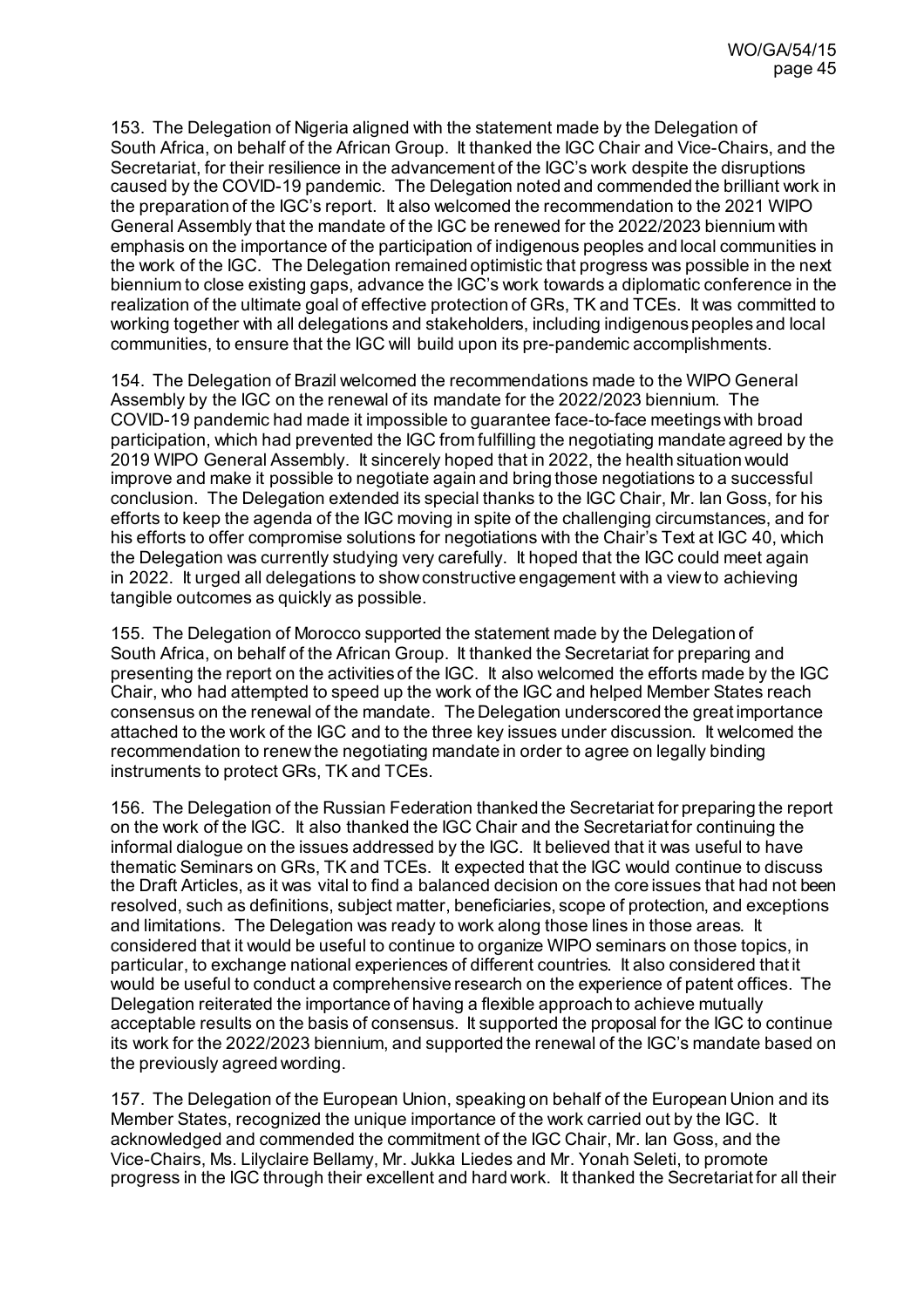153. The Delegation of Nigeria aligned with the statement made by the Delegation of South Africa, on behalf of the African Group. It thanked the IGC Chair and Vice-Chairs, and the Secretariat, for their resilience in the advancement of the IGC's work despite the disruptions caused by the COVID-19 pandemic. The Delegation noted and commended the brilliant work in the preparation of the IGC's report. It also welcomed the recommendation to the 2021 WIPO General Assembly that the mandate of the IGC be renewed for the 2022/2023 biennium with emphasis on the importance of the participation of indigenous peoples and local communities in the work of the IGC. The Delegation remained optimistic that progress was possible in the next biennium to close existing gaps, advance the IGC's work towards a diplomatic conference in the realization of the ultimate goal of effective protection of GRs, TK and TCEs. It was committed to working together with all delegations and stakeholders, including indigenous peoples and local communities, to ensure that the IGC will build upon its pre-pandemic accomplishments.

154. The Delegation of Brazil welcomed the recommendations made to the WIPO General Assembly by the IGC on the renewal of its mandate for the 2022/2023 biennium. The COVID-19 pandemic had made it impossible to guarantee face-to-face meetings with broad participation, which had prevented the IGC from fulfilling the negotiating mandate agreed by the 2019 WIPO General Assembly. It sincerely hoped that in 2022, the health situation would improve and make it possible to negotiate again and bring those negotiations to a successful conclusion. The Delegation extended its special thanks to the IGC Chair, Mr. Ian Goss, for his efforts to keep the agenda of the IGC moving in spite of the challenging circumstances, and for his efforts to offer compromise solutions for negotiations with the Chair's Text at IGC 40, which the Delegation was currently studying very carefully. It hoped that the IGC could meet again in 2022. It urged all delegations to show constructive engagement with a view to achieving tangible outcomes as quickly as possible.

155. The Delegation of Morocco supported the statement made by the Delegation of South Africa, on behalf of the African Group. It thanked the Secretariat for preparing and presenting the report on the activities of the IGC. It also welcomed the efforts made by the IGC Chair, who had attempted to speed up the work of the IGC and helped Member States reach consensus on the renewal of the mandate. The Delegation underscored the great importance attached to the work of the IGC and to the three key issues under discussion. It welcomed the recommendation to renew the negotiating mandate in order to agree on legally binding instruments to protect GRs, TK and TCEs.

156. The Delegation of the Russian Federation thanked the Secretariat for preparing the report on the work of the IGC. It also thanked the IGC Chair and the Secretariat for continuing the informal dialogue on the issues addressed by the IGC. It believed that it was useful to have thematic Seminars on GRs, TK and TCEs. It expected that the IGC would continue to discuss the Draft Articles, as it was vital to find a balanced decision on the core issues that had not been resolved, such as definitions, subject matter, beneficiaries, scope of protection, and exceptions and limitations. The Delegation was ready to work along those lines in those areas. It considered that it would be useful to continue to organize WIPO seminars on those topics, in particular, to exchange national experiences of different countries. It also considered that it would be useful to conduct a comprehensive research on the experience of patent offices. The Delegation reiterated the importance of having a flexible approach to achieve mutually acceptable results on the basis of consensus. It supported the proposal for the IGC to continue its work for the 2022/2023 biennium, and supported the renewal of the IGC's mandate based on the previously agreed wording.

157. The Delegation of the European Union, speaking on behalf of the European Union and its Member States, recognized the unique importance of the work carried out by the IGC. It acknowledged and commended the commitment of the IGC Chair, Mr. Ian Goss, and the Vice-Chairs, Ms. Lilyclaire Bellamy, Mr. Jukka Liedes and Mr. Yonah Seleti, to promote progress in the IGC through their excellent and hard work. It thanked the Secretariat for all their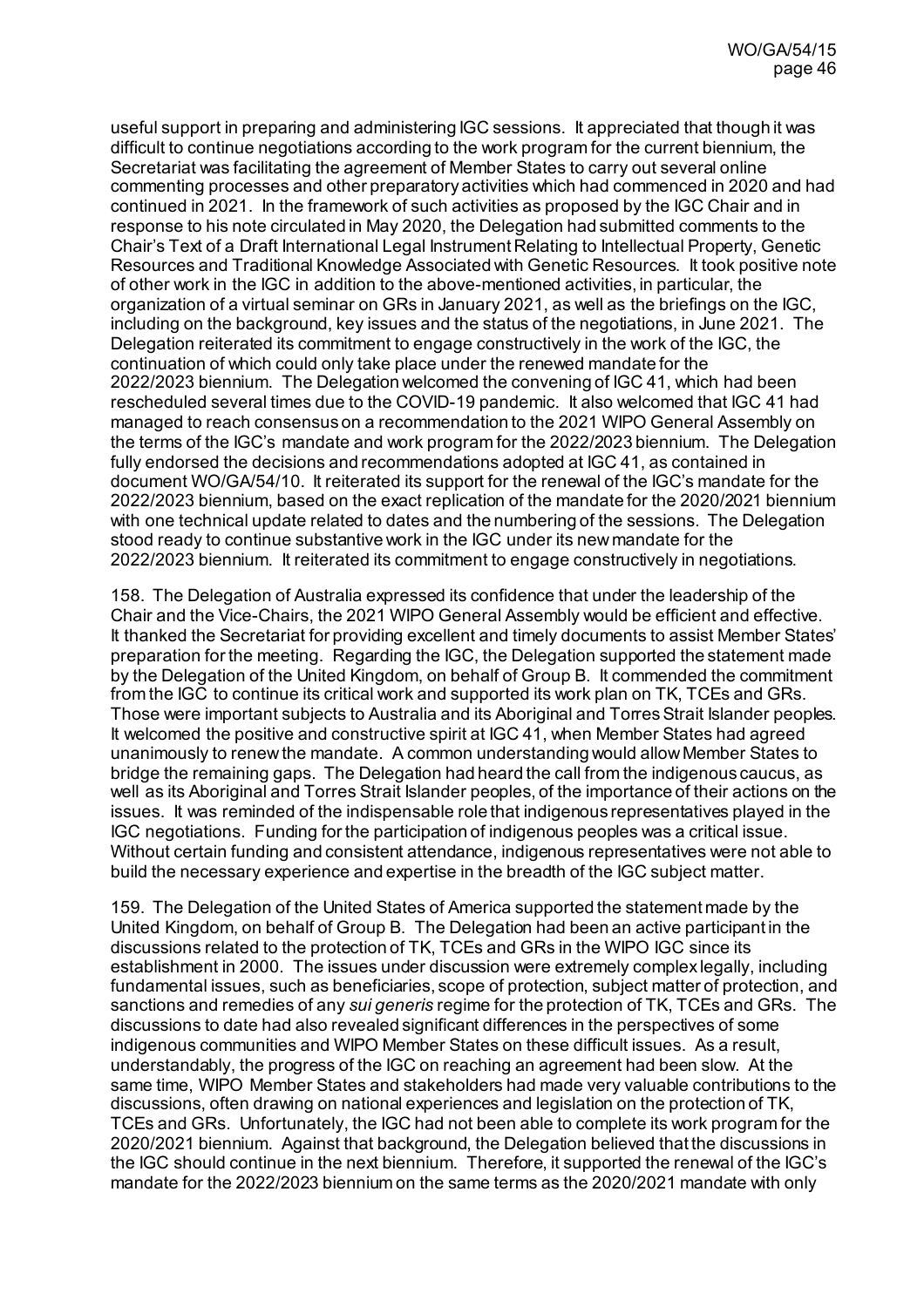useful support in preparing and administering IGC sessions. It appreciated that though it was difficult to continue negotiations according to the work program for the current biennium, the Secretariat was facilitating the agreement of Member States to carry out several online commenting processes and other preparatory activities which had commenced in 2020 and had continued in 2021. In the framework of such activities as proposed by the IGC Chair and in response to his note circulated in May 2020, the Delegation had submitted comments to the Chair's Text of a Draft International Legal Instrument Relating to Intellectual Property, Genetic Resources and Traditional Knowledge Associated with Genetic Resources. It took positive note of other work in the IGC in addition to the above-mentioned activities, in particular, the organization of a virtual seminar on GRs in January 2021, as well as the briefings on the IGC, including on the background, key issues and the status of the negotiations, in June 2021. The Delegation reiterated its commitment to engage constructively in the work of the IGC, the continuation of which could only take place under the renewed mandate for the 2022/2023 biennium. The Delegation welcomed the convening of IGC 41, which had been rescheduled several times due to the COVID-19 pandemic. It also welcomed that IGC 41 had managed to reach consensus on a recommendation to the 2021 WIPO General Assembly on the terms of the IGC's mandate and work program for the 2022/2023 biennium. The Delegation fully endorsed the decisions and recommendations adopted at IGC 41, as contained in document WO/GA/54/10. It reiterated its support for the renewal of the IGC's mandate for the 2022/2023 biennium, based on the exact replication of the mandate for the 2020/2021 biennium with one technical update related to dates and the numbering of the sessions. The Delegation stood ready to continue substantive work in the IGC under its new mandate for the 2022/2023 biennium. It reiterated its commitment to engage constructively in negotiations.

158. The Delegation of Australia expressed its confidence that under the leadership of the Chair and the Vice-Chairs, the 2021 WIPO General Assembly would be efficient and effective. It thanked the Secretariat for providing excellent and timely documents to assist Member States' preparation for the meeting. Regarding the IGC, the Delegation supported the statement made by the Delegation of the United Kingdom, on behalf of Group B. It commended the commitment from the IGC to continue its critical work and supported its work plan on TK, TCEs and GRs. Those were important subjects to Australia and its Aboriginal and Torres Strait Islander peoples. It welcomed the positive and constructive spirit at IGC 41, when Member States had agreed unanimously to renew the mandate. A common understanding would allow Member States to bridge the remaining gaps. The Delegation had heard the call from the indigenous caucus, as well as its Aboriginal and Torres Strait Islander peoples, of the importance of their actions on the issues. It was reminded of the indispensable role that indigenous representatives played in the IGC negotiations. Funding for the participation of indigenous peoples was a critical issue. Without certain funding and consistent attendance, indigenous representatives were not able to build the necessary experience and expertise in the breadth of the IGC subject matter.

159. The Delegation of the United States of America supported the statement made by the United Kingdom, on behalf of Group B. The Delegation had been an active participant in the discussions related to the protection of TK, TCEs and GRs in the WIPO IGC since its establishment in 2000. The issues under discussion were extremely complex legally, including fundamental issues, such as beneficiaries, scope of protection, subject matter of protection, and sanctions and remedies of any *sui generis* regime for the protection of TK, TCEs and GRs. The discussions to date had also revealed significant differences in the perspectives of some indigenous communities and WIPO Member States on these difficult issues. As a result, understandably, the progress of the IGC on reaching an agreement had been slow. At the same time, WIPO Member States and stakeholders had made very valuable contributions to the discussions, often drawing on national experiences and legislation on the protection of TK, TCEs and GRs. Unfortunately, the IGC had not been able to complete its work program for the 2020/2021 biennium. Against that background, the Delegation believed that the discussions in the IGC should continue in the next biennium. Therefore, it supported the renewal of the IGC's mandate for the 2022/2023 biennium on the same terms as the 2020/2021 mandate with only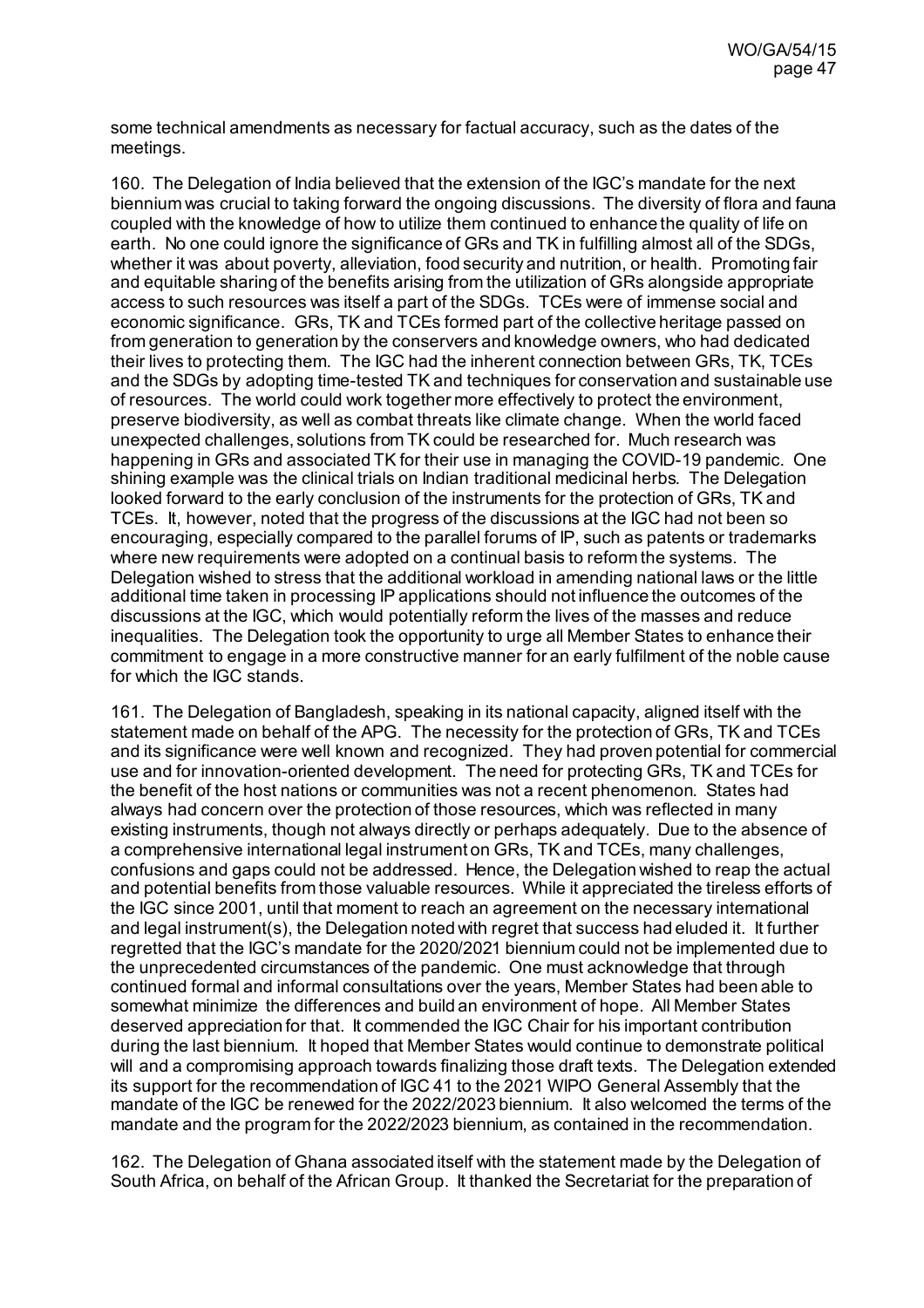some technical amendments as necessary for factual accuracy, such as the dates of the meetings.

160. The Delegation of India believed that the extension of the IGC's mandate for the next biennium was crucial to taking forward the ongoing discussions. The diversity of flora and fauna coupled with the knowledge of how to utilize them continued to enhance the quality of life on earth. No one could ignore the significance of GRs and TK in fulfilling almost all of the SDGs, whether it was about poverty, alleviation, food security and nutrition, or health. Promoting fair and equitable sharing of the benefits arising from the utilization of GRs alongside appropriate access to such resources was itself a part of the SDGs. TCEs were of immense social and economic significance. GRs, TK and TCEs formed part of the collective heritage passed on from generation to generation by the conservers and knowledge owners, who had dedicated their lives to protecting them. The IGC had the inherent connection between GRs, TK, TCEs and the SDGs by adopting time-tested TK and techniques for conservation and sustainable use of resources. The world could work together more effectively to protect the environment, preserve biodiversity, as well as combat threats like climate change. When the world faced unexpected challenges, solutions from TK could be researched for. Much research was happening in GRs and associated TK for their use in managing the COVID-19 pandemic. One shining example was the clinical trials on Indian traditional medicinal herbs. The Delegation looked forward to the early conclusion of the instruments for the protection of GRs, TK and TCEs. It, however, noted that the progress of the discussions at the IGC had not been so encouraging, especially compared to the parallel forums of IP, such as patents or trademarks where new requirements were adopted on a continual basis to reform the systems. The Delegation wished to stress that the additional workload in amending national laws or the little additional time taken in processing IP applications should not influence the outcomes of the discussions at the IGC, which would potentially reform the lives of the masses and reduce inequalities. The Delegation took the opportunity to urge all Member States to enhance their commitment to engage in a more constructive manner for an early fulfilment of the noble cause for which the IGC stands.

161. The Delegation of Bangladesh, speaking in its national capacity, aligned itself with the statement made on behalf of the APG. The necessity for the protection of GRs, TK and TCEs and its significance were well known and recognized. They had proven potential for commercial use and for innovation-oriented development. The need for protecting GRs, TK and TCEs for the benefit of the host nations or communities was not a recent phenomenon. States had always had concern over the protection of those resources, which was reflected in many existing instruments, though not always directly or perhaps adequately. Due to the absence of a comprehensive international legal instrument on GRs, TK and TCEs, many challenges, confusions and gaps could not be addressed. Hence, the Delegation wished to reap the actual and potential benefits from those valuable resources. While it appreciated the tireless efforts of the IGC since 2001, until that moment to reach an agreement on the necessary international and legal instrument(s), the Delegation noted with regret that success had eluded it. It further regretted that the IGC's mandate for the 2020/2021 biennium could not be implemented due to the unprecedented circumstances of the pandemic. One must acknowledge that through continued formal and informal consultations over the years, Member States had been able to somewhat minimize the differences and build an environment of hope. All Member States deserved appreciation for that. It commended the IGC Chair for his important contribution during the last biennium. It hoped that Member States would continue to demonstrate political will and a compromising approach towards finalizing those draft texts. The Delegation extended its support for the recommendation of IGC 41 to the 2021 WIPO General Assembly that the mandate of the IGC be renewed for the 2022/2023 biennium. It also welcomed the terms of the mandate and the program for the 2022/2023 biennium, as contained in the recommendation.

162. The Delegation of Ghana associated itself with the statement made by the Delegation of South Africa, on behalf of the African Group. It thanked the Secretariat for the preparation of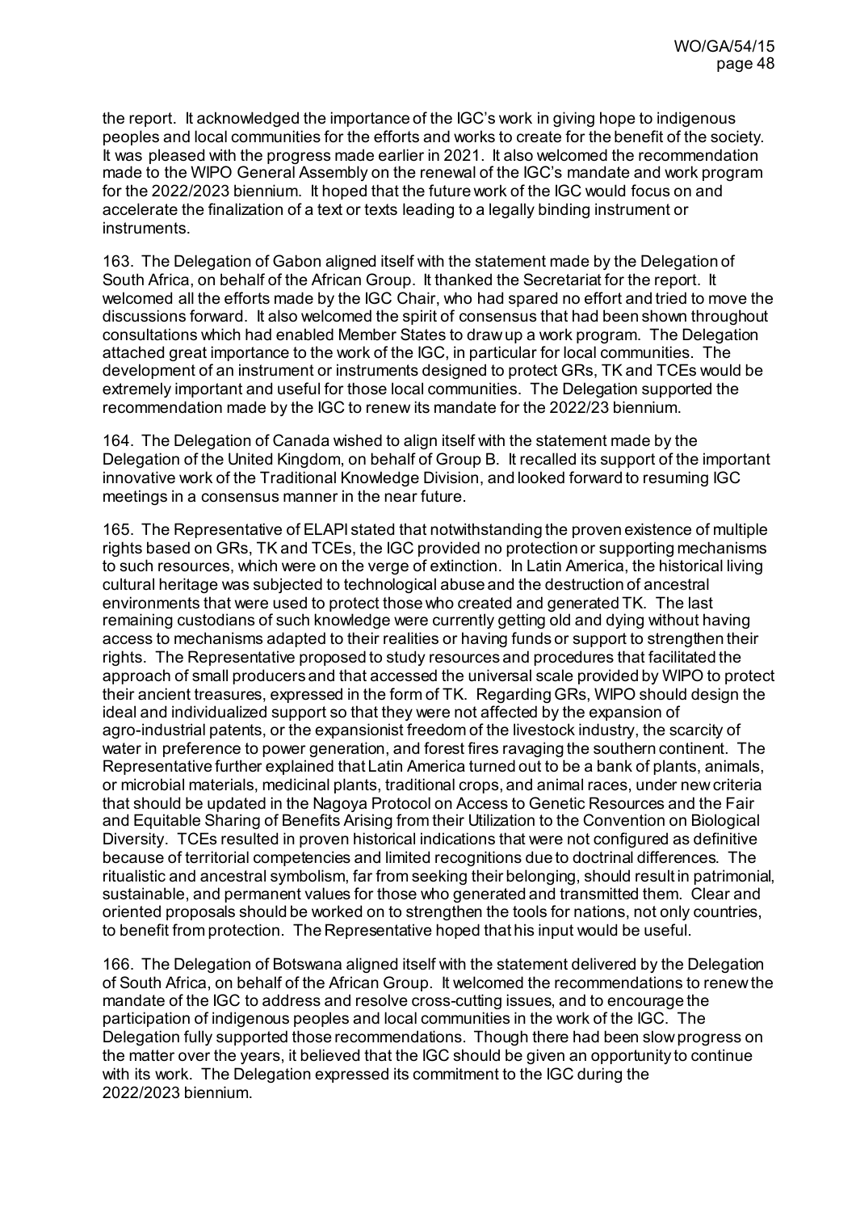the report. It acknowledged the importance of the IGC's work in giving hope to indigenous peoples and local communities for the efforts and works to create for the benefit of the society. It was pleased with the progress made earlier in 2021. It also welcomed the recommendation made to the WIPO General Assembly on the renewal of the IGC's mandate and work program for the 2022/2023 biennium. It hoped that the future work of the IGC would focus on and accelerate the finalization of a text or texts leading to a legally binding instrument or instruments.

163. The Delegation of Gabon aligned itself with the statement made by the Delegation of South Africa, on behalf of the African Group. It thanked the Secretariat for the report. It welcomed all the efforts made by the IGC Chair, who had spared no effort and tried to move the discussions forward. It also welcomed the spirit of consensus that had been shown throughout consultations which had enabled Member States to draw up a work program. The Delegation attached great importance to the work of the IGC, in particular for local communities. The development of an instrument or instruments designed to protect GRs, TK and TCEs would be extremely important and useful for those local communities. The Delegation supported the recommendation made by the IGC to renew its mandate for the 2022/23 biennium.

164. The Delegation of Canada wished to align itself with the statement made by the Delegation of the United Kingdom, on behalf of Group B. It recalled its support of the important innovative work of the Traditional Knowledge Division, and looked forward to resuming IGC meetings in a consensus manner in the near future.

165. The Representative of ELAPI stated that notwithstanding the proven existence of multiple rights based on GRs, TK and TCEs, the IGC provided no protection or supporting mechanisms to such resources, which were on the verge of extinction. In Latin America, the historical living cultural heritage was subjected to technological abuse and the destruction of ancestral environments that were used to protect those who created and generated TK. The last remaining custodians of such knowledge were currently getting old and dying without having access to mechanisms adapted to their realities or having funds or support to strengthen their rights. The Representative proposed to study resources and procedures that facilitated the approach of small producers and that accessed the universal scale provided by WIPO to protect their ancient treasures, expressed in the form of TK. Regarding GRs, WIPO should design the ideal and individualized support so that they were not affected by the expansion of agro-industrial patents, or the expansionist freedom of the livestock industry, the scarcity of water in preference to power generation, and forest fires ravaging the southern continent. The Representative further explained that Latin America turned out to be a bank of plants, animals, or microbial materials, medicinal plants, traditional crops, and animal races, under new criteria that should be updated in the Nagoya Protocol on Access to Genetic Resources and the Fair and Equitable Sharing of Benefits Arising from their Utilization to the Convention on Biological Diversity. TCEs resulted in proven historical indications that were not configured as definitive because of territorial competencies and limited recognitions due to doctrinal differences. The ritualistic and ancestral symbolism, far from seeking their belonging, should result in patrimonial, sustainable, and permanent values for those who generated and transmitted them. Clear and oriented proposals should be worked on to strengthen the tools for nations, not only countries, to benefit from protection. The Representative hoped that his input would be useful.

166. The Delegation of Botswana aligned itself with the statement delivered by the Delegation of South Africa, on behalf of the African Group. It welcomed the recommendations to renew the mandate of the IGC to address and resolve cross-cutting issues, and to encourage the participation of indigenous peoples and local communities in the work of the IGC. The Delegation fully supported those recommendations. Though there had been slow progress on the matter over the years, it believed that the IGC should be given an opportunity to continue with its work. The Delegation expressed its commitment to the IGC during the 2022/2023 biennium.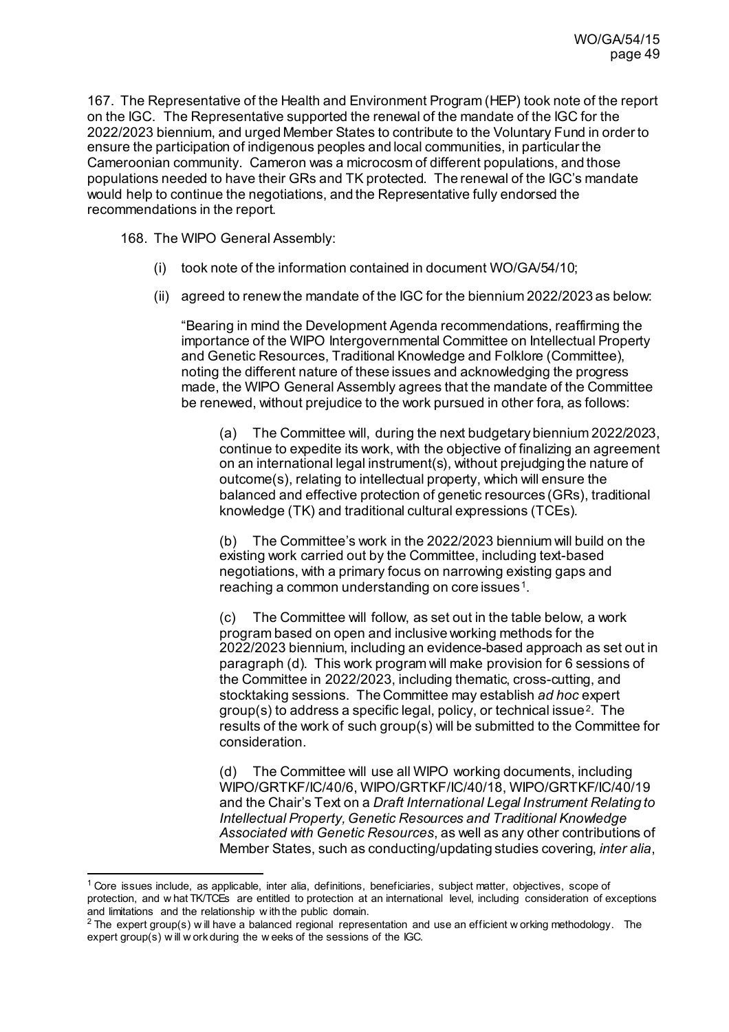167. The Representative of the Health and Environment Program (HEP) took note of the report on the IGC. The Representative supported the renewal of the mandate of the IGC for the 2022/2023 biennium, and urged Member States to contribute to the Voluntary Fund in order to ensure the participation of indigenous peoples and local communities, in particular the Cameroonian community. Cameron was a microcosm of different populations, and those populations needed to have their GRs and TK protected. The renewal of the IGC's mandate would help to continue the negotiations, and the Representative fully endorsed the recommendations in the report.

168. The WIPO General Assembly:

(i) took note of the information contained in document WO/GA/54/10;

(ii) agreed to renew the mandate of the IGC for the biennium 2022/2023 as below:

"Bearing in mind the Development Agenda recommendations, reaffirming the importance of the WIPO Intergovernmental Committee on Intellectual Property and Genetic Resources, Traditional Knowledge and Folklore (Committee), noting the different nature of these issues and acknowledging the progress made, the WIPO General Assembly agrees that the mandate of the Committee be renewed, without prejudice to the work pursued in other fora, as follows:

(a) The Committee will, during the next budgetary biennium 2022/2023, continue to expedite its work, with the objective of finalizing an agreement on an international legal instrument(s), without prejudging the nature of outcome(s), relating to intellectual property, which will ensure the balanced and effective protection of genetic resources (GRs), traditional knowledge (TK) and traditional cultural expressions (TCEs).

(b) The Committee's work in the 2022/2023 biennium will build on the existing work carried out by the Committee, including text-based negotiations, with a primary focus on narrowing existing gaps and reaching a common understanding on core issues[1].

(c) The Committee will follow, as set out in the table below, a work program based on open and inclusive working methods for the 2022/2023 biennium, including an evidence-based approach as set out in paragraph (d). This work program will make provision for 6 sessions of the Committee in 2022/2023, including thematic, cross-cutting, and stocktaking sessions. The Committee may establish *ad hoc* expert group(s) to address a specific legal, policy, or technical issue[2]. The results of the work of such group(s) will be submitted to the Committee for consideration.

(d) The Committee will use all WIPO working documents, including WIPO/GRTKF/IC/40/6, WIPO/GRTKF/IC/40/18, WIPO/GRTKF/IC/40/19 and the Chair's Text on a *Draft International Legal Instrument Relating to Intellectual Property, Genetic Resources and Traditional Knowledge Associated with Genetic Resources*, as well as any other contributions of Member States, such as conducting/updating studies covering, *inter alia*,

---

[1] Core issues include, as applicable, inter alia, definitions, beneficiaries, subject matter, objectives, scope of protection, and what TK/TCEs are entitled to protection at an international level, including consideration of exceptions and limitations and the relationship with the public domain.

[2] The expert group(s) will have a balanced regional representation and use an efficient working methodology. The expert group(s) will work during the weeks of the sessions of the IGC.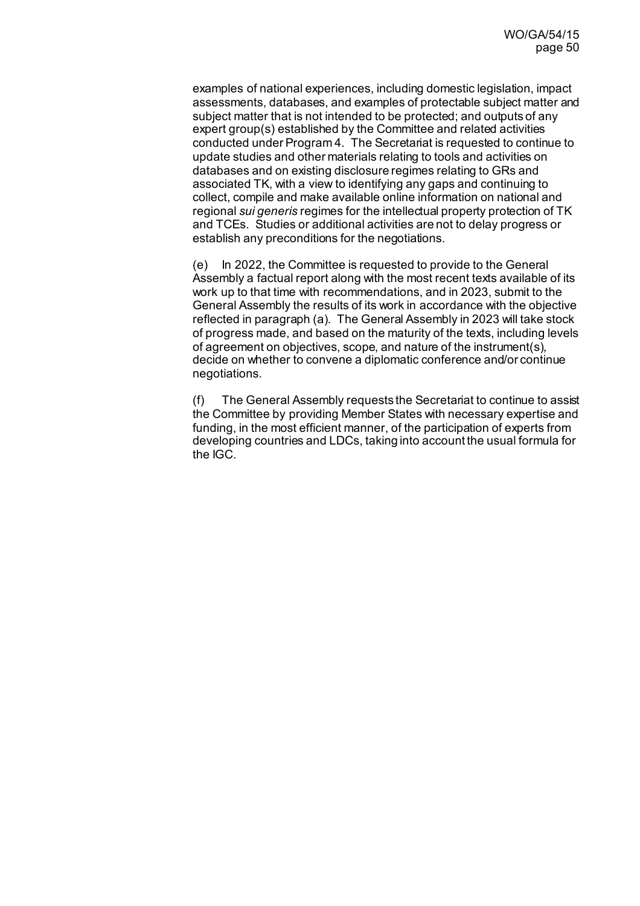examples of national experiences, including domestic legislation, impact assessments, databases, and examples of protectable subject matter and subject matter that is not intended to be protected; and outputs of any expert group(s) established by the Committee and related activities conducted under Program 4. The Secretariat is requested to continue to update studies and other materials relating to tools and activities on databases and on existing disclosure regimes relating to GRs and associated TK, with a view to identifying any gaps and continuing to collect, compile and make available online information on national and regional *sui generis* regimes for the intellectual property protection of TK and TCEs. Studies or additional activities are not to delay progress or establish any preconditions for the negotiations.

(e) In 2022, the Committee is requested to provide to the General Assembly a factual report along with the most recent texts available of its work up to that time with recommendations, and in 2023, submit to the General Assembly the results of its work in accordance with the objective reflected in paragraph (a). The General Assembly in 2023 will take stock of progress made, and based on the maturity of the texts, including levels of agreement on objectives, scope, and nature of the instrument(s), decide on whether to convene a diplomatic conference and/or continue negotiations.

(f) The General Assembly requests the Secretariat to continue to assist the Committee by providing Member States with necessary expertise and funding, in the most efficient manner, of the participation of experts from developing countries and LDCs, taking into account the usual formula for the IGC.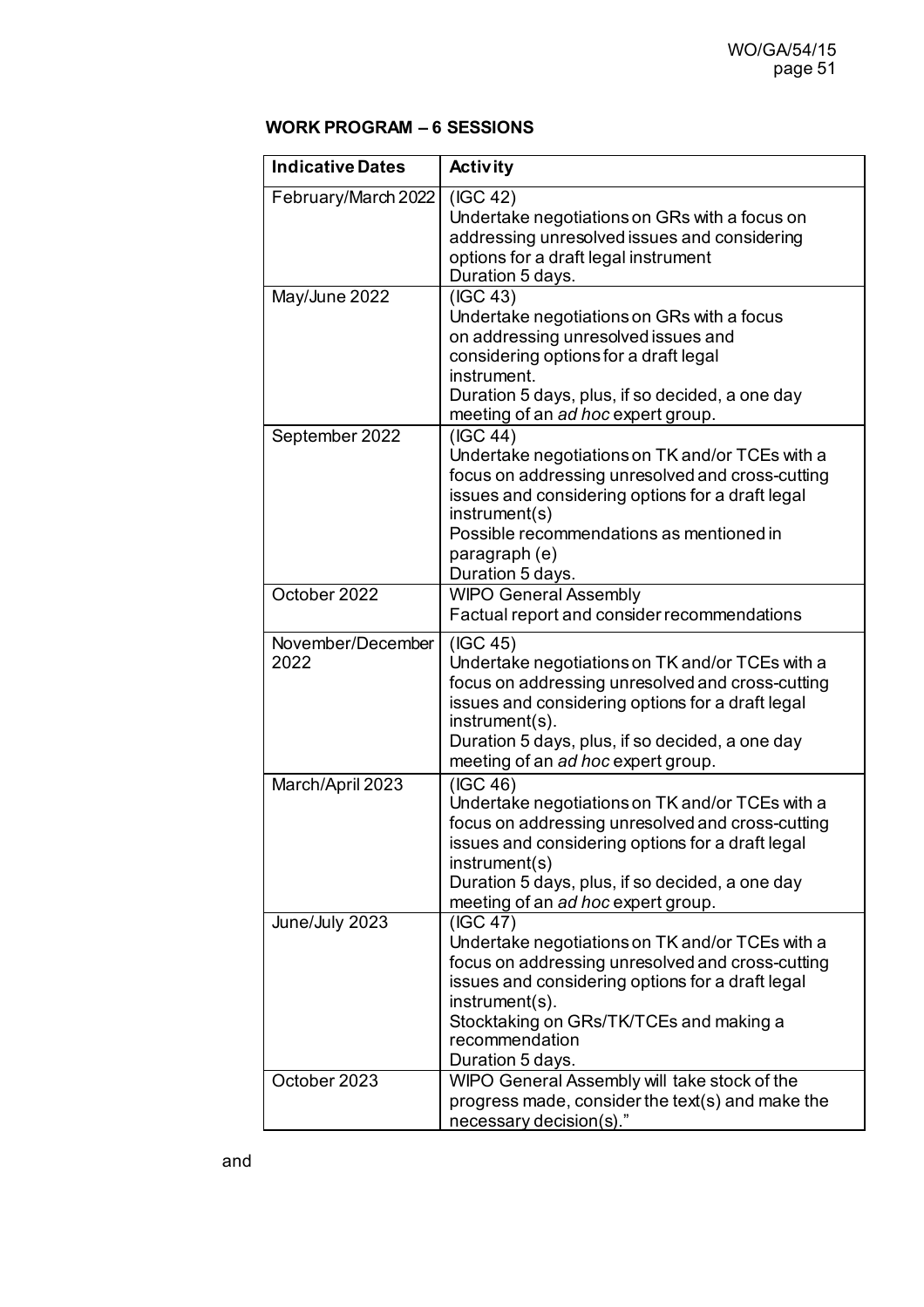**WORK PROGRAM – 6 SESSIONS**

| Indicative Dates | Activity |
|---|---|
| February/March 2022 | (IGC 42)<br>Undertake negotiations on GRs with a focus on addressing unresolved issues and considering options for a draft legal instrument<br>Duration 5 days. |
| May/June 2022 | (IGC 43)<br>Undertake negotiations on GRs with a focus on addressing unresolved issues and considering options for a draft legal instrument.<br>Duration 5 days, plus, if so decided, a one day meeting of an *ad hoc* expert group. |
| September 2022 | (IGC 44)<br>Undertake negotiations on TK and/or TCEs with a focus on addressing unresolved and cross-cutting issues and considering options for a draft legal instrument(s)<br>Possible recommendations as mentioned in paragraph (e)<br>Duration 5 days. |
| October 2022 | WIPO General Assembly<br>Factual report and consider recommendations |
| November/December 2022 | (IGC 45)<br>Undertake negotiations on TK and/or TCEs with a focus on addressing unresolved and cross-cutting issues and considering options for a draft legal instrument(s).<br>Duration 5 days, plus, if so decided, a one day meeting of an *ad hoc* expert group. |
| March/April 2023 | (IGC 46)<br>Undertake negotiations on TK and/or TCEs with a focus on addressing unresolved and cross-cutting issues and considering options for a draft legal instrument(s)<br>Duration 5 days, plus, if so decided, a one day meeting of an *ad hoc* expert group. |
| June/July 2023 | (IGC 47)<br>Undertake negotiations on TK and/or TCEs with a focus on addressing unresolved and cross-cutting issues and considering options for a draft legal instrument(s).<br>Stocktaking on GRs/TK/TCEs and making a recommendation<br>Duration 5 days. |
| October 2023 | WIPO General Assembly will take stock of the progress made, consider the text(s) and make the necessary decision(s)." |

and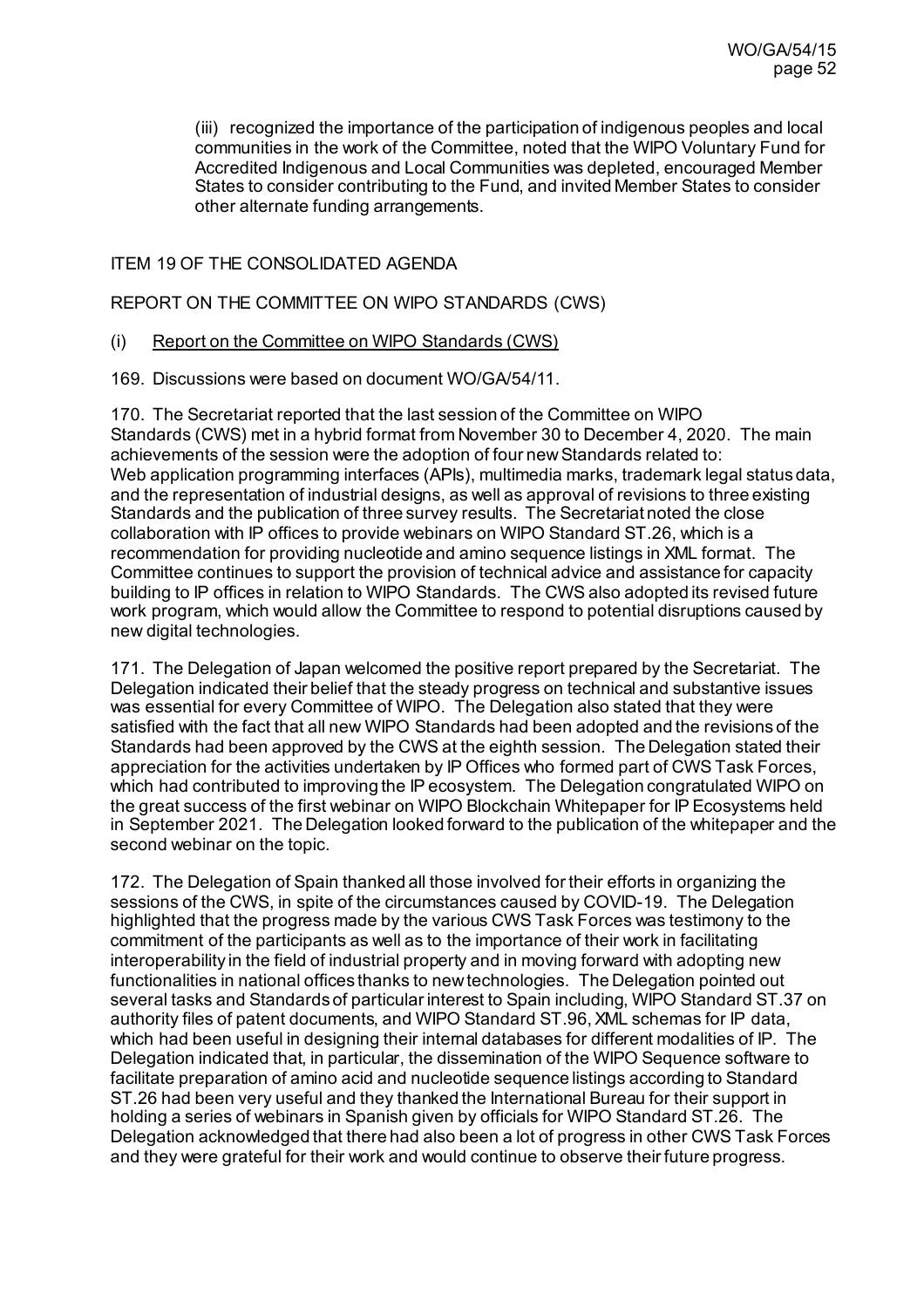(iii) recognized the importance of the participation of indigenous peoples and local communities in the work of the Committee, noted that the WIPO Voluntary Fund for Accredited Indigenous and Local Communities was depleted, encouraged Member States to consider contributing to the Fund, and invited Member States to consider other alternate funding arrangements.

ITEM 19 OF THE CONSOLIDATED AGENDA

REPORT ON THE COMMITTEE ON WIPO STANDARDS (CWS)

(i) Report on the Committee on WIPO Standards (CWS)

169. Discussions were based on document WO/GA/54/11.

170. The Secretariat reported that the last session of the Committee on WIPO Standards (CWS) met in a hybrid format from November 30 to December 4, 2020. The main achievements of the session were the adoption of four new Standards related to: Web application programming interfaces (APIs), multimedia marks, trademark legal status data, and the representation of industrial designs, as well as approval of revisions to three existing Standards and the publication of three survey results. The Secretariat noted the close collaboration with IP offices to provide webinars on WIPO Standard ST.26, which is a recommendation for providing nucleotide and amino sequence listings in XML format. The Committee continues to support the provision of technical advice and assistance for capacity building to IP offices in relation to WIPO Standards. The CWS also adopted its revised future work program, which would allow the Committee to respond to potential disruptions caused by new digital technologies.

171. The Delegation of Japan welcomed the positive report prepared by the Secretariat. The Delegation indicated their belief that the steady progress on technical and substantive issues was essential for every Committee of WIPO. The Delegation also stated that they were satisfied with the fact that all new WIPO Standards had been adopted and the revisions of the Standards had been approved by the CWS at the eighth session. The Delegation stated their appreciation for the activities undertaken by IP Offices who formed part of CWS Task Forces, which had contributed to improving the IP ecosystem. The Delegation congratulated WIPO on the great success of the first webinar on WIPO Blockchain Whitepaper for IP Ecosystems held in September 2021. The Delegation looked forward to the publication of the whitepaper and the second webinar on the topic.

172. The Delegation of Spain thanked all those involved for their efforts in organizing the sessions of the CWS, in spite of the circumstances caused by COVID-19. The Delegation highlighted that the progress made by the various CWS Task Forces was testimony to the commitment of the participants as well as to the importance of their work in facilitating interoperability in the field of industrial property and in moving forward with adopting new functionalities in national offices thanks to new technologies. The Delegation pointed out several tasks and Standards of particular interest to Spain including, WIPO Standard ST.37 on authority files of patent documents, and WIPO Standard ST.96, XML schemas for IP data, which had been useful in designing their internal databases for different modalities of IP. The Delegation indicated that, in particular, the dissemination of the WIPO Sequence software to facilitate preparation of amino acid and nucleotide sequence listings according to Standard ST.26 had been very useful and they thanked the International Bureau for their support in holding a series of webinars in Spanish given by officials for WIPO Standard ST.26. The Delegation acknowledged that there had also been a lot of progress in other CWS Task Forces and they were grateful for their work and would continue to observe their future progress.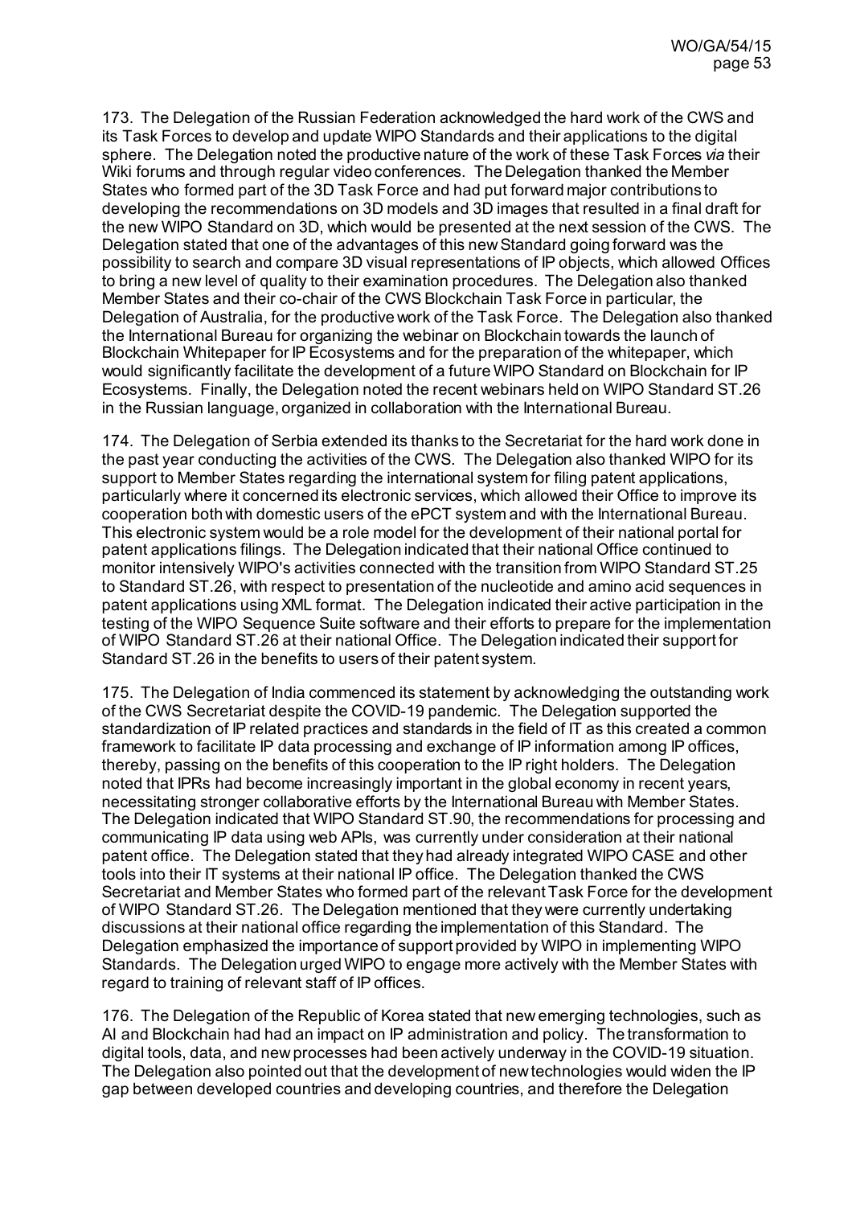173. The Delegation of the Russian Federation acknowledged the hard work of the CWS and its Task Forces to develop and update WIPO Standards and their applications to the digital sphere. The Delegation noted the productive nature of the work of these Task Forces *via* their Wiki forums and through regular video conferences. The Delegation thanked the Member States who formed part of the 3D Task Force and had put forward major contributions to developing the recommendations on 3D models and 3D images that resulted in a final draft for the new WIPO Standard on 3D, which would be presented at the next session of the CWS. The Delegation stated that one of the advantages of this new Standard going forward was the possibility to search and compare 3D visual representations of IP objects, which allowed Offices to bring a new level of quality to their examination procedures. The Delegation also thanked Member States and their co-chair of the CWS Blockchain Task Force in particular, the Delegation of Australia, for the productive work of the Task Force. The Delegation also thanked the International Bureau for organizing the webinar on Blockchain towards the launch of Blockchain Whitepaper for IP Ecosystems and for the preparation of the whitepaper, which would significantly facilitate the development of a future WIPO Standard on Blockchain for IP Ecosystems. Finally, the Delegation noted the recent webinars held on WIPO Standard ST.26 in the Russian language, organized in collaboration with the International Bureau.

174. The Delegation of Serbia extended its thanks to the Secretariat for the hard work done in the past year conducting the activities of the CWS. The Delegation also thanked WIPO for its support to Member States regarding the international system for filing patent applications, particularly where it concerned its electronic services, which allowed their Office to improve its cooperation both with domestic users of the ePCT system and with the International Bureau. This electronic system would be a role model for the development of their national portal for patent applications filings. The Delegation indicated that their national Office continued to monitor intensively WIPO's activities connected with the transition from WIPO Standard ST.25 to Standard ST.26, with respect to presentation of the nucleotide and amino acid sequences in patent applications using XML format. The Delegation indicated their active participation in the testing of the WIPO Sequence Suite software and their efforts to prepare for the implementation of WIPO Standard ST.26 at their national Office. The Delegation indicated their support for Standard ST.26 in the benefits to users of their patent system.

175. The Delegation of India commenced its statement by acknowledging the outstanding work of the CWS Secretariat despite the COVID-19 pandemic. The Delegation supported the standardization of IP related practices and standards in the field of IT as this created a common framework to facilitate IP data processing and exchange of IP information among IP offices, thereby, passing on the benefits of this cooperation to the IP right holders. The Delegation noted that IPRs had become increasingly important in the global economy in recent years, necessitating stronger collaborative efforts by the International Bureau with Member States. The Delegation indicated that WIPO Standard ST.90, the recommendations for processing and communicating IP data using web APIs, was currently under consideration at their national patent office. The Delegation stated that they had already integrated WIPO CASE and other tools into their IT systems at their national IP office. The Delegation thanked the CWS Secretariat and Member States who formed part of the relevant Task Force for the development of WIPO Standard ST.26. The Delegation mentioned that they were currently undertaking discussions at their national office regarding the implementation of this Standard. The Delegation emphasized the importance of support provided by WIPO in implementing WIPO Standards. The Delegation urged WIPO to engage more actively with the Member States with regard to training of relevant staff of IP offices.

176. The Delegation of the Republic of Korea stated that new emerging technologies, such as AI and Blockchain had had an impact on IP administration and policy. The transformation to digital tools, data, and new processes had been actively underway in the COVID-19 situation. The Delegation also pointed out that the development of new technologies would widen the IP gap between developed countries and developing countries, and therefore the Delegation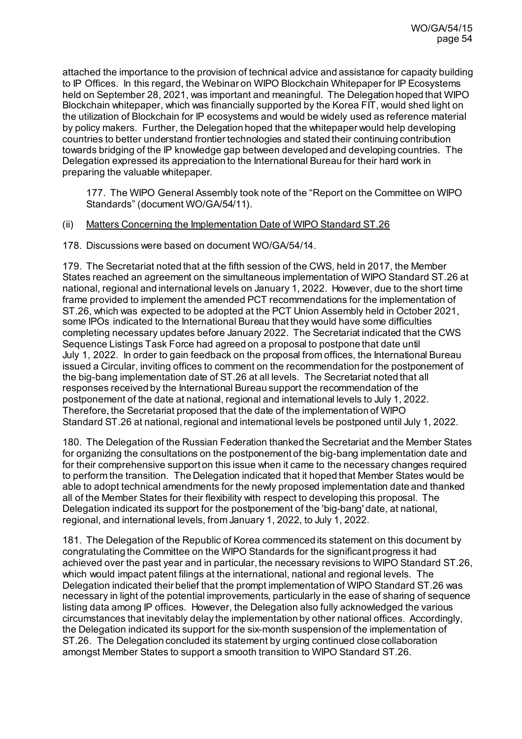attached the importance to the provision of technical advice and assistance for capacity building to IP Offices. In this regard, the Webinar on WIPO Blockchain Whitepaper for IP Ecosystems held on September 28, 2021, was important and meaningful. The Delegation hoped that WIPO Blockchain whitepaper, which was financially supported by the Korea FIT, would shed light on the utilization of Blockchain for IP ecosystems and would be widely used as reference material by policy makers. Further, the Delegation hoped that the whitepaper would help developing countries to better understand frontier technologies and stated their continuing contribution towards bridging of the IP knowledge gap between developed and developing countries. The Delegation expressed its appreciation to the International Bureau for their hard work in preparing the valuable whitepaper.

> 177. The WIPO General Assembly took note of the "Report on the Committee on WIPO Standards" (document WO/GA/54/11).

(ii) Matters Concerning the Implementation Date of WIPO Standard ST.26

178. Discussions were based on document WO/GA/54/14.

179. The Secretariat noted that at the fifth session of the CWS, held in 2017, the Member States reached an agreement on the simultaneous implementation of WIPO Standard ST.26 at national, regional and international levels on January 1, 2022. However, due to the short time frame provided to implement the amended PCT recommendations for the implementation of ST.26, which was expected to be adopted at the PCT Union Assembly held in October 2021, some IPOs indicated to the International Bureau that they would have some difficulties completing necessary updates before January 2022. The Secretariat indicated that the CWS Sequence Listings Task Force had agreed on a proposal to postpone that date until July 1, 2022. In order to gain feedback on the proposal from offices, the International Bureau issued a Circular, inviting offices to comment on the recommendation for the postponement of the big-bang implementation date of ST.26 at all levels. The Secretariat noted that all responses received by the International Bureau support the recommendation of the postponement of the date at national, regional and international levels to July 1, 2022. Therefore, the Secretariat proposed that the date of the implementation of WIPO Standard ST.26 at national, regional and international levels be postponed until July 1, 2022.

180. The Delegation of the Russian Federation thanked the Secretariat and the Member States for organizing the consultations on the postponement of the big-bang implementation date and for their comprehensive support on this issue when it came to the necessary changes required to perform the transition. The Delegation indicated that it hoped that Member States would be able to adopt technical amendments for the newly proposed implementation date and thanked all of the Member States for their flexibility with respect to developing this proposal. The Delegation indicated its support for the postponement of the 'big-bang' date, at national, regional, and international levels, from January 1, 2022, to July 1, 2022.

181. The Delegation of the Republic of Korea commenced its statement on this document by congratulating the Committee on the WIPO Standards for the significant progress it had achieved over the past year and in particular, the necessary revisions to WIPO Standard ST.26, which would impact patent filings at the international, national and regional levels. The Delegation indicated their belief that the prompt implementation of WIPO Standard ST.26 was necessary in light of the potential improvements, particularly in the ease of sharing of sequence listing data among IP offices. However, the Delegation also fully acknowledged the various circumstances that inevitably delay the implementation by other national offices. Accordingly, the Delegation indicated its support for the six-month suspension of the implementation of ST.26. The Delegation concluded its statement by urging continued close collaboration amongst Member States to support a smooth transition to WIPO Standard ST.26.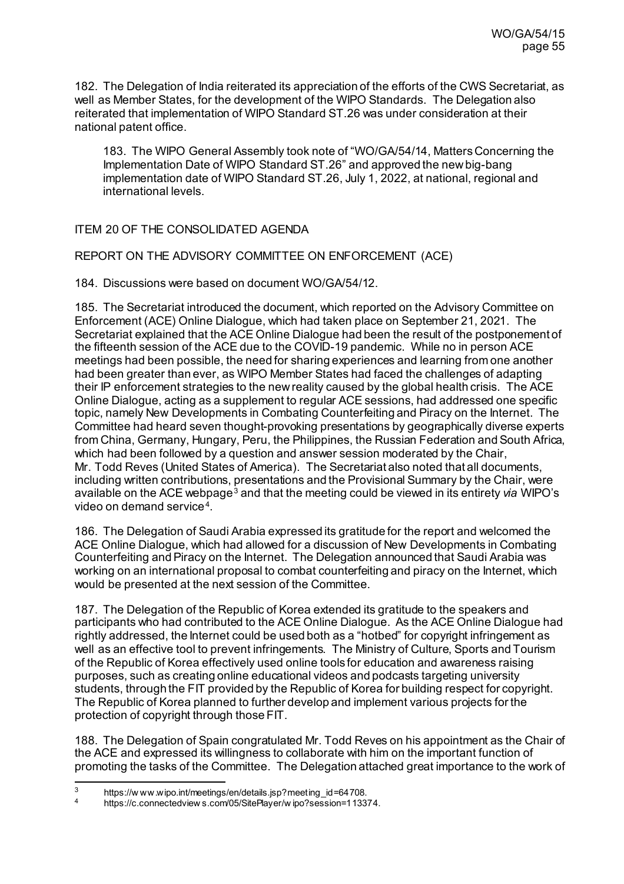182. The Delegation of India reiterated its appreciation of the efforts of the CWS Secretariat, as well as Member States, for the development of the WIPO Standards. The Delegation also reiterated that implementation of WIPO Standard ST.26 was under consideration at their national patent office.

> 183. The WIPO General Assembly took note of "WO/GA/54/14, Matters Concerning the Implementation Date of WIPO Standard ST.26" and approved the new big-bang implementation date of WIPO Standard ST.26, July 1, 2022, at national, regional and international levels.

ITEM 20 OF THE CONSOLIDATED AGENDA

REPORT ON THE ADVISORY COMMITTEE ON ENFORCEMENT (ACE)

184. Discussions were based on document WO/GA/54/12.

185. The Secretariat introduced the document, which reported on the Advisory Committee on Enforcement (ACE) Online Dialogue, which had taken place on September 21, 2021. The Secretariat explained that the ACE Online Dialogue had been the result of the postponement of the fifteenth session of the ACE due to the COVID-19 pandemic. While no in person ACE meetings had been possible, the need for sharing experiences and learning from one another had been greater than ever, as WIPO Member States had faced the challenges of adapting their IP enforcement strategies to the new reality caused by the global health crisis. The ACE Online Dialogue, acting as a supplement to regular ACE sessions, had addressed one specific topic, namely New Developments in Combating Counterfeiting and Piracy on the Internet. The Committee had heard seven thought-provoking presentations by geographically diverse experts from China, Germany, Hungary, Peru, the Philippines, the Russian Federation and South Africa, which had been followed by a question and answer session moderated by the Chair, Mr. Todd Reves (United States of America). The Secretariat also noted that all documents, including written contributions, presentations and the Provisional Summary by the Chair, were available on the ACE webpage[3] and that the meeting could be viewed in its entirety *via* WIPO's video on demand service[4].

186. The Delegation of Saudi Arabia expressed its gratitude for the report and welcomed the ACE Online Dialogue, which had allowed for a discussion of New Developments in Combating Counterfeiting and Piracy on the Internet. The Delegation announced that Saudi Arabia was working on an international proposal to combat counterfeiting and piracy on the Internet, which would be presented at the next session of the Committee.

187. The Delegation of the Republic of Korea extended its gratitude to the speakers and participants who had contributed to the ACE Online Dialogue. As the ACE Online Dialogue had rightly addressed, the Internet could be used both as a "hotbed" for copyright infringement as well as an effective tool to prevent infringements. The Ministry of Culture, Sports and Tourism of the Republic of Korea effectively used online tools for education and awareness raising purposes, such as creating online educational videos and podcasts targeting university students, through the FIT provided by the Republic of Korea for building respect for copyright. The Republic of Korea planned to further develop and implement various projects for the protection of copyright through those FIT.

188. The Delegation of Spain congratulated Mr. Todd Reves on his appointment as the Chair of the ACE and expressed its willingness to collaborate with him on the important function of promoting the tasks of the Committee. The Delegation attached great importance to the work of

---

[3] https://www.wipo.int/meetings/en/details.jsp?meeting_id=64708.

[4] https://c.connectedviews.com/05/SitePlayer/wipo?session=113374.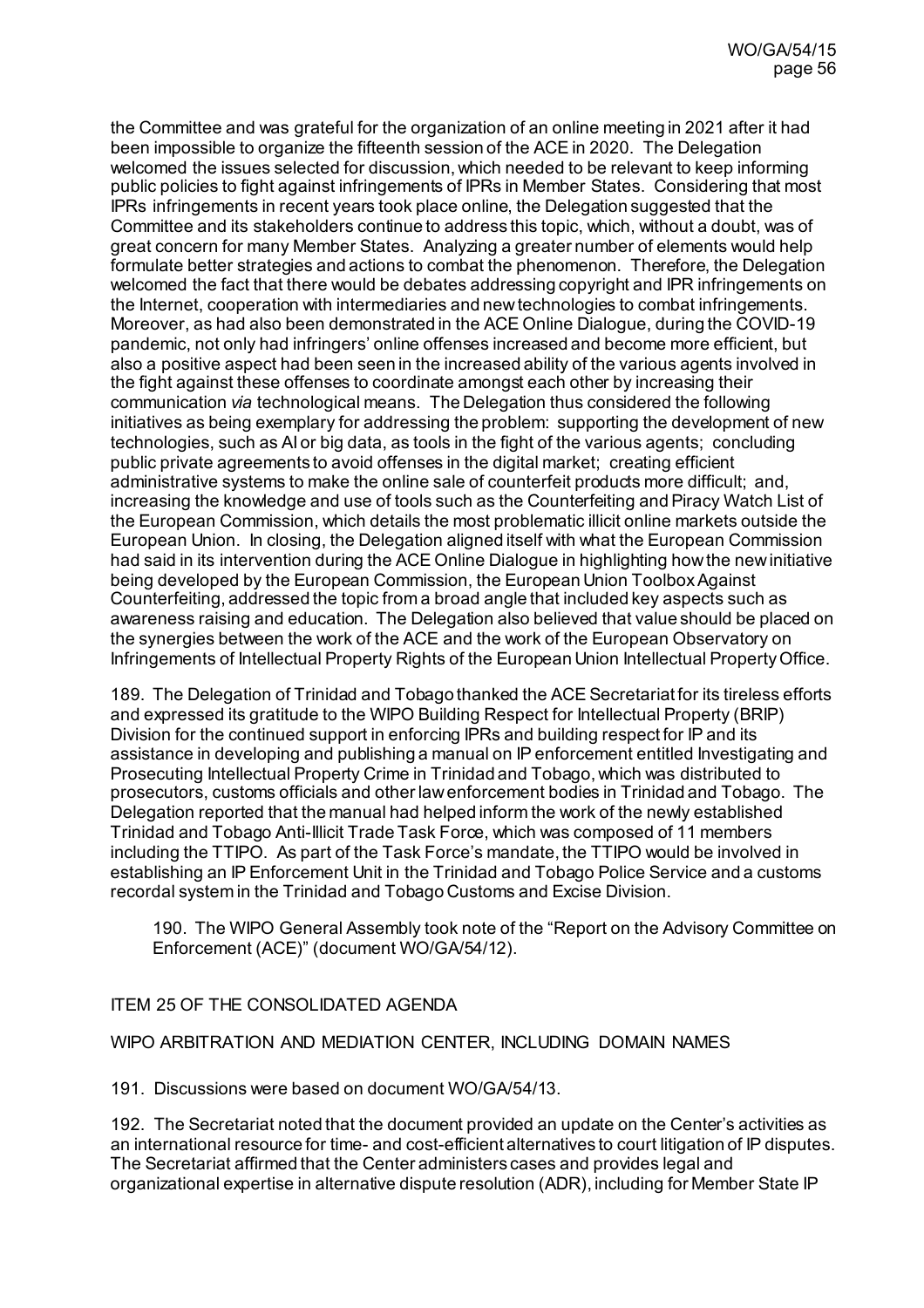the Committee and was grateful for the organization of an online meeting in 2021 after it had been impossible to organize the fifteenth session of the ACE in 2020. The Delegation welcomed the issues selected for discussion, which needed to be relevant to keep informing public policies to fight against infringements of IPRs in Member States. Considering that most IPRs infringements in recent years took place online, the Delegation suggested that the Committee and its stakeholders continue to address this topic, which, without a doubt, was of great concern for many Member States. Analyzing a greater number of elements would help formulate better strategies and actions to combat the phenomenon. Therefore, the Delegation welcomed the fact that there would be debates addressing copyright and IPR infringements on the Internet, cooperation with intermediaries and new technologies to combat infringements. Moreover, as had also been demonstrated in the ACE Online Dialogue, during the COVID-19 pandemic, not only had infringers' online offenses increased and become more efficient, but also a positive aspect had been seen in the increased ability of the various agents involved in the fight against these offenses to coordinate amongst each other by increasing their communication *via* technological means. The Delegation thus considered the following initiatives as being exemplary for addressing the problem: supporting the development of new technologies, such as AI or big data, as tools in the fight of the various agents; concluding public private agreements to avoid offenses in the digital market; creating efficient administrative systems to make the online sale of counterfeit products more difficult; and, increasing the knowledge and use of tools such as the Counterfeiting and Piracy Watch List of the European Commission, which details the most problematic illicit online markets outside the European Union. In closing, the Delegation aligned itself with what the European Commission had said in its intervention during the ACE Online Dialogue in highlighting how the new initiative being developed by the European Commission, the European Union Toolbox Against Counterfeiting, addressed the topic from a broad angle that included key aspects such as awareness raising and education. The Delegation also believed that value should be placed on the synergies between the work of the ACE and the work of the European Observatory on Infringements of Intellectual Property Rights of the European Union Intellectual Property Office.

189. The Delegation of Trinidad and Tobago thanked the ACE Secretariat for its tireless efforts and expressed its gratitude to the WIPO Building Respect for Intellectual Property (BRIP) Division for the continued support in enforcing IPRs and building respect for IP and its assistance in developing and publishing a manual on IP enforcement entitled Investigating and Prosecuting Intellectual Property Crime in Trinidad and Tobago, which was distributed to prosecutors, customs officials and other law enforcement bodies in Trinidad and Tobago. The Delegation reported that the manual had helped inform the work of the newly established Trinidad and Tobago Anti-Illicit Trade Task Force, which was composed of 11 members including the TTIPO. As part of the Task Force's mandate, the TTIPO would be involved in establishing an IP Enforcement Unit in the Trinidad and Tobago Police Service and a customs recordal system in the Trinidad and Tobago Customs and Excise Division.

> 190. The WIPO General Assembly took note of the "Report on the Advisory Committee on Enforcement (ACE)" (document WO/GA/54/12).

ITEM 25 OF THE CONSOLIDATED AGENDA

WIPO ARBITRATION AND MEDIATION CENTER, INCLUDING DOMAIN NAMES

191. Discussions were based on document WO/GA/54/13.

192. The Secretariat noted that the document provided an update on the Center's activities as an international resource for time- and cost-efficient alternatives to court litigation of IP disputes. The Secretariat affirmed that the Center administers cases and provides legal and organizational expertise in alternative dispute resolution (ADR), including for Member State IP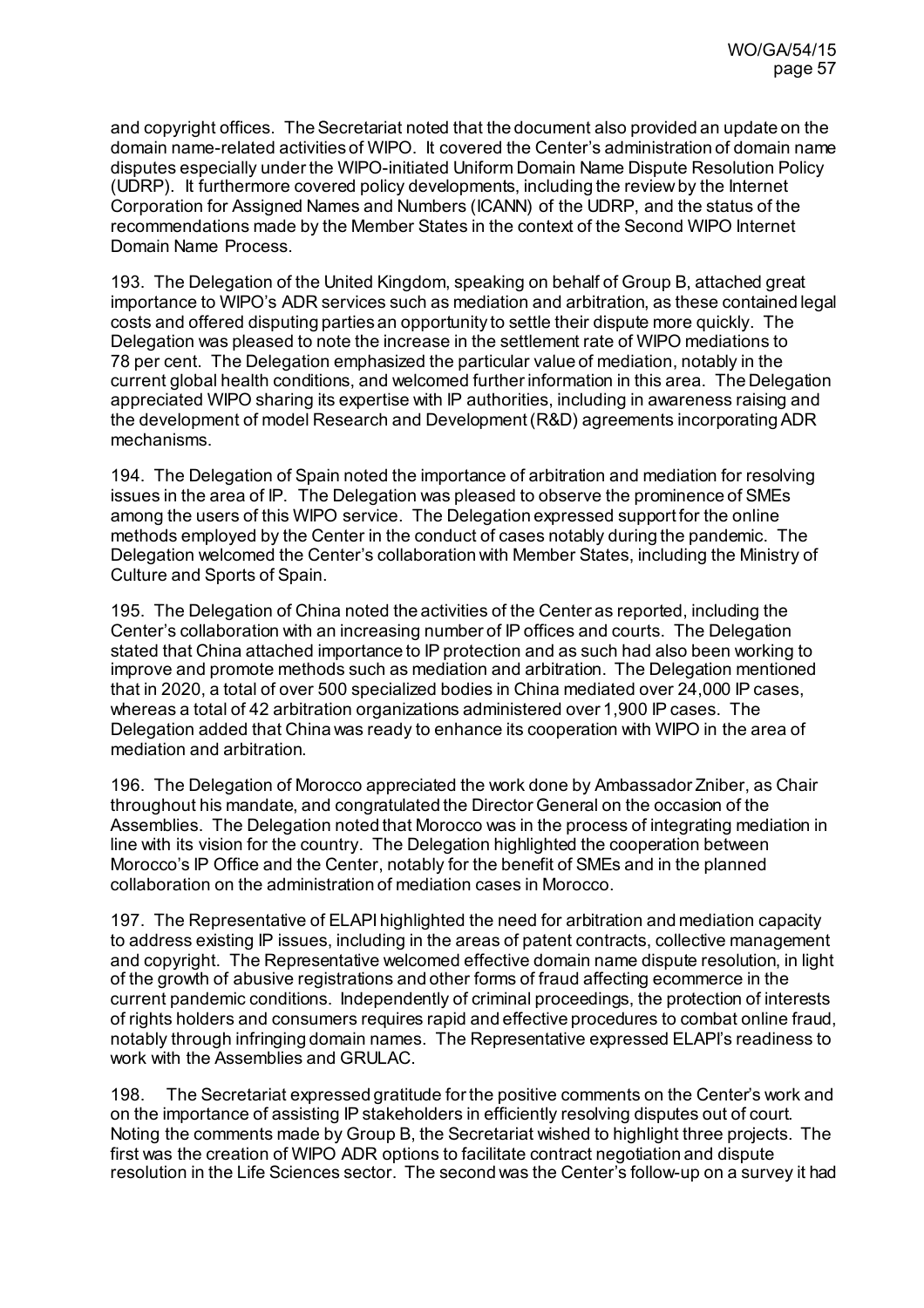and copyright offices. The Secretariat noted that the document also provided an update on the domain name-related activities of WIPO. It covered the Center's administration of domain name disputes especially under the WIPO-initiated Uniform Domain Name Dispute Resolution Policy (UDRP). It furthermore covered policy developments, including the review by the Internet Corporation for Assigned Names and Numbers (ICANN) of the UDRP, and the status of the recommendations made by the Member States in the context of the Second WIPO Internet Domain Name Process.

193. The Delegation of the United Kingdom, speaking on behalf of Group B, attached great importance to WIPO's ADR services such as mediation and arbitration, as these contained legal costs and offered disputing parties an opportunity to settle their dispute more quickly. The Delegation was pleased to note the increase in the settlement rate of WIPO mediations to 78 per cent. The Delegation emphasized the particular value of mediation, notably in the current global health conditions, and welcomed further information in this area. The Delegation appreciated WIPO sharing its expertise with IP authorities, including in awareness raising and the development of model Research and Development (R&D) agreements incorporating ADR mechanisms.

194. The Delegation of Spain noted the importance of arbitration and mediation for resolving issues in the area of IP. The Delegation was pleased to observe the prominence of SMEs among the users of this WIPO service. The Delegation expressed support for the online methods employed by the Center in the conduct of cases notably during the pandemic. The Delegation welcomed the Center's collaboration with Member States, including the Ministry of Culture and Sports of Spain.

195. The Delegation of China noted the activities of the Center as reported, including the Center's collaboration with an increasing number of IP offices and courts. The Delegation stated that China attached importance to IP protection and as such had also been working to improve and promote methods such as mediation and arbitration. The Delegation mentioned that in 2020, a total of over 500 specialized bodies in China mediated over 24,000 IP cases, whereas a total of 42 arbitration organizations administered over 1,900 IP cases. The Delegation added that China was ready to enhance its cooperation with WIPO in the area of mediation and arbitration.

196. The Delegation of Morocco appreciated the work done by Ambassador Zniber, as Chair throughout his mandate, and congratulated the Director General on the occasion of the Assemblies. The Delegation noted that Morocco was in the process of integrating mediation in line with its vision for the country. The Delegation highlighted the cooperation between Morocco's IP Office and the Center, notably for the benefit of SMEs and in the planned collaboration on the administration of mediation cases in Morocco.

197. The Representative of ELAPI highlighted the need for arbitration and mediation capacity to address existing IP issues, including in the areas of patent contracts, collective management and copyright. The Representative welcomed effective domain name dispute resolution, in light of the growth of abusive registrations and other forms of fraud affecting ecommerce in the current pandemic conditions. Independently of criminal proceedings, the protection of interests of rights holders and consumers requires rapid and effective procedures to combat online fraud, notably through infringing domain names. The Representative expressed ELAPI's readiness to work with the Assemblies and GRULAC.

198. The Secretariat expressed gratitude for the positive comments on the Center's work and on the importance of assisting IP stakeholders in efficiently resolving disputes out of court. Noting the comments made by Group B, the Secretariat wished to highlight three projects. The first was the creation of WIPO ADR options to facilitate contract negotiation and dispute resolution in the Life Sciences sector. The second was the Center's follow-up on a survey it had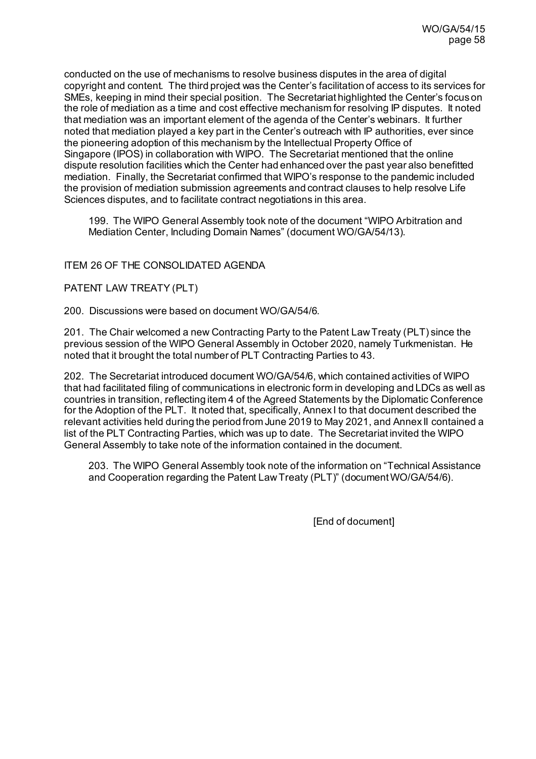conducted on the use of mechanisms to resolve business disputes in the area of digital copyright and content. The third project was the Center's facilitation of access to its services for SMEs, keeping in mind their special position. The Secretariat highlighted the Center's focus on the role of mediation as a time and cost effective mechanism for resolving IP disputes. It noted that mediation was an important element of the agenda of the Center's webinars. It further noted that mediation played a key part in the Center's outreach with IP authorities, ever since the pioneering adoption of this mechanism by the Intellectual Property Office of Singapore (IPOS) in collaboration with WIPO. The Secretariat mentioned that the online dispute resolution facilities which the Center had enhanced over the past year also benefitted mediation. Finally, the Secretariat confirmed that WIPO's response to the pandemic included the provision of mediation submission agreements and contract clauses to help resolve Life Sciences disputes, and to facilitate contract negotiations in this area.

> 199. The WIPO General Assembly took note of the document "WIPO Arbitration and Mediation Center, Including Domain Names" (document WO/GA/54/13).

## ITEM 26 OF THE CONSOLIDATED AGENDA

## PATENT LAW TREATY (PLT)

200. Discussions were based on document WO/GA/54/6.

201. The Chair welcomed a new Contracting Party to the Patent Law Treaty (PLT) since the previous session of the WIPO General Assembly in October 2020, namely Turkmenistan. He noted that it brought the total number of PLT Contracting Parties to 43.

202. The Secretariat introduced document WO/GA/54/6, which contained activities of WIPO that had facilitated filing of communications in electronic form in developing and LDCs as well as countries in transition, reflecting item 4 of the Agreed Statements by the Diplomatic Conference for the Adoption of the PLT. It noted that, specifically, Annex I to that document described the relevant activities held during the period from June 2019 to May 2021, and Annex II contained a list of the PLT Contracting Parties, which was up to date. The Secretariat invited the WIPO General Assembly to take note of the information contained in the document.

> 203. The WIPO General Assembly took note of the information on "Technical Assistance and Cooperation regarding the Patent Law Treaty (PLT)" (document WO/GA/54/6).

[End of document]